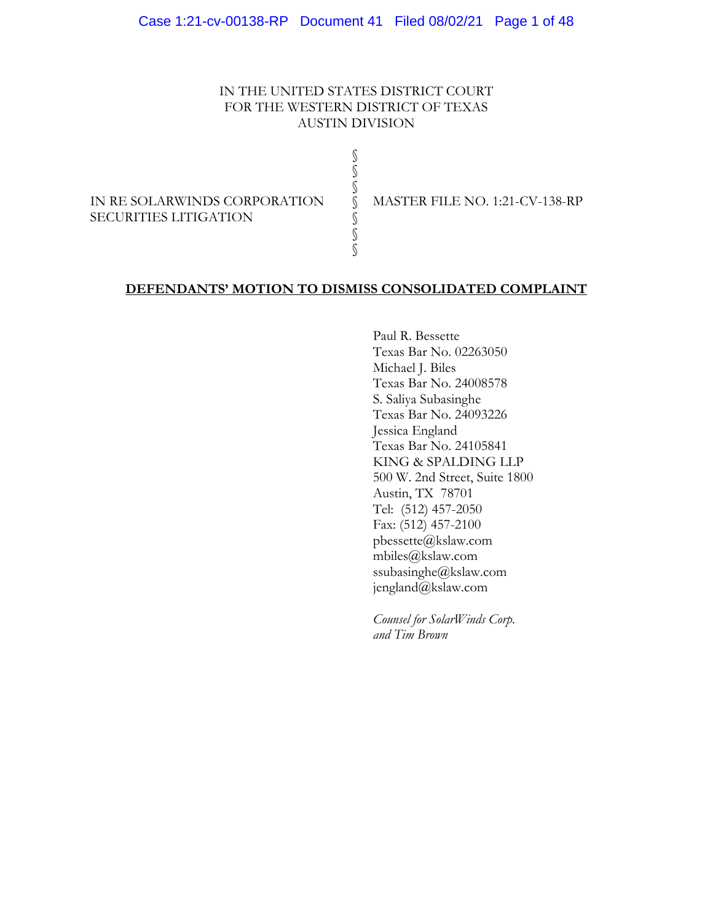IN THE UNITED STATES DISTRICT COURT
FOR THE WESTERN DISTRICT OF TEXAS
AUSTIN DIVISION

| | | |
|---|---|---|
| IN RE SOLARWINDS CORPORATION SECURITIES LITIGATION | §<br>§<br>§<br>§<br>§<br>§<br>§ | MASTER FILE NO. 1:21-CV-138-RP |

**DEFENDANTS' MOTION TO DISMISS CONSOLIDATED COMPLAINT**

Paul R. Bessette
Texas Bar No. 02263050
Michael J. Biles
Texas Bar No. 24008578
S. Saliya Subasinghe
Texas Bar No. 24093226
Jessica England
Texas Bar No. 24105841
KING & SPALDING LLP
500 W. 2nd Street, Suite 1800
Austin, TX 78701
Tel: (512) 457-2050
Fax: (512) 457-2100
pbessette@kslaw.com
mbiles@kslaw.com
ssubasinghe@kslaw.com
jengland@kslaw.com

*Counsel for SolarWinds Corp. and Tim Brown*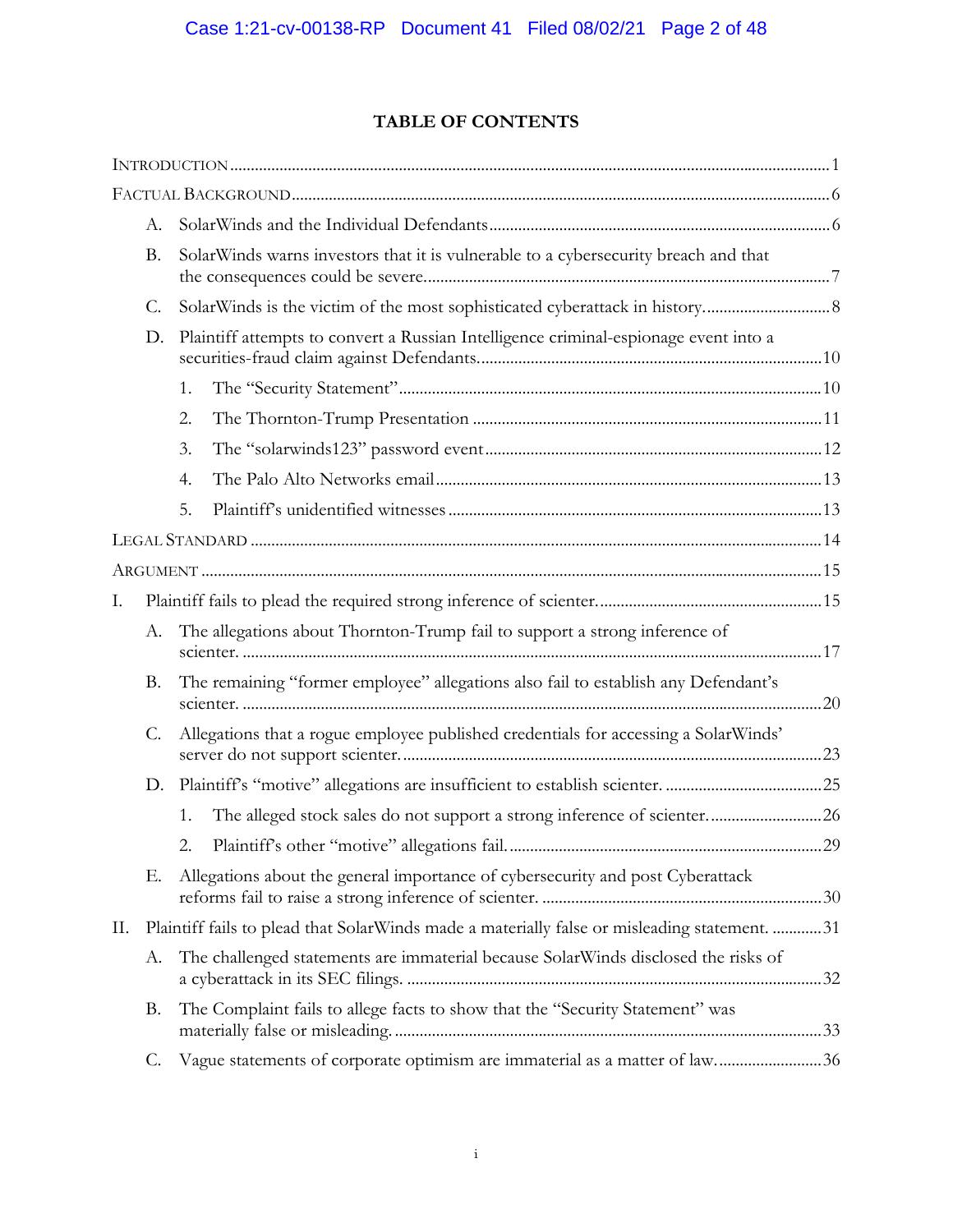# TABLE OF CONTENTS

INTRODUCTION .......... 1

FACTUAL BACKGROUND .......... 6

- A. SolarWinds and the Individual Defendants .......... 6
- B. SolarWinds warns investors that it is vulnerable to a cybersecurity breach and that the consequences could be severe. .......... 7
- C. SolarWinds is the victim of the most sophisticated cyberattack in history. .......... 8
- D. Plaintiff attempts to convert a Russian Intelligence criminal-espionage event into a securities-fraud claim against Defendants. .......... 10
  1. The "Security Statement" .......... 10
  2. The Thornton-Trump Presentation .......... 11
  3. The "solarwinds123" password event .......... 12
  4. The Palo Alto Networks email .......... 13
  5. Plaintiff's unidentified witnesses .......... 13

LEGAL STANDARD .......... 14

ARGUMENT .......... 15

I. Plaintiff fails to plead the required strong inference of scienter. .......... 15

- A. The allegations about Thornton-Trump fail to support a strong inference of scienter. .......... 17
- B. The remaining "former employee" allegations also fail to establish any Defendant's scienter. .......... 20
- C. Allegations that a rogue employee published credentials for accessing a SolarWinds' server do not support scienter. .......... 23
- D. Plaintiff's "motive" allegations are insufficient to establish scienter. .......... 25
  1. The alleged stock sales do not support a strong inference of scienter. .......... 26
  2. Plaintiff's other "motive" allegations fail. .......... 29
- E. Allegations about the general importance of cybersecurity and post Cyberattack reforms fail to raise a strong inference of scienter. .......... 30

II. Plaintiff fails to plead that SolarWinds made a materially false or misleading statement. .......... 31

- A. The challenged statements are immaterial because SolarWinds disclosed the risks of a cyberattack in its SEC filings. .......... 32
- B. The Complaint fails to allege facts to show that the "Security Statement" was materially false or misleading. .......... 33
- C. Vague statements of corporate optimism are immaterial as a matter of law. .......... 36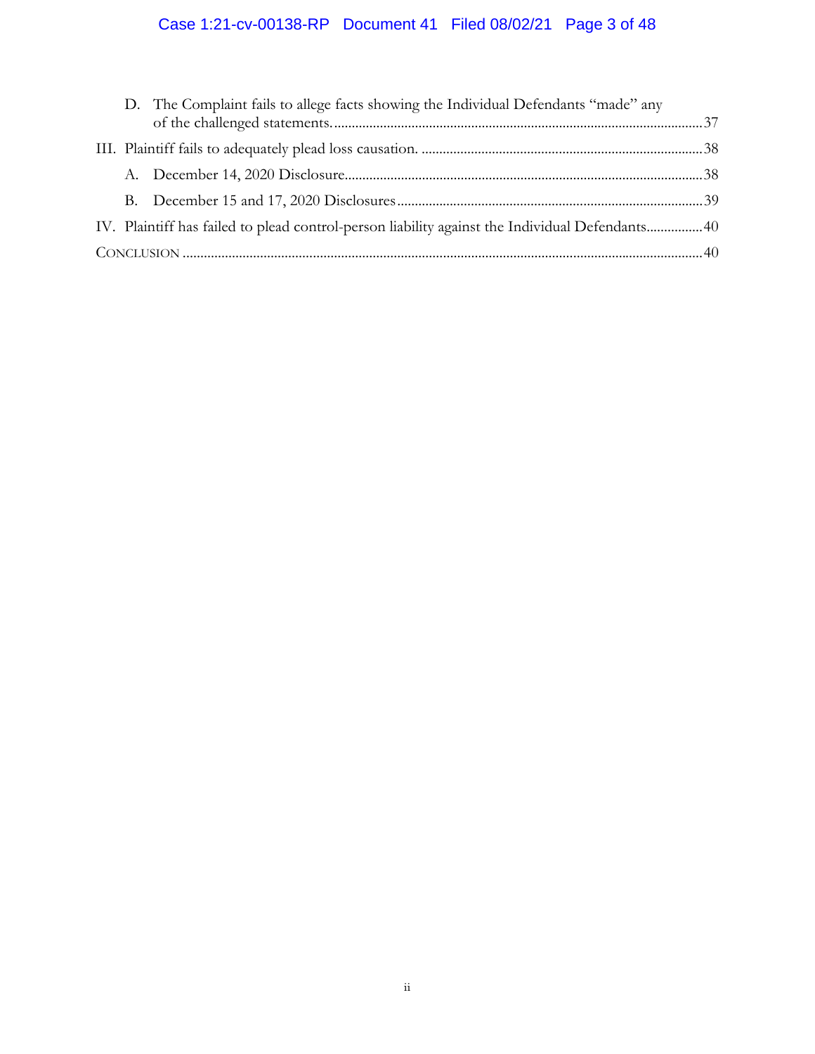D. The Complaint fails to allege facts showing the Individual Defendants "made" any of the challenged statements. .......... 37

III. Plaintiff fails to adequately plead loss causation. .......... 38

A. December 14, 2020 Disclosure .......... 38

B. December 15 and 17, 2020 Disclosures .......... 39

IV. Plaintiff has failed to plead control-person liability against the Individual Defendants .......... 40

CONCLUSION .......... 40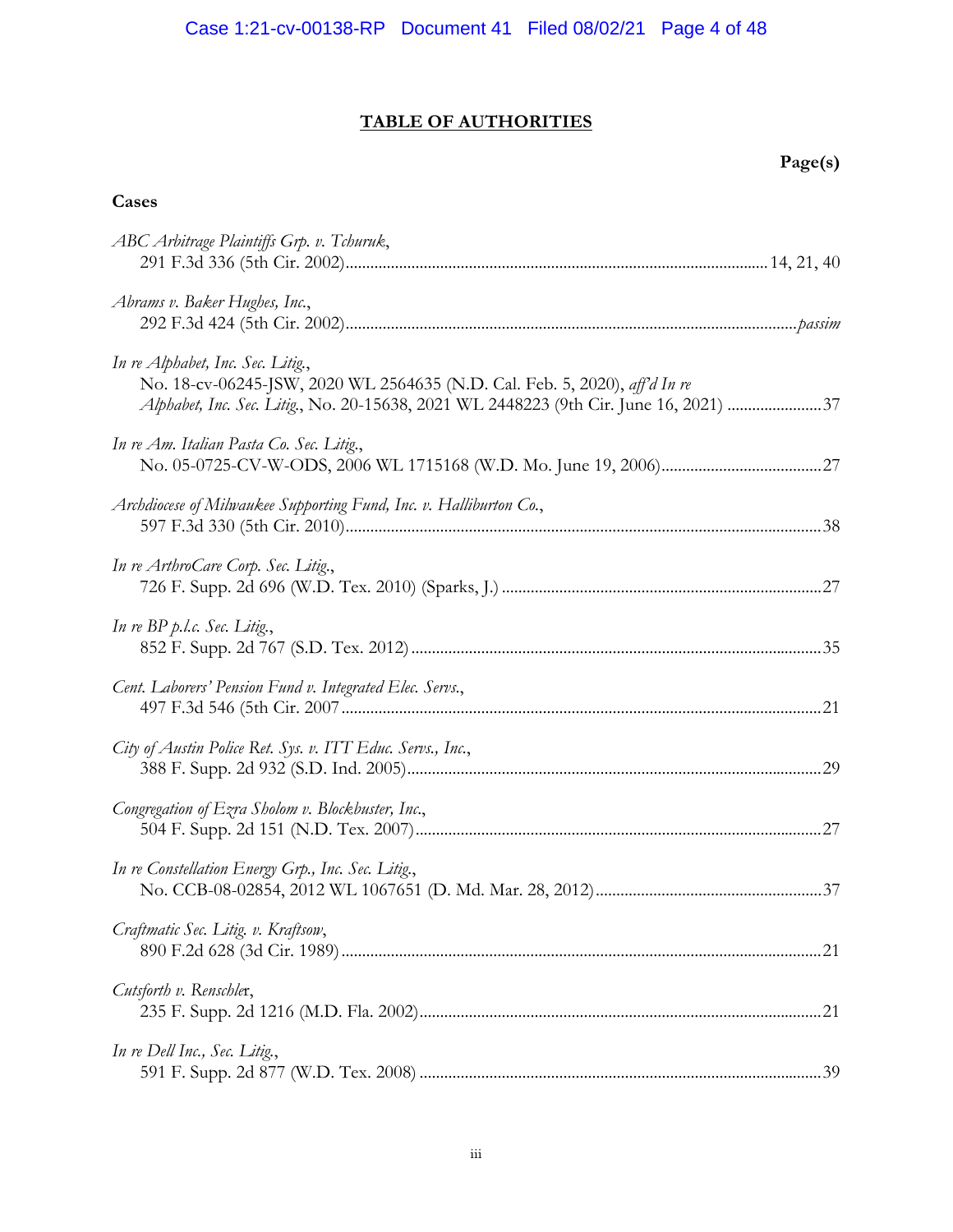# TABLE OF AUTHORITIES

**Page(s)**

**Cases**

*ABC Arbitrage Plaintiffs Grp. v. Tchuruk*,
291 F.3d 336 (5th Cir. 2002) .................... 14, 21, 40

*Abrams v. Baker Hughes, Inc.*,
292 F.3d 424 (5th Cir. 2002) .................... *passim*

*In re Alphabet, Inc. Sec. Litig.*,
No. 18-cv-06245-JSW, 2020 WL 2564635 (N.D. Cal. Feb. 5, 2020), *aff'd In re Alphabet, Inc. Sec. Litig.*, No. 20-15638, 2021 WL 2448223 (9th Cir. June 16, 2021) .................... 37

*In re Am. Italian Pasta Co. Sec. Litig.*,
No. 05-0725-CV-W-ODS, 2006 WL 1715168 (W.D. Mo. June 19, 2006) .................... 27

*Archdiocese of Milwaukee Supporting Fund, Inc. v. Halliburton Co.*,
597 F.3d 330 (5th Cir. 2010) .................... 38

*In re ArthroCare Corp. Sec. Litig.*,
726 F. Supp. 2d 696 (W.D. Tex. 2010) (Sparks, J.) .................... 27

*In re BP p.l.c. Sec. Litig.*,
852 F. Supp. 2d 767 (S.D. Tex. 2012) .................... 35

*Cent. Laborers' Pension Fund v. Integrated Elec. Servs.*,
497 F.3d 546 (5th Cir. 2007 .................... 21

*City of Austin Police Ret. Sys. v. ITT Educ. Servs., Inc.*,
388 F. Supp. 2d 932 (S.D. Ind. 2005) .................... 29

*Congregation of Ezra Sholom v. Blockbuster, Inc.*,
504 F. Supp. 2d 151 (N.D. Tex. 2007) .................... 27

*In re Constellation Energy Grp., Inc. Sec. Litig.*,
No. CCB-08-02854, 2012 WL 1067651 (D. Md. Mar. 28, 2012) .................... 37

*Craftmatic Sec. Litig. v. Kraftsow*,
890 F.2d 628 (3d Cir. 1989) .................... 21

*Cutsforth v. Renschler*,
235 F. Supp. 2d 1216 (M.D. Fla. 2002) .................... 21

*In re Dell Inc., Sec. Litig.*,
591 F. Supp. 2d 877 (W.D. Tex. 2008) .................... 39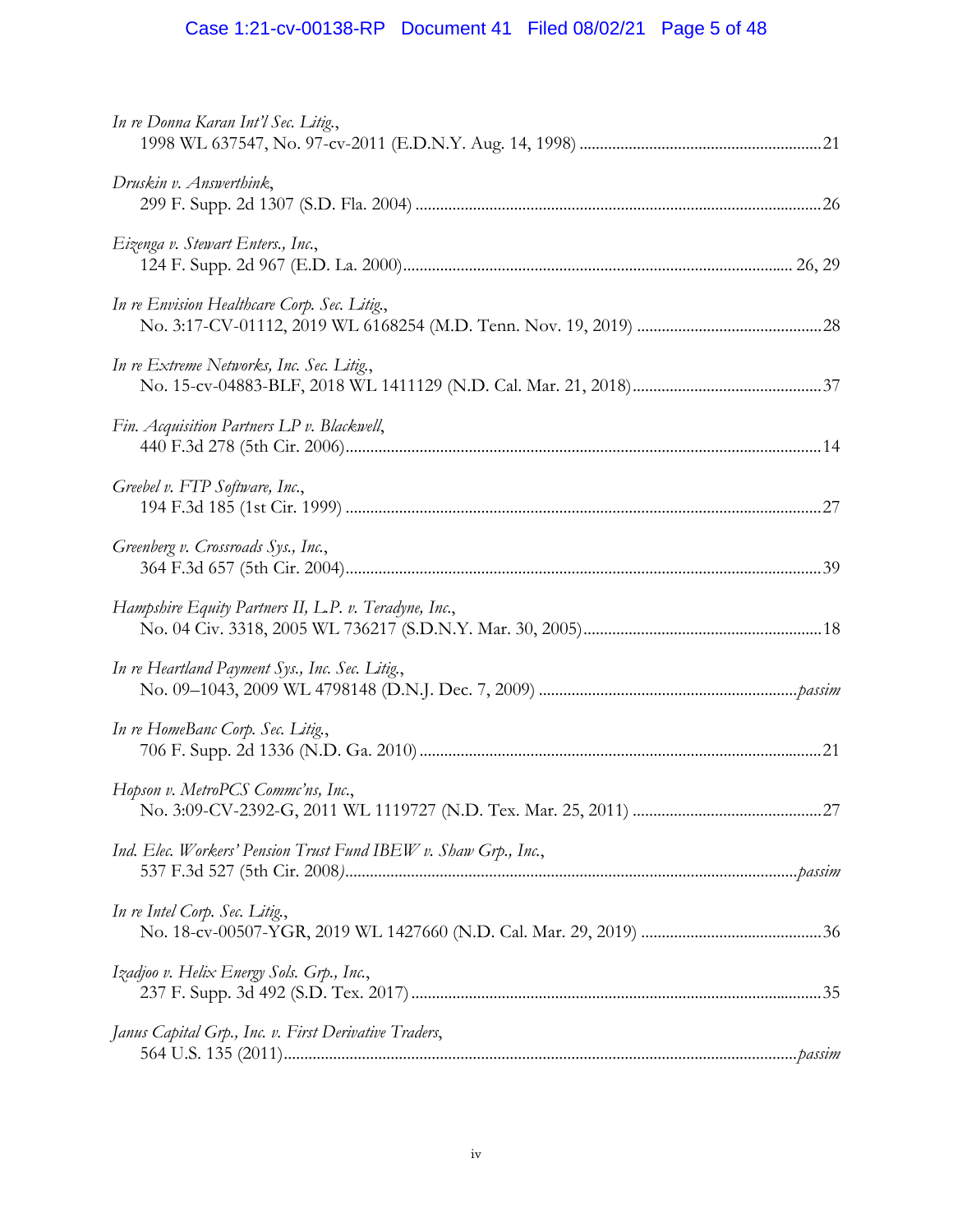*In re Donna Karan Int'l Sec. Litig.*,
1998 WL 637547, No. 97-cv-2011 (E.D.N.Y. Aug. 14, 1998) ........................................................... 21

*Druskin v. Answerthink*,
299 F. Supp. 2d 1307 (S.D. Fla. 2004) ........................................................................................... 26

*Eizenga v. Stewart Enters., Inc.*,
124 F. Supp. 2d 967 (E.D. La. 2000)........................................................................................ 26, 29

*In re Envision Healthcare Corp. Sec. Litig.*,
No. 3:17-CV-01112, 2019 WL 6168254 (M.D. Tenn. Nov. 19, 2019) ............................................ 28

*In re Extreme Networks, Inc. Sec. Litig.*,
No. 15-cv-04883-BLF, 2018 WL 1411129 (N.D. Cal. Mar. 21, 2018)............................................. 37

*Fin. Acquisition Partners LP v. Blackwell*,
440 F.3d 278 (5th Cir. 2006)........................................................................................................... 14

*Greebel v. FTP Software, Inc.*,
194 F.3d 185 (1st Cir. 1999) ........................................................................................................... 27

*Greenberg v. Crossroads Sys., Inc.*,
364 F.3d 657 (5th Cir. 2004)........................................................................................................... 39

*Hampshire Equity Partners II, L.P. v. Teradyne, Inc.*,
No. 04 Civ. 3318, 2005 WL 736217 (S.D.N.Y. Mar. 30, 2005)........................................................ 18

*In re Heartland Payment Sys., Inc. Sec. Litig.*,
No. 09–1043, 2009 WL 4798148 (D.N.J. Dec. 7, 2009) ........................................................... *passim*

*In re HomeBanc Corp. Sec. Litig.*,
706 F. Supp. 2d 1336 (N.D. Ga. 2010) ............................................................................................ 21

*Hopson v. MetroPCS Commc'ns, Inc.*,
No. 3:09-CV-2392-G, 2011 WL 1119727 (N.D. Tex. Mar. 25, 2011) ............................................ 27

*Ind. Elec. Workers' Pension Trust Fund IBEW v. Shaw Grp., Inc.*,
537 F.3d 527 (5th Cir. 2008)...................................................................................................... *passim*

*In re Intel Corp. Sec. Litig.*,
No. 18-cv-00507-YGR, 2019 WL 1427660 (N.D. Cal. Mar. 29, 2019) ........................................... 36

*Izadjoo v. Helix Energy Sols. Grp., Inc.*,
237 F. Supp. 3d 492 (S.D. Tex. 2017) ............................................................................................. 35

*Janus Capital Grp., Inc. v. First Derivative Traders*,
564 U.S. 135 (2011)...................................................................................................................... *passim*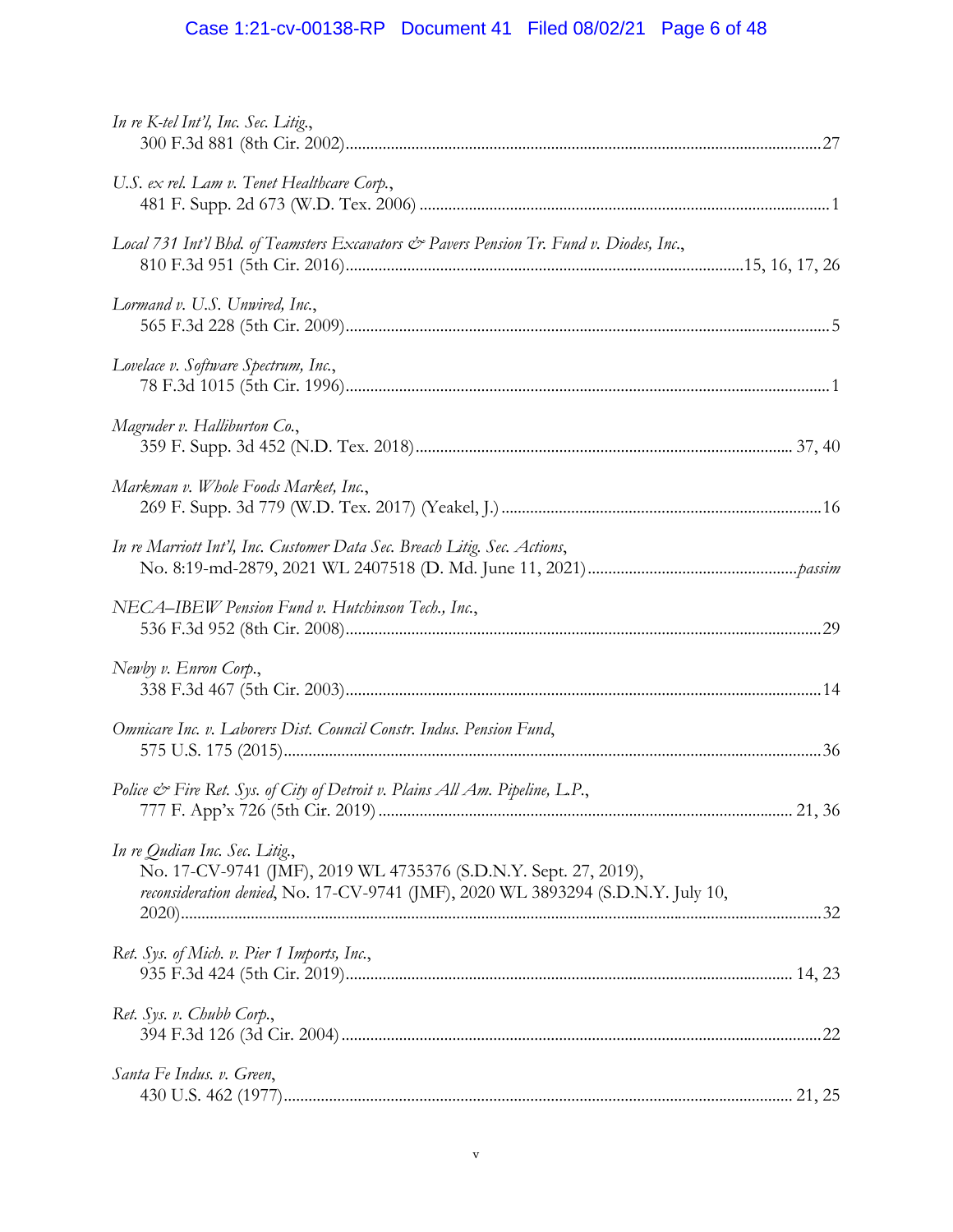*In re K-tel Int'l, Inc. Sec. Litig.*,
300 F.3d 881 (8th Cir. 2002) ........ 27

*U.S. ex rel. Lam v. Tenet Healthcare Corp.*,
481 F. Supp. 2d 673 (W.D. Tex. 2006) ........ 1

*Local 731 Int'l Bhd. of Teamsters Excavators & Pavers Pension Tr. Fund v. Diodes, Inc.*,
810 F.3d 951 (5th Cir. 2016) ........ 15, 16, 17, 26

*Lormand v. U.S. Unwired, Inc.*,
565 F.3d 228 (5th Cir. 2009) ........ 5

*Lovelace v. Software Spectrum, Inc.*,
78 F.3d 1015 (5th Cir. 1996) ........ 1

*Magruder v. Halliburton Co.*,
359 F. Supp. 3d 452 (N.D. Tex. 2018) ........ 37, 40

*Markman v. Whole Foods Market, Inc.*,
269 F. Supp. 3d 779 (W.D. Tex. 2017) (Yeakel, J.) ........ 16

*In re Marriott Int'l, Inc. Customer Data Sec. Breach Litig. Sec. Actions*,
No. 8:19-md-2879, 2021 WL 2407518 (D. Md. June 11, 2021) ........ *passim*

*NECA–IBEW Pension Fund v. Hutchinson Tech., Inc.*,
536 F.3d 952 (8th Cir. 2008) ........ 29

*Newby v. Enron Corp.*,
338 F.3d 467 (5th Cir. 2003) ........ 14

*Omnicare Inc. v. Laborers Dist. Council Constr. Indus. Pension Fund*,
575 U.S. 175 (2015) ........ 36

*Police & Fire Ret. Sys. of City of Detroit v. Plains All Am. Pipeline, L.P.*,
777 F. App'x 726 (5th Cir. 2019) ........ 21, 36

*In re Qudian Inc. Sec. Litig.*,
No. 17-CV-9741 (JMF), 2019 WL 4735376 (S.D.N.Y. Sept. 27, 2019),
*reconsideration denied*, No. 17-CV-9741 (JMF), 2020 WL 3893294 (S.D.N.Y. July 10, 2020) ........ 32

*Ret. Sys. of Mich. v. Pier 1 Imports, Inc.*,
935 F.3d 424 (5th Cir. 2019) ........ 14, 23

*Ret. Sys. v. Chubb Corp.*,
394 F.3d 126 (3d Cir. 2004) ........ 22

*Santa Fe Indus. v. Green*,
430 U.S. 462 (1977) ........ 21, 25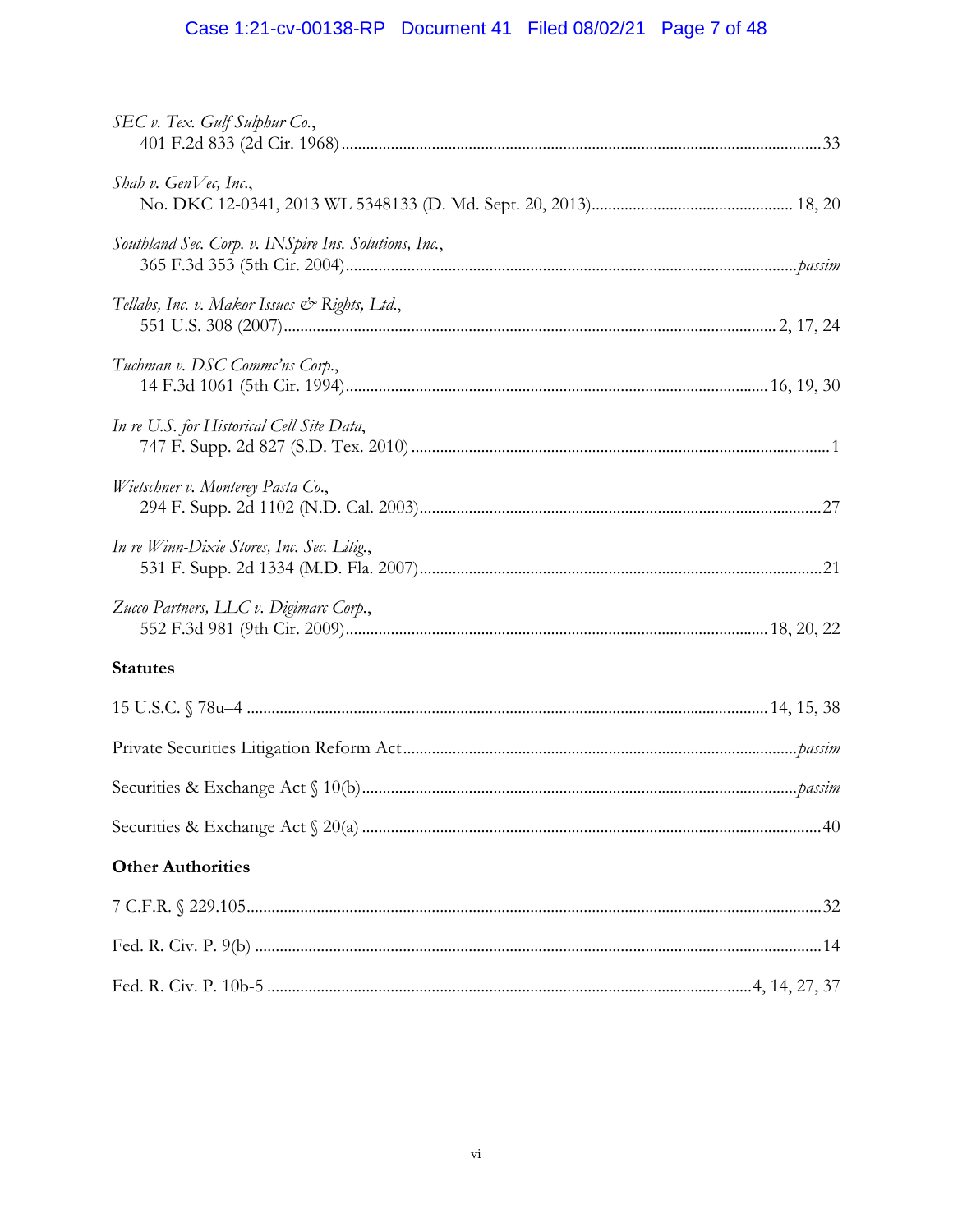*SEC v. Tex. Gulf Sulphur Co.*,
401 F.2d 833 (2d Cir. 1968) .......... 33

*Shah v. GenVec, Inc.*,
No. DKC 12-0341, 2013 WL 5348133 (D. Md. Sept. 20, 2013) .......... 18, 20

*Southland Sec. Corp. v. INSpire Ins. Solutions, Inc.*,
365 F.3d 353 (5th Cir. 2004) .......... *passim*

*Tellabs, Inc. v. Makor Issues & Rights, Ltd.*,
551 U.S. 308 (2007) .......... 2, 17, 24

*Tuchman v. DSC Commc'ns Corp.*,
14 F.3d 1061 (5th Cir. 1994) .......... 16, 19, 30

*In re U.S. for Historical Cell Site Data*,
747 F. Supp. 2d 827 (S.D. Tex. 2010) .......... 1

*Wietschner v. Monterey Pasta Co.*,
294 F. Supp. 2d 1102 (N.D. Cal. 2003) .......... 27

*In re Winn-Dixie Stores, Inc. Sec. Litig.*,
531 F. Supp. 2d 1334 (M.D. Fla. 2007) .......... 21

*Zucco Partners, LLC v. Digimarc Corp.*,
552 F.3d 981 (9th Cir. 2009) .......... 18, 20, 22

**Statutes**

15 U.S.C. § 78u–4 .......... 14, 15, 38

Private Securities Litigation Reform Act .......... *passim*

Securities & Exchange Act § 10(b) .......... *passim*

Securities & Exchange Act § 20(a) .......... 40

**Other Authorities**

7 C.F.R. § 229.105 .......... 32

Fed. R. Civ. P. 9(b) .......... 14

Fed. R. Civ. P. 10b-5 .......... 4, 14, 27, 37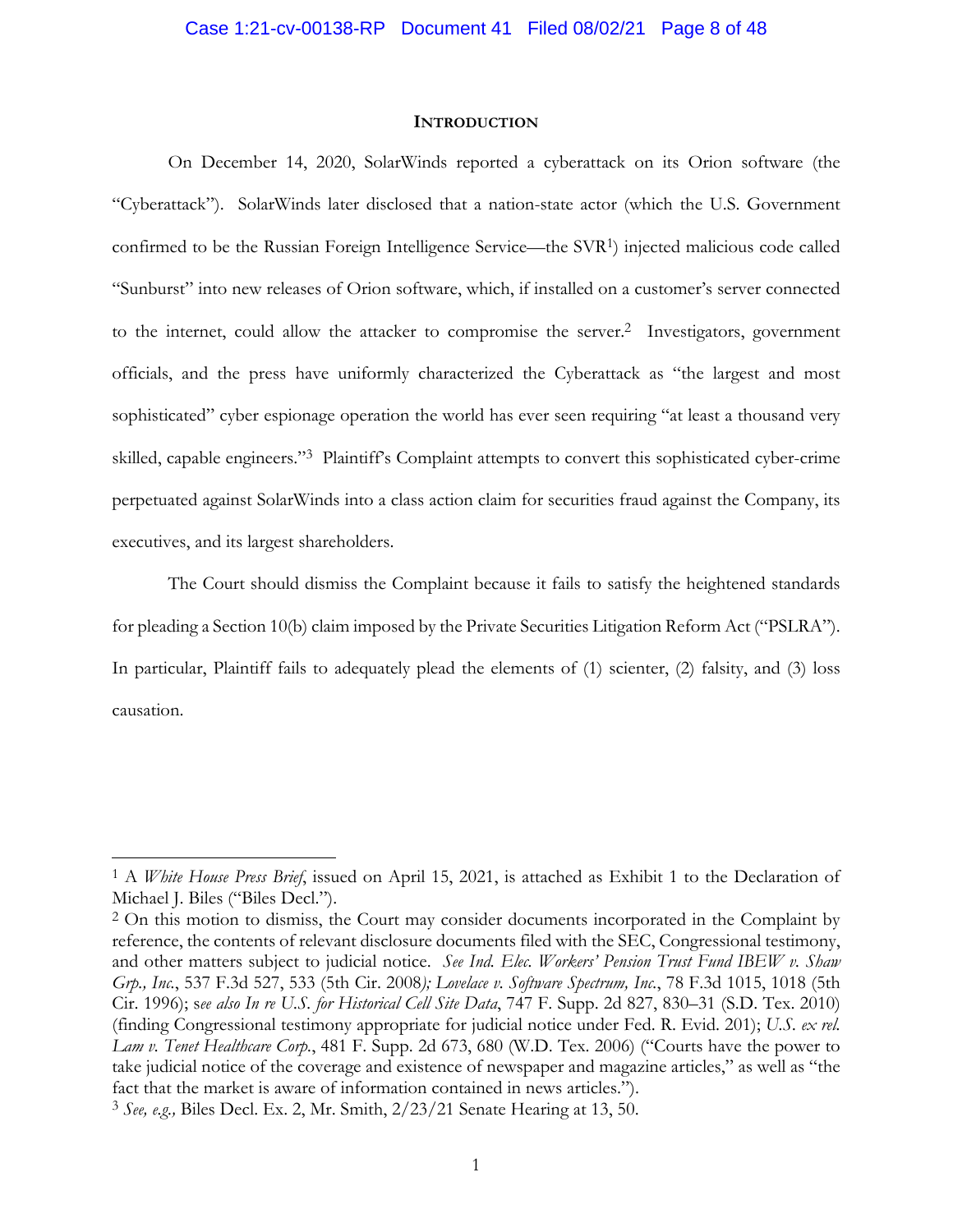**INTRODUCTION**

On December 14, 2020, SolarWinds reported a cyberattack on its Orion software (the "Cyberattack"). SolarWinds later disclosed that a nation-state actor (which the U.S. Government confirmed to be the Russian Foreign Intelligence Service—the SVR[1]) injected malicious code called "Sunburst" into new releases of Orion software, which, if installed on a customer's server connected to the internet, could allow the attacker to compromise the server.[2] Investigators, government officials, and the press have uniformly characterized the Cyberattack as "the largest and most sophisticated" cyber espionage operation the world has ever seen requiring "at least a thousand very skilled, capable engineers."[3] Plaintiff's Complaint attempts to convert this sophisticated cyber-crime perpetuated against SolarWinds into a class action claim for securities fraud against the Company, its executives, and its largest shareholders.

The Court should dismiss the Complaint because it fails to satisfy the heightened standards for pleading a Section 10(b) claim imposed by the Private Securities Litigation Reform Act ("PSLRA"). In particular, Plaintiff fails to adequately plead the elements of (1) scienter, (2) falsity, and (3) loss causation.

---

[1] A *White House Press Brief*, issued on April 15, 2021, is attached as Exhibit 1 to the Declaration of Michael J. Biles ("Biles Decl.").

[2] On this motion to dismiss, the Court may consider documents incorporated in the Complaint by reference, the contents of relevant disclosure documents filed with the SEC, Congressional testimony, and other matters subject to judicial notice. *See Ind. Elec. Workers' Pension Trust Fund IBEW v. Shaw Grp., Inc.*, 537 F.3d 527, 533 (5th Cir. 2008*); Lovelace v. Software Spectrum, Inc.*, 78 F.3d 1015, 1018 (5th Cir. 1996); s*ee also In re U.S. for Historical Cell Site Data*, 747 F. Supp. 2d 827, 830–31 (S.D. Tex. 2010) (finding Congressional testimony appropriate for judicial notice under Fed. R. Evid. 201); *U.S. ex rel. Lam v. Tenet Healthcare Corp*., 481 F. Supp. 2d 673, 680 (W.D. Tex. 2006) ("Courts have the power to take judicial notice of the coverage and existence of newspaper and magazine articles," as well as "the fact that the market is aware of information contained in news articles.").

[3] *See, e.g.,* Biles Decl. Ex. 2, Mr. Smith, 2/23/21 Senate Hearing at 13, 50.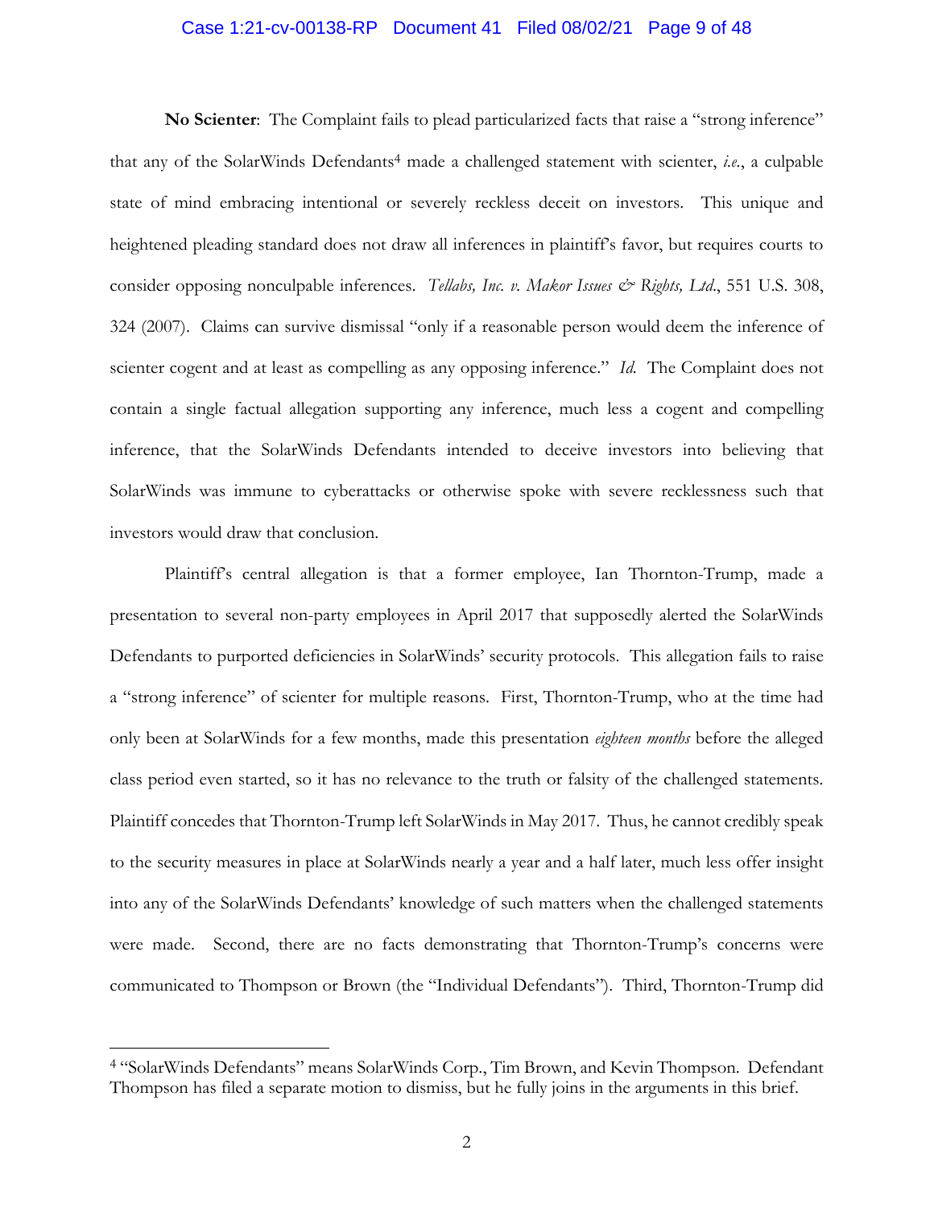**No Scienter**: The Complaint fails to plead particularized facts that raise a "strong inference" that any of the SolarWinds Defendants[4] made a challenged statement with scienter, *i.e.*, a culpable state of mind embracing intentional or severely reckless deceit on investors. This unique and heightened pleading standard does not draw all inferences in plaintiff's favor, but requires courts to consider opposing nonculpable inferences. *Tellabs, Inc. v. Makor Issues & Rights, Ltd.*, 551 U.S. 308, 324 (2007). Claims can survive dismissal "only if a reasonable person would deem the inference of scienter cogent and at least as compelling as any opposing inference." *Id.* The Complaint does not contain a single factual allegation supporting any inference, much less a cogent and compelling inference, that the SolarWinds Defendants intended to deceive investors into believing that SolarWinds was immune to cyberattacks or otherwise spoke with severe recklessness such that investors would draw that conclusion.

Plaintiff's central allegation is that a former employee, Ian Thornton-Trump, made a presentation to several non-party employees in April 2017 that supposedly alerted the SolarWinds Defendants to purported deficiencies in SolarWinds' security protocols. This allegation fails to raise a "strong inference" of scienter for multiple reasons. First, Thornton-Trump, who at the time had only been at SolarWinds for a few months, made this presentation *eighteen months* before the alleged class period even started, so it has no relevance to the truth or falsity of the challenged statements. Plaintiff concedes that Thornton-Trump left SolarWinds in May 2017. Thus, he cannot credibly speak to the security measures in place at SolarWinds nearly a year and a half later, much less offer insight into any of the SolarWinds Defendants' knowledge of such matters when the challenged statements were made. Second, there are no facts demonstrating that Thornton-Trump's concerns were communicated to Thompson or Brown (the "Individual Defendants"). Third, Thornton-Trump did

[4] "SolarWinds Defendants" means SolarWinds Corp., Tim Brown, and Kevin Thompson. Defendant Thompson has filed a separate motion to dismiss, but he fully joins in the arguments in this brief.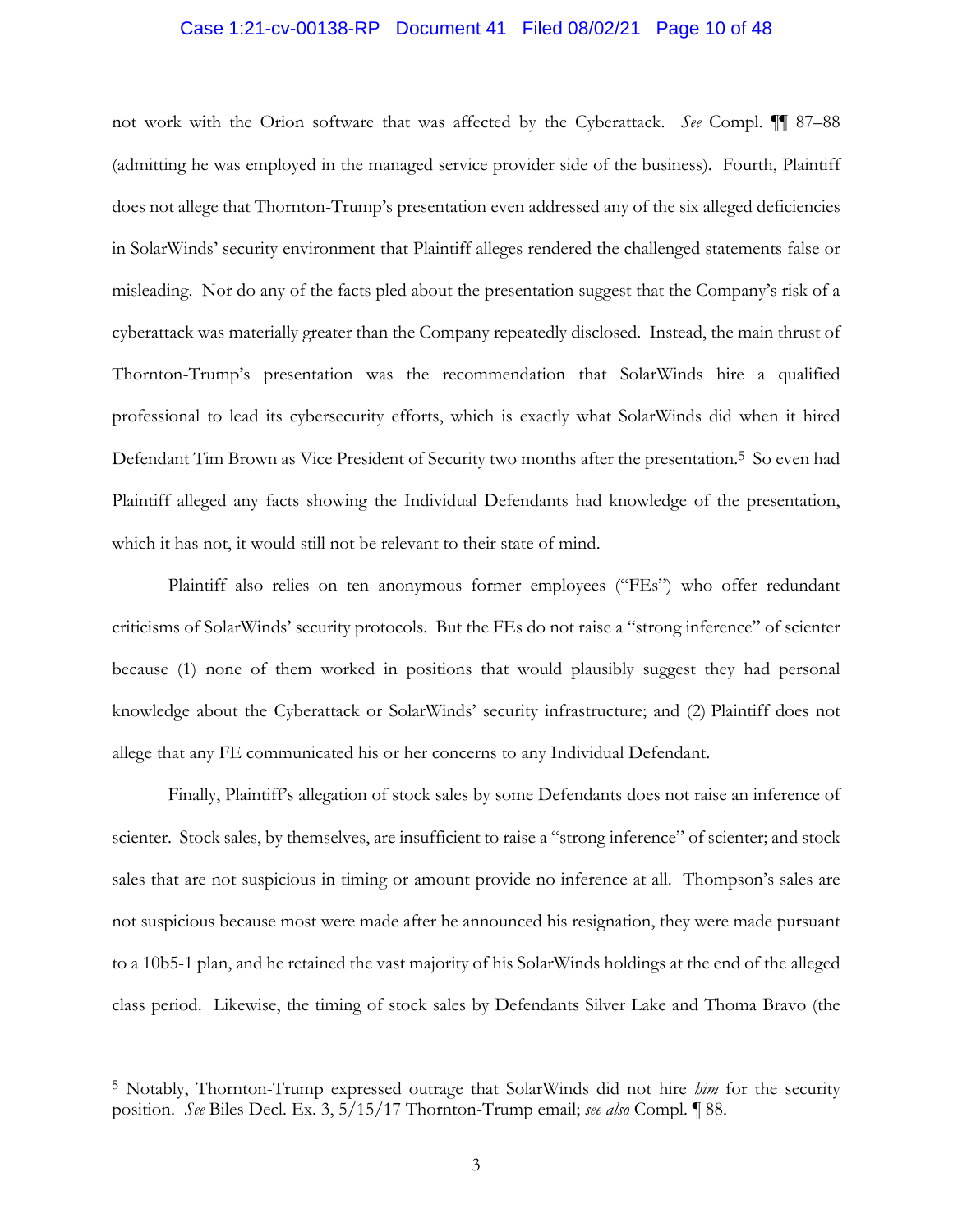not work with the Orion software that was affected by the Cyberattack. *See* Compl. ¶¶ 87–88 (admitting he was employed in the managed service provider side of the business). Fourth, Plaintiff does not allege that Thornton-Trump's presentation even addressed any of the six alleged deficiencies in SolarWinds' security environment that Plaintiff alleges rendered the challenged statements false or misleading. Nor do any of the facts pled about the presentation suggest that the Company's risk of a cyberattack was materially greater than the Company repeatedly disclosed. Instead, the main thrust of Thornton-Trump's presentation was the recommendation that SolarWinds hire a qualified professional to lead its cybersecurity efforts, which is exactly what SolarWinds did when it hired Defendant Tim Brown as Vice President of Security two months after the presentation.[5] So even had Plaintiff alleged any facts showing the Individual Defendants had knowledge of the presentation, which it has not, it would still not be relevant to their state of mind.

Plaintiff also relies on ten anonymous former employees ("FEs") who offer redundant criticisms of SolarWinds' security protocols. But the FEs do not raise a "strong inference" of scienter because (1) none of them worked in positions that would plausibly suggest they had personal knowledge about the Cyberattack or SolarWinds' security infrastructure; and (2) Plaintiff does not allege that any FE communicated his or her concerns to any Individual Defendant.

Finally, Plaintiff's allegation of stock sales by some Defendants does not raise an inference of scienter. Stock sales, by themselves, are insufficient to raise a "strong inference" of scienter; and stock sales that are not suspicious in timing or amount provide no inference at all. Thompson's sales are not suspicious because most were made after he announced his resignation, they were made pursuant to a 10b5-1 plan, and he retained the vast majority of his SolarWinds holdings at the end of the alleged class period. Likewise, the timing of stock sales by Defendants Silver Lake and Thoma Bravo (the

---

[5] Notably, Thornton-Trump expressed outrage that SolarWinds did not hire *him* for the security position. *See* Biles Decl. Ex. 3, 5/15/17 Thornton-Trump email; *see also* Compl. ¶ 88.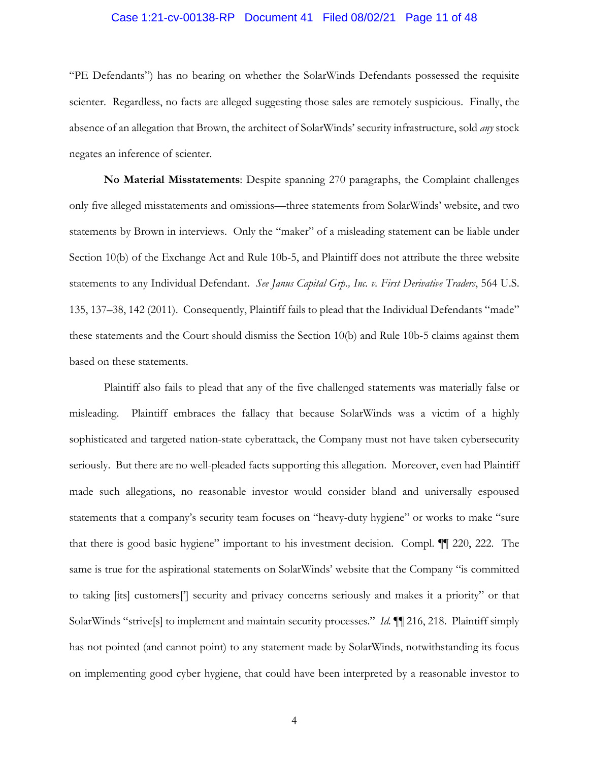"PE Defendants") has no bearing on whether the SolarWinds Defendants possessed the requisite scienter. Regardless, no facts are alleged suggesting those sales are remotely suspicious. Finally, the absence of an allegation that Brown, the architect of SolarWinds' security infrastructure, sold *any* stock negates an inference of scienter.

**No Material Misstatements**: Despite spanning 270 paragraphs, the Complaint challenges only five alleged misstatements and omissions—three statements from SolarWinds' website, and two statements by Brown in interviews. Only the "maker" of a misleading statement can be liable under Section 10(b) of the Exchange Act and Rule 10b-5, and Plaintiff does not attribute the three website statements to any Individual Defendant. *See Janus Capital Grp., Inc. v. First Derivative Traders*, 564 U.S. 135, 137–38, 142 (2011). Consequently, Plaintiff fails to plead that the Individual Defendants "made" these statements and the Court should dismiss the Section 10(b) and Rule 10b-5 claims against them based on these statements.

Plaintiff also fails to plead that any of the five challenged statements was materially false or misleading. Plaintiff embraces the fallacy that because SolarWinds was a victim of a highly sophisticated and targeted nation-state cyberattack, the Company must not have taken cybersecurity seriously. But there are no well-pleaded facts supporting this allegation. Moreover, even had Plaintiff made such allegations, no reasonable investor would consider bland and universally espoused statements that a company's security team focuses on "heavy-duty hygiene" or works to make "sure that there is good basic hygiene" important to his investment decision. Compl. ¶¶ 220, 222. The same is true for the aspirational statements on SolarWinds' website that the Company "is committed to taking [its] customers['] security and privacy concerns seriously and makes it a priority" or that SolarWinds "strive[s] to implement and maintain security processes." *Id.* ¶¶ 216, 218. Plaintiff simply has not pointed (and cannot point) to any statement made by SolarWinds, notwithstanding its focus on implementing good cyber hygiene, that could have been interpreted by a reasonable investor to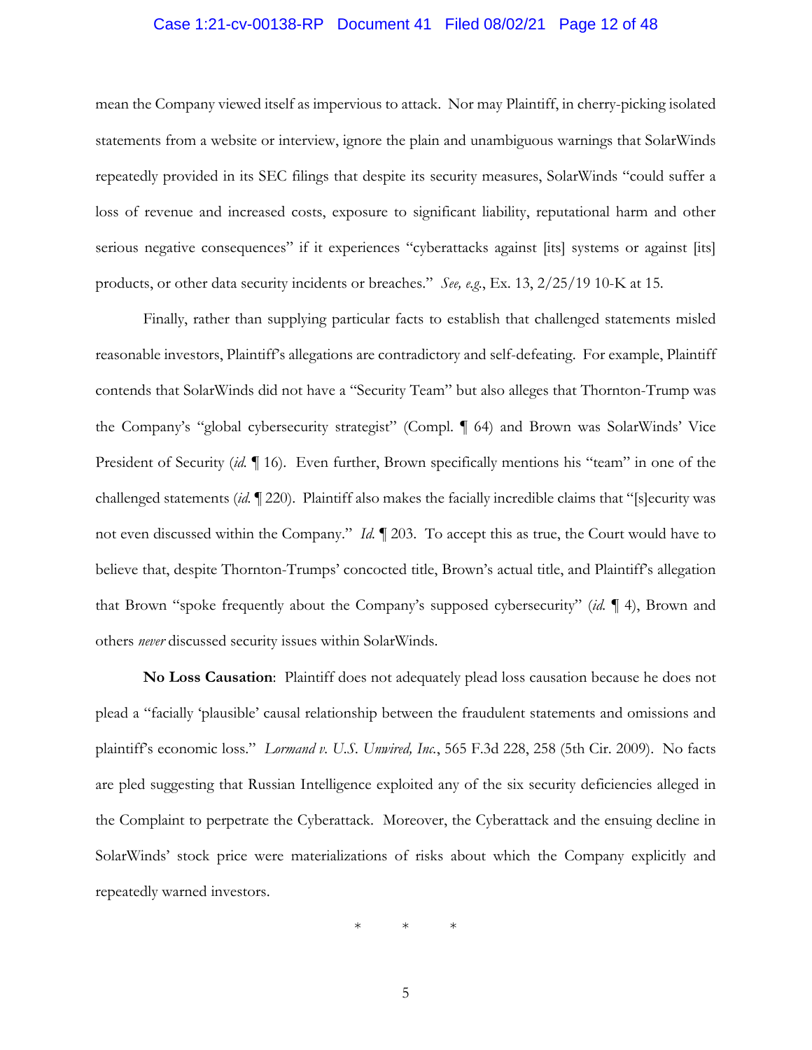mean the Company viewed itself as impervious to attack. Nor may Plaintiff, in cherry-picking isolated statements from a website or interview, ignore the plain and unambiguous warnings that SolarWinds repeatedly provided in its SEC filings that despite its security measures, SolarWinds "could suffer a loss of revenue and increased costs, exposure to significant liability, reputational harm and other serious negative consequences" if it experiences "cyberattacks against [its] systems or against [its] products, or other data security incidents or breaches." *See, e.g.*, Ex. 13, 2/25/19 10-K at 15.

Finally, rather than supplying particular facts to establish that challenged statements misled reasonable investors, Plaintiff's allegations are contradictory and self-defeating. For example, Plaintiff contends that SolarWinds did not have a "Security Team" but also alleges that Thornton-Trump was the Company's "global cybersecurity strategist" (Compl. ¶ 64) and Brown was SolarWinds' Vice President of Security (*id.* ¶ 16). Even further, Brown specifically mentions his "team" in one of the challenged statements (*id.* ¶ 220). Plaintiff also makes the facially incredible claims that "[s]ecurity was not even discussed within the Company." *Id.* ¶ 203. To accept this as true, the Court would have to believe that, despite Thornton-Trumps' concocted title, Brown's actual title, and Plaintiff's allegation that Brown "spoke frequently about the Company's supposed cybersecurity" (*id.* ¶ 4), Brown and others *never* discussed security issues within SolarWinds.

**No Loss Causation**: Plaintiff does not adequately plead loss causation because he does not plead a "facially 'plausible' causal relationship between the fraudulent statements and omissions and plaintiff's economic loss." *Lormand v. U.S. Unwired, Inc.*, 565 F.3d 228, 258 (5th Cir. 2009). No facts are pled suggesting that Russian Intelligence exploited any of the six security deficiencies alleged in the Complaint to perpetrate the Cyberattack. Moreover, the Cyberattack and the ensuing decline in SolarWinds' stock price were materializations of risks about which the Company explicitly and repeatedly warned investors.

\* \* \*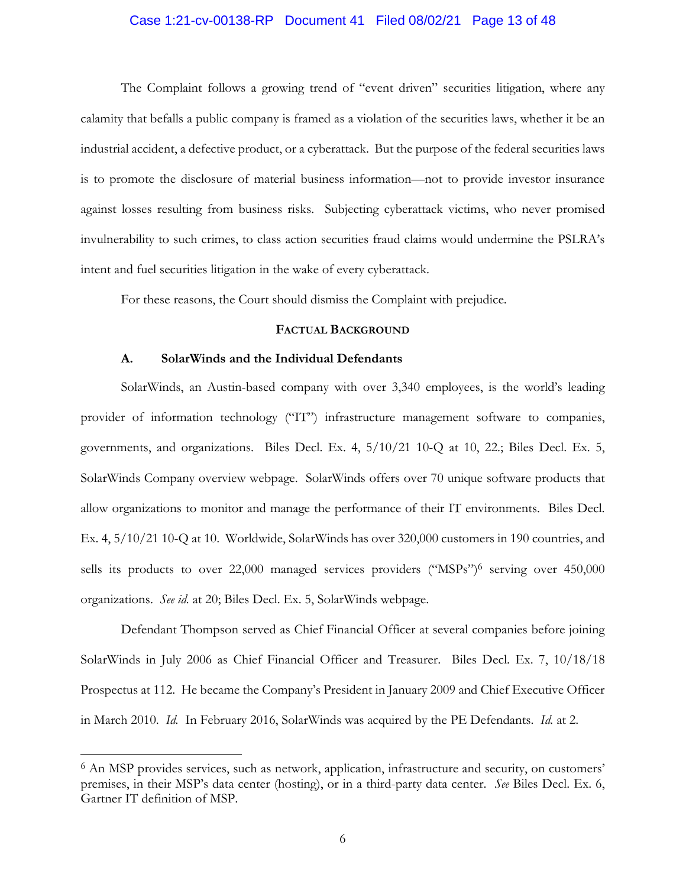The Complaint follows a growing trend of "event driven" securities litigation, where any calamity that befalls a public company is framed as a violation of the securities laws, whether it be an industrial accident, a defective product, or a cyberattack. But the purpose of the federal securities laws is to promote the disclosure of material business information—not to provide investor insurance against losses resulting from business risks. Subjecting cyberattack victims, who never promised invulnerability to such crimes, to class action securities fraud claims would undermine the PSLRA's intent and fuel securities litigation in the wake of every cyberattack.

For these reasons, the Court should dismiss the Complaint with prejudice.

## FACTUAL BACKGROUND

### A. SolarWinds and the Individual Defendants

SolarWinds, an Austin-based company with over 3,340 employees, is the world's leading provider of information technology ("IT") infrastructure management software to companies, governments, and organizations. Biles Decl. Ex. 4, 5/10/21 10-Q at 10, 22.; Biles Decl. Ex. 5, SolarWinds Company overview webpage. SolarWinds offers over 70 unique software products that allow organizations to monitor and manage the performance of their IT environments. Biles Decl. Ex. 4, 5/10/21 10-Q at 10. Worldwide, SolarWinds has over 320,000 customers in 190 countries, and sells its products to over 22,000 managed services providers ("MSPs")[6] serving over 450,000 organizations. *See id.* at 20; Biles Decl. Ex. 5, SolarWinds webpage.

Defendant Thompson served as Chief Financial Officer at several companies before joining SolarWinds in July 2006 as Chief Financial Officer and Treasurer. Biles Decl. Ex. 7, 10/18/18 Prospectus at 112. He became the Company's President in January 2009 and Chief Executive Officer in March 2010. *Id.* In February 2016, SolarWinds was acquired by the PE Defendants. *Id.* at 2.

---

[6] An MSP provides services, such as network, application, infrastructure and security, on customers' premises, in their MSP's data center (hosting), or in a third-party data center. *See* Biles Decl. Ex. 6, Gartner IT definition of MSP.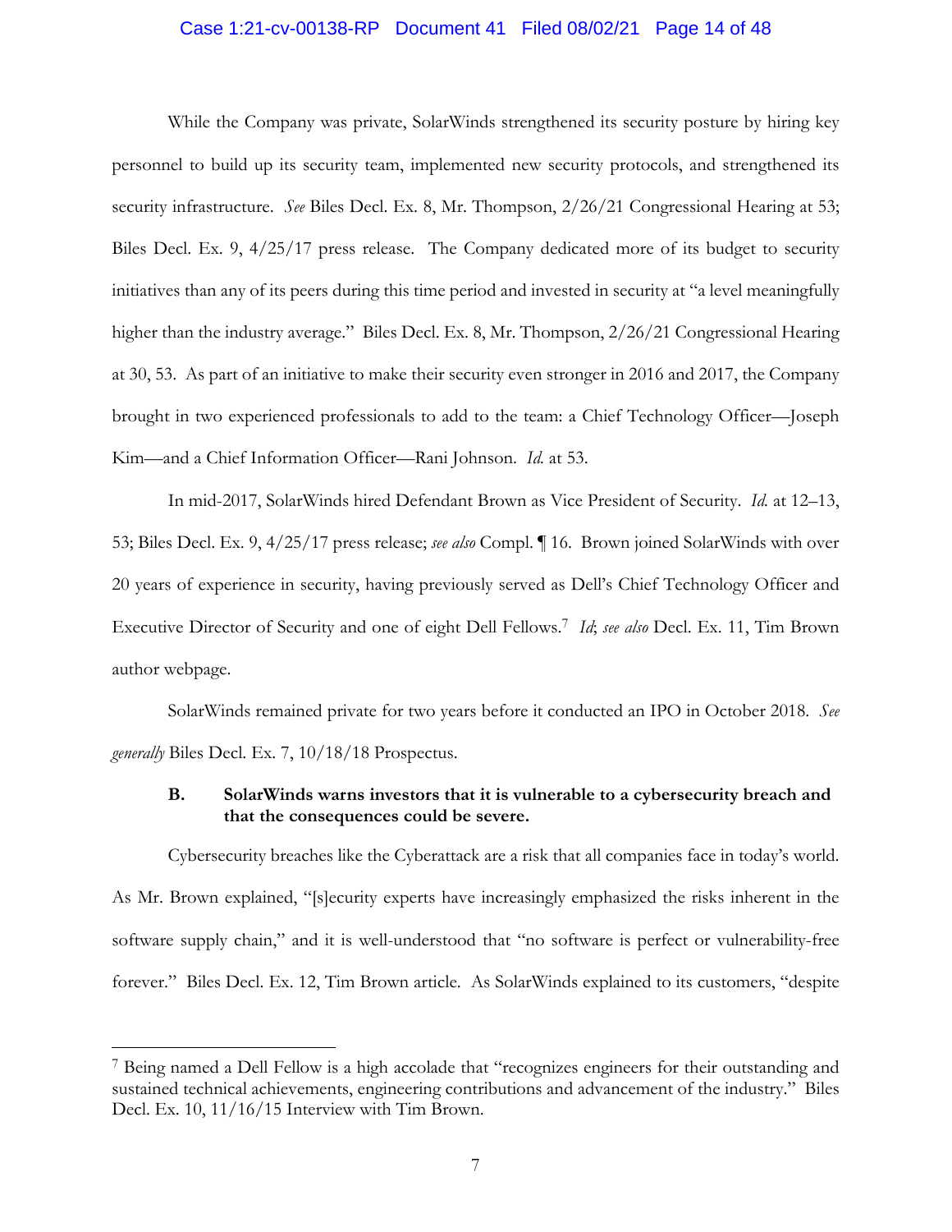While the Company was private, SolarWinds strengthened its security posture by hiring key personnel to build up its security team, implemented new security protocols, and strengthened its security infrastructure. *See* Biles Decl. Ex. 8, Mr. Thompson, 2/26/21 Congressional Hearing at 53; Biles Decl. Ex. 9, 4/25/17 press release. The Company dedicated more of its budget to security initiatives than any of its peers during this time period and invested in security at "a level meaningfully higher than the industry average." Biles Decl. Ex. 8, Mr. Thompson, 2/26/21 Congressional Hearing at 30, 53. As part of an initiative to make their security even stronger in 2016 and 2017, the Company brought in two experienced professionals to add to the team: a Chief Technology Officer—Joseph Kim—and a Chief Information Officer—Rani Johnson. *Id.* at 53.

In mid-2017, SolarWinds hired Defendant Brown as Vice President of Security. *Id.* at 12–13, 53; Biles Decl. Ex. 9, 4/25/17 press release; *see also* Compl. ¶ 16. Brown joined SolarWinds with over 20 years of experience in security, having previously served as Dell's Chief Technology Officer and Executive Director of Security and one of eight Dell Fellows.[7] *Id*; *see also* Decl. Ex. 11, Tim Brown author webpage.

SolarWinds remained private for two years before it conducted an IPO in October 2018. *See generally* Biles Decl. Ex. 7, 10/18/18 Prospectus.

### B. SolarWinds warns investors that it is vulnerable to a cybersecurity breach and that the consequences could be severe.

Cybersecurity breaches like the Cyberattack are a risk that all companies face in today's world. As Mr. Brown explained, "[s]ecurity experts have increasingly emphasized the risks inherent in the software supply chain," and it is well-understood that "no software is perfect or vulnerability-free forever." Biles Decl. Ex. 12, Tim Brown article. As SolarWinds explained to its customers, "despite

---

[7] Being named a Dell Fellow is a high accolade that "recognizes engineers for their outstanding and sustained technical achievements, engineering contributions and advancement of the industry." Biles Decl. Ex. 10, 11/16/15 Interview with Tim Brown.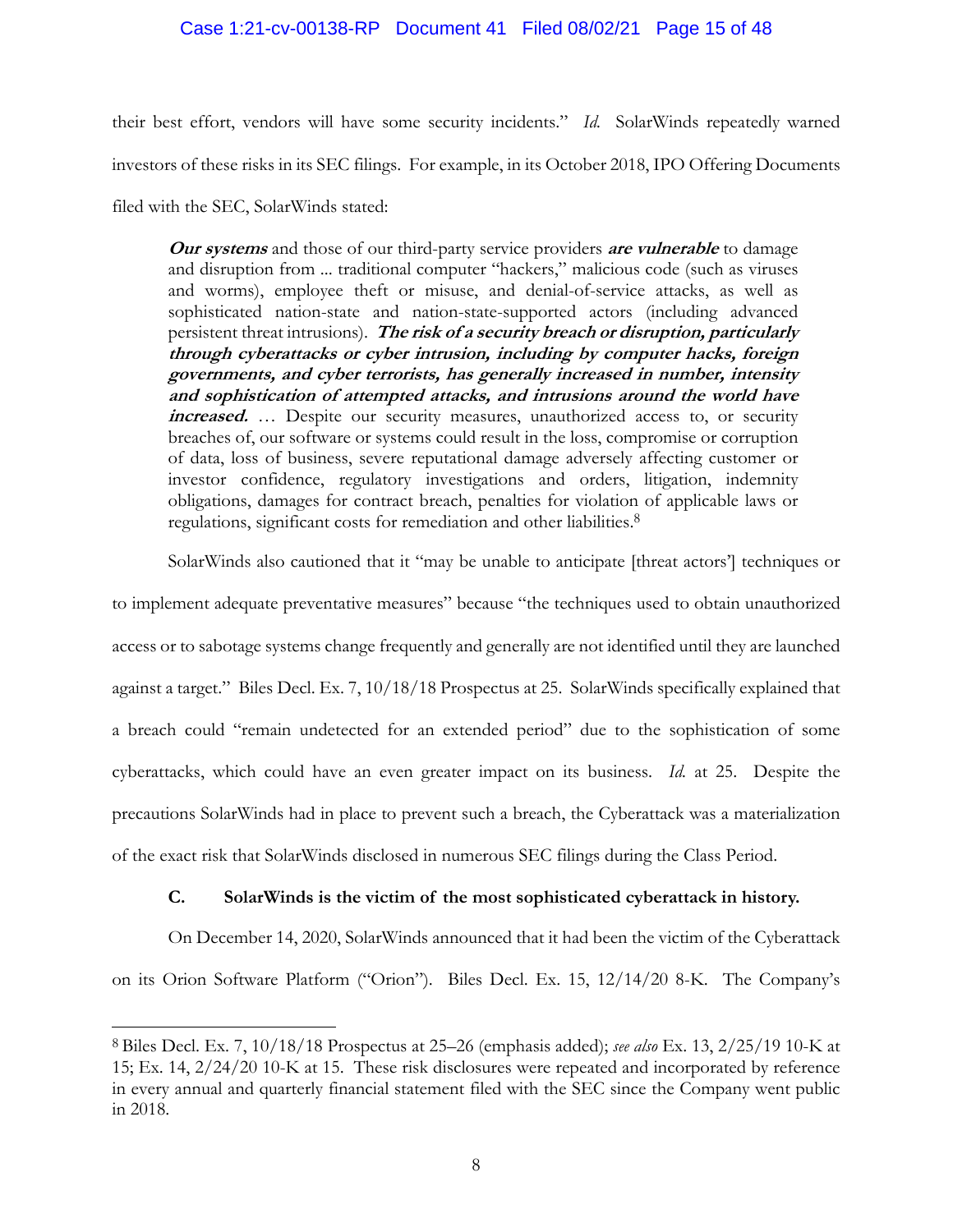their best effort, vendors will have some security incidents." *Id.* SolarWinds repeatedly warned investors of these risks in its SEC filings. For example, in its October 2018, IPO Offering Documents filed with the SEC, SolarWinds stated:

> ***Our systems*** and those of our third-party service providers ***are vulnerable*** to damage and disruption from ... traditional computer "hackers," malicious code (such as viruses and worms), employee theft or misuse, and denial-of-service attacks, as well as sophisticated nation-state and nation-state-supported actors (including advanced persistent threat intrusions). ***The risk of a security breach or disruption, particularly through cyberattacks or cyber intrusion, including by computer hacks, foreign governments, and cyber terrorists, has generally increased in number, intensity and sophistication of attempted attacks, and intrusions around the world have increased.*** … Despite our security measures, unauthorized access to, or security breaches of, our software or systems could result in the loss, compromise or corruption of data, loss of business, severe reputational damage adversely affecting customer or investor confidence, regulatory investigations and orders, litigation, indemnity obligations, damages for contract breach, penalties for violation of applicable laws or regulations, significant costs for remediation and other liabilities.[8]

SolarWinds also cautioned that it "may be unable to anticipate [threat actors'] techniques or to implement adequate preventative measures" because "the techniques used to obtain unauthorized access or to sabotage systems change frequently and generally are not identified until they are launched against a target." Biles Decl. Ex. 7, 10/18/18 Prospectus at 25. SolarWinds specifically explained that a breach could "remain undetected for an extended period" due to the sophistication of some cyberattacks, which could have an even greater impact on its business. *Id.* at 25. Despite the precautions SolarWinds had in place to prevent such a breach, the Cyberattack was a materialization of the exact risk that SolarWinds disclosed in numerous SEC filings during the Class Period.

### C. SolarWinds is the victim of the most sophisticated cyberattack in history.

On December 14, 2020, SolarWinds announced that it had been the victim of the Cyberattack on its Orion Software Platform ("Orion"). Biles Decl. Ex. 15, 12/14/20 8-K. The Company's

---

[8] Biles Decl. Ex. 7, 10/18/18 Prospectus at 25–26 (emphasis added); *see also* Ex. 13, 2/25/19 10-K at 15; Ex. 14, 2/24/20 10-K at 15. These risk disclosures were repeated and incorporated by reference in every annual and quarterly financial statement filed with the SEC since the Company went public in 2018.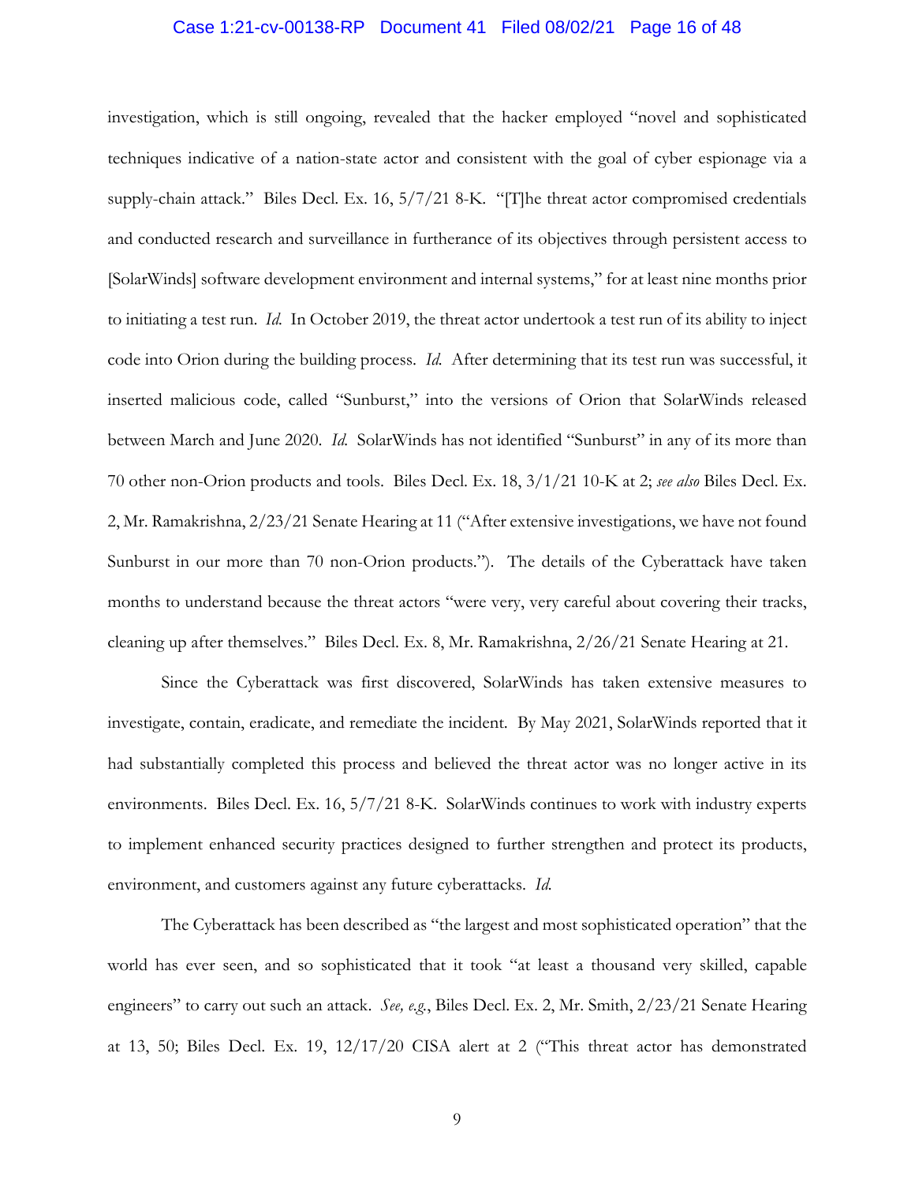investigation, which is still ongoing, revealed that the hacker employed "novel and sophisticated techniques indicative of a nation-state actor and consistent with the goal of cyber espionage via a supply-chain attack." Biles Decl. Ex. 16, 5/7/21 8-K. "[T]he threat actor compromised credentials and conducted research and surveillance in furtherance of its objectives through persistent access to [SolarWinds] software development environment and internal systems," for at least nine months prior to initiating a test run. *Id.* In October 2019, the threat actor undertook a test run of its ability to inject code into Orion during the building process. *Id.* After determining that its test run was successful, it inserted malicious code, called "Sunburst," into the versions of Orion that SolarWinds released between March and June 2020. *Id.* SolarWinds has not identified "Sunburst" in any of its more than 70 other non-Orion products and tools. Biles Decl. Ex. 18, 3/1/21 10-K at 2; *see also* Biles Decl. Ex. 2, Mr. Ramakrishna, 2/23/21 Senate Hearing at 11 ("After extensive investigations, we have not found Sunburst in our more than 70 non-Orion products."). The details of the Cyberattack have taken months to understand because the threat actors "were very, very careful about covering their tracks, cleaning up after themselves." Biles Decl. Ex. 8, Mr. Ramakrishna, 2/26/21 Senate Hearing at 21.

Since the Cyberattack was first discovered, SolarWinds has taken extensive measures to investigate, contain, eradicate, and remediate the incident. By May 2021, SolarWinds reported that it had substantially completed this process and believed the threat actor was no longer active in its environments. Biles Decl. Ex. 16, 5/7/21 8-K. SolarWinds continues to work with industry experts to implement enhanced security practices designed to further strengthen and protect its products, environment, and customers against any future cyberattacks. *Id.*

The Cyberattack has been described as "the largest and most sophisticated operation" that the world has ever seen, and so sophisticated that it took "at least a thousand very skilled, capable engineers" to carry out such an attack. *See, e.g.*, Biles Decl. Ex. 2, Mr. Smith, 2/23/21 Senate Hearing at 13, 50; Biles Decl. Ex. 19, 12/17/20 CISA alert at 2 ("This threat actor has demonstrated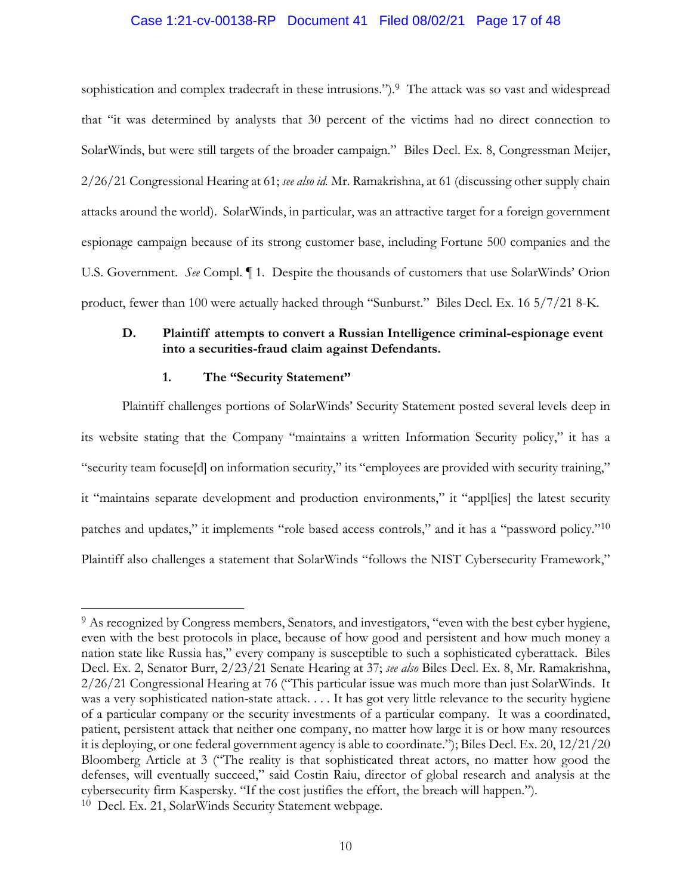sophistication and complex tradecraft in these intrusions.").[9] The attack was so vast and widespread that "it was determined by analysts that 30 percent of the victims had no direct connection to SolarWinds, but were still targets of the broader campaign." Biles Decl. Ex. 8, Congressman Meijer, 2/26/21 Congressional Hearing at 61; *see also id.* Mr. Ramakrishna, at 61 (discussing other supply chain attacks around the world). SolarWinds, in particular, was an attractive target for a foreign government espionage campaign because of its strong customer base, including Fortune 500 companies and the U.S. Government. *See* Compl. ¶ 1. Despite the thousands of customers that use SolarWinds' Orion product, fewer than 100 were actually hacked through "Sunburst." Biles Decl. Ex. 16 5/7/21 8-K.

### D. Plaintiff attempts to convert a Russian Intelligence criminal-espionage event into a securities-fraud claim against Defendants.

#### 1. The "Security Statement"

Plaintiff challenges portions of SolarWinds' Security Statement posted several levels deep in its website stating that the Company "maintains a written Information Security policy," it has a "security team focuse[d] on information security," its "employees are provided with security training," it "maintains separate development and production environments," it "appl[ies] the latest security patches and updates," it implements "role based access controls," and it has a "password policy."[10] Plaintiff also challenges a statement that SolarWinds "follows the NIST Cybersecurity Framework,"

---

[9] As recognized by Congress members, Senators, and investigators, "even with the best cyber hygiene, even with the best protocols in place, because of how good and persistent and how much money a nation state like Russia has," every company is susceptible to such a sophisticated cyberattack. Biles Decl. Ex. 2, Senator Burr, 2/23/21 Senate Hearing at 37; *see also* Biles Decl. Ex. 8, Mr. Ramakrishna, 2/26/21 Congressional Hearing at 76 ("This particular issue was much more than just SolarWinds. It was a very sophisticated nation-state attack. . . . It has got very little relevance to the security hygiene of a particular company or the security investments of a particular company. It was a coordinated, patient, persistent attack that neither one company, no matter how large it is or how many resources it is deploying, or one federal government agency is able to coordinate."); Biles Decl. Ex. 20, 12/21/20 Bloomberg Article at 3 ("The reality is that sophisticated threat actors, no matter how good the defenses, will eventually succeed," said Costin Raiu, director of global research and analysis at the cybersecurity firm Kaspersky. "If the cost justifies the effort, the breach will happen.").

[10] Decl. Ex. 21, SolarWinds Security Statement webpage.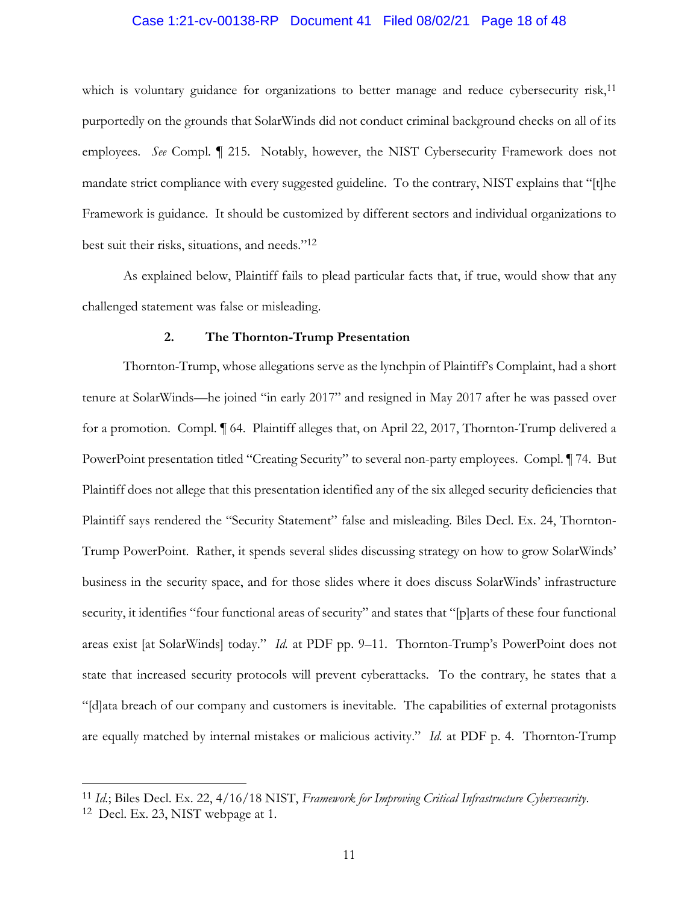which is voluntary guidance for organizations to better manage and reduce cybersecurity risk,[11] purportedly on the grounds that SolarWinds did not conduct criminal background checks on all of its employees. *See* Compl. ¶ 215. Notably, however, the NIST Cybersecurity Framework does not mandate strict compliance with every suggested guideline. To the contrary, NIST explains that "[t]he Framework is guidance. It should be customized by different sectors and individual organizations to best suit their risks, situations, and needs."[12]

As explained below, Plaintiff fails to plead particular facts that, if true, would show that any challenged statement was false or misleading.

### 2. The Thornton-Trump Presentation

Thornton-Trump, whose allegations serve as the lynchpin of Plaintiff's Complaint, had a short tenure at SolarWinds—he joined "in early 2017" and resigned in May 2017 after he was passed over for a promotion. Compl. ¶ 64. Plaintiff alleges that, on April 22, 2017, Thornton-Trump delivered a PowerPoint presentation titled "Creating Security" to several non-party employees. Compl. ¶ 74. But Plaintiff does not allege that this presentation identified any of the six alleged security deficiencies that Plaintiff says rendered the "Security Statement" false and misleading. Biles Decl. Ex. 24, Thornton-Trump PowerPoint. Rather, it spends several slides discussing strategy on how to grow SolarWinds' business in the security space, and for those slides where it does discuss SolarWinds' infrastructure security, it identifies "four functional areas of security" and states that "[p]arts of these four functional areas exist [at SolarWinds] today." *Id.* at PDF pp. 9–11. Thornton-Trump's PowerPoint does not state that increased security protocols will prevent cyberattacks. To the contrary, he states that a "[d]ata breach of our company and customers is inevitable. The capabilities of external protagonists are equally matched by internal mistakes or malicious activity." *Id.* at PDF p. 4. Thornton-Trump

---

[11] *Id.*; Biles Decl. Ex. 22, 4/16/18 NIST, *Framework for Improving Critical Infrastructure Cybersecurity*.

[12] Decl. Ex. 23, NIST webpage at 1.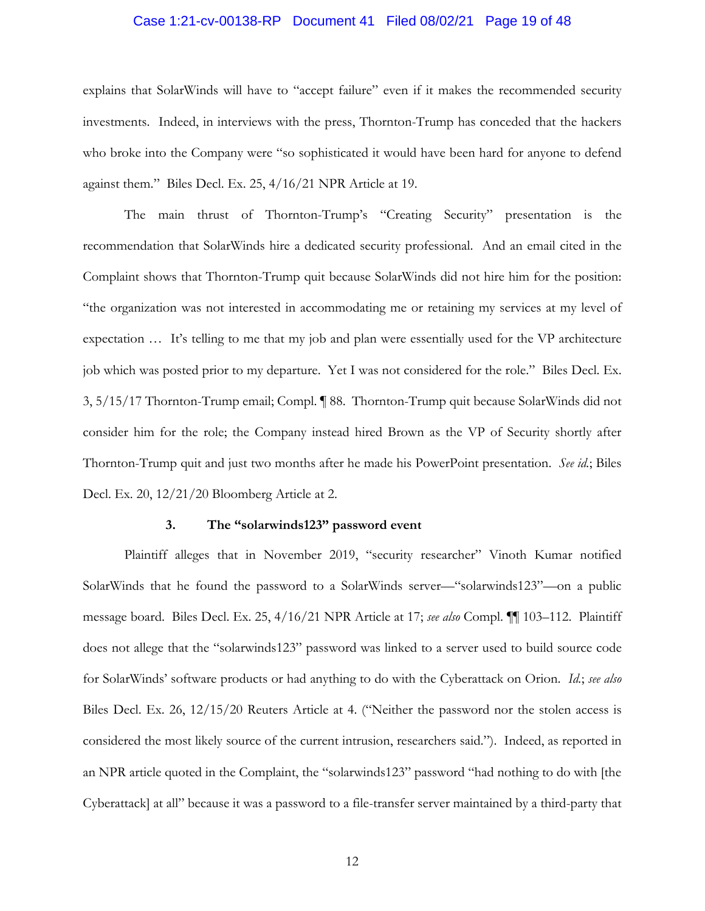explains that SolarWinds will have to "accept failure" even if it makes the recommended security investments. Indeed, in interviews with the press, Thornton-Trump has conceded that the hackers who broke into the Company were "so sophisticated it would have been hard for anyone to defend against them." Biles Decl. Ex. 25, 4/16/21 NPR Article at 19.

The main thrust of Thornton-Trump's "Creating Security" presentation is the recommendation that SolarWinds hire a dedicated security professional. And an email cited in the Complaint shows that Thornton-Trump quit because SolarWinds did not hire him for the position: "the organization was not interested in accommodating me or retaining my services at my level of expectation … It's telling to me that my job and plan were essentially used for the VP architecture job which was posted prior to my departure. Yet I was not considered for the role." Biles Decl. Ex. 3, 5/15/17 Thornton-Trump email; Compl. ¶ 88. Thornton-Trump quit because SolarWinds did not consider him for the role; the Company instead hired Brown as the VP of Security shortly after Thornton-Trump quit and just two months after he made his PowerPoint presentation. *See id.*; Biles Decl. Ex. 20, 12/21/20 Bloomberg Article at 2.

### 3. The "solarwinds123" password event

Plaintiff alleges that in November 2019, "security researcher" Vinoth Kumar notified SolarWinds that he found the password to a SolarWinds server—"solarwinds123"—on a public message board. Biles Decl. Ex. 25, 4/16/21 NPR Article at 17; *see also* Compl. ¶¶ 103–112. Plaintiff does not allege that the "solarwinds123" password was linked to a server used to build source code for SolarWinds' software products or had anything to do with the Cyberattack on Orion. *Id.*; *see also* Biles Decl. Ex. 26, 12/15/20 Reuters Article at 4. ("Neither the password nor the stolen access is considered the most likely source of the current intrusion, researchers said."). Indeed, as reported in an NPR article quoted in the Complaint, the "solarwinds123" password "had nothing to do with [the Cyberattack] at all" because it was a password to a file-transfer server maintained by a third-party that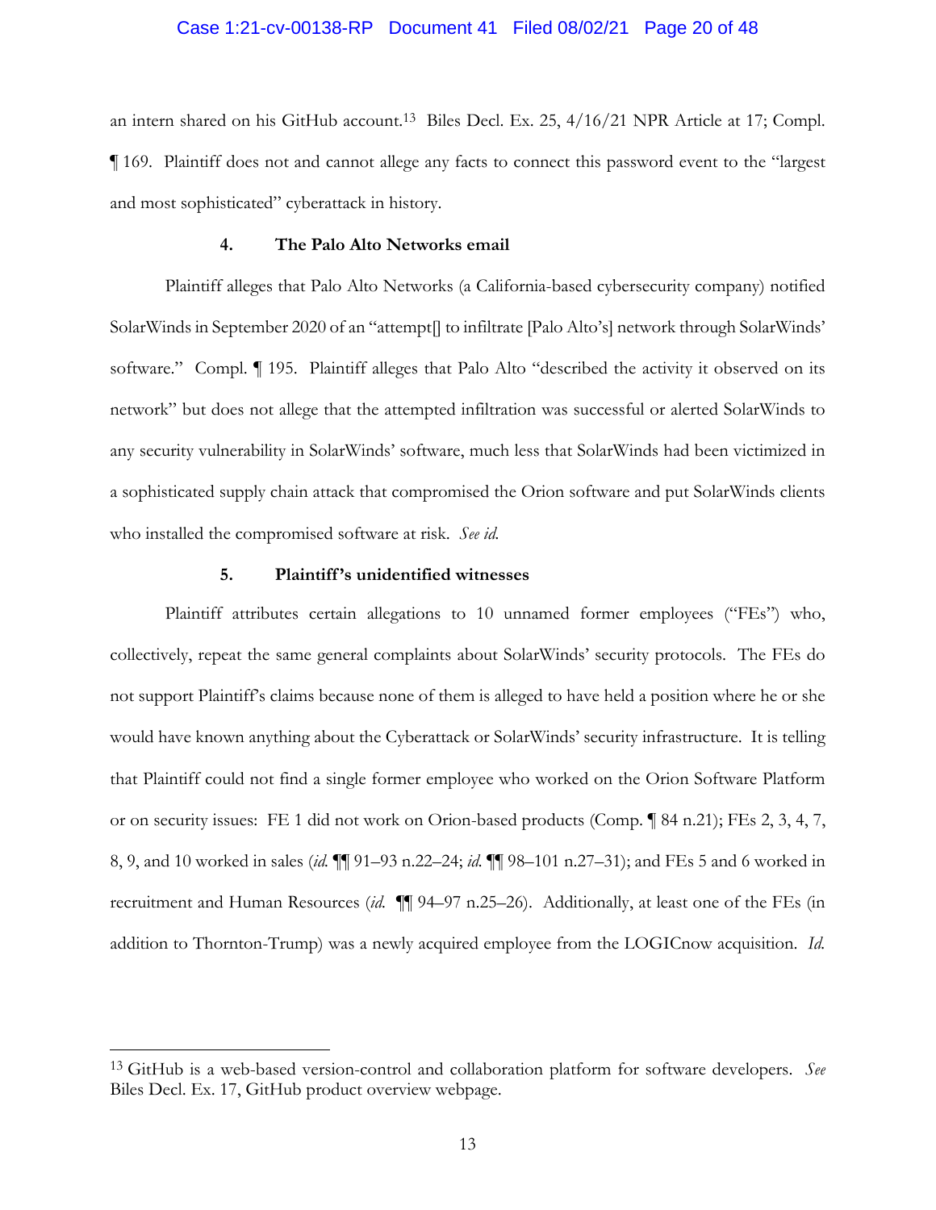an intern shared on his GitHub account.[13] Biles Decl. Ex. 25, 4/16/21 NPR Article at 17; Compl. ¶ 169. Plaintiff does not and cannot allege any facts to connect this password event to the "largest and most sophisticated" cyberattack in history.

#### 4. The Palo Alto Networks email

Plaintiff alleges that Palo Alto Networks (a California-based cybersecurity company) notified SolarWinds in September 2020 of an "attempt[] to infiltrate [Palo Alto's] network through SolarWinds' software." Compl. ¶ 195. Plaintiff alleges that Palo Alto "described the activity it observed on its network" but does not allege that the attempted infiltration was successful or alerted SolarWinds to any security vulnerability in SolarWinds' software, much less that SolarWinds had been victimized in a sophisticated supply chain attack that compromised the Orion software and put SolarWinds clients who installed the compromised software at risk. *See id.*

#### 5. Plaintiff's unidentified witnesses

Plaintiff attributes certain allegations to 10 unnamed former employees ("FEs") who, collectively, repeat the same general complaints about SolarWinds' security protocols. The FEs do not support Plaintiff's claims because none of them is alleged to have held a position where he or she would have known anything about the Cyberattack or SolarWinds' security infrastructure. It is telling that Plaintiff could not find a single former employee who worked on the Orion Software Platform or on security issues: FE 1 did not work on Orion-based products (Comp. ¶ 84 n.21); FEs 2, 3, 4, 7, 8, 9, and 10 worked in sales (*id.* ¶¶ 91–93 n.22–24; *id.* ¶¶ 98–101 n.27–31); and FEs 5 and 6 worked in recruitment and Human Resources (*id.* ¶¶ 94–97 n.25–26). Additionally, at least one of the FEs (in addition to Thornton-Trump) was a newly acquired employee from the LOGICnow acquisition. *Id.*

---

[13] GitHub is a web-based version-control and collaboration platform for software developers. *See* Biles Decl. Ex. 17, GitHub product overview webpage.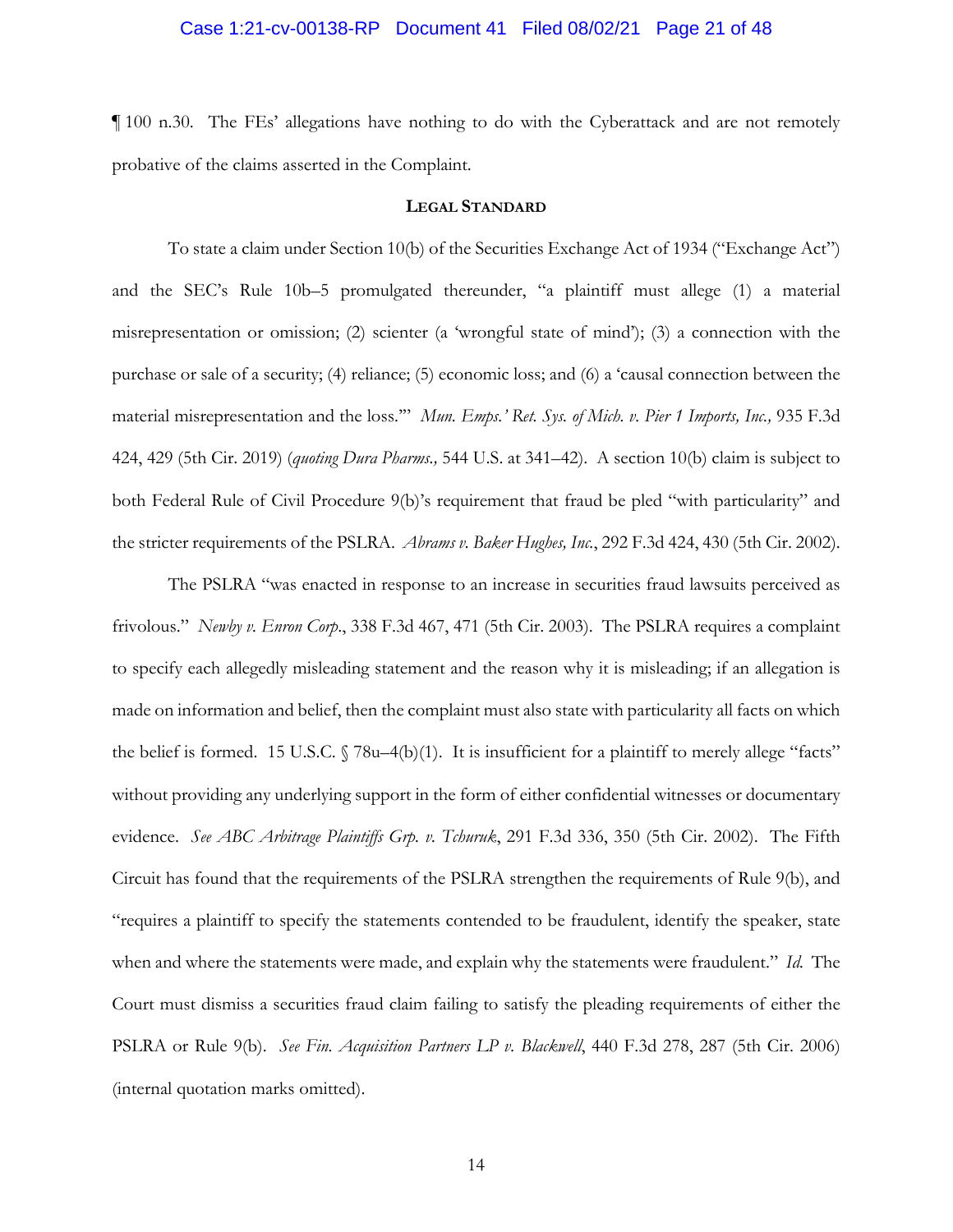¶ 100 n.30. The FEs' allegations have nothing to do with the Cyberattack and are not remotely probative of the claims asserted in the Complaint.

## LEGAL STANDARD

To state a claim under Section 10(b) of the Securities Exchange Act of 1934 ("Exchange Act") and the SEC's Rule 10b–5 promulgated thereunder, "a plaintiff must allege (1) a material misrepresentation or omission; (2) scienter (a 'wrongful state of mind'); (3) a connection with the purchase or sale of a security; (4) reliance; (5) economic loss; and (6) a 'causal connection between the material misrepresentation and the loss.'" *Mun. Emps.' Ret. Sys. of Mich. v. Pier 1 Imports, Inc.,* 935 F.3d 424, 429 (5th Cir. 2019) (*quoting Dura Pharms.,* 544 U.S. at 341–42). A section 10(b) claim is subject to both Federal Rule of Civil Procedure 9(b)'s requirement that fraud be pled "with particularity" and the stricter requirements of the PSLRA. *Abrams v. Baker Hughes, Inc.*, 292 F.3d 424, 430 (5th Cir. 2002).

The PSLRA "was enacted in response to an increase in securities fraud lawsuits perceived as frivolous." *Newby v. Enron Corp.*, 338 F.3d 467, 471 (5th Cir. 2003). The PSLRA requires a complaint to specify each allegedly misleading statement and the reason why it is misleading; if an allegation is made on information and belief, then the complaint must also state with particularity all facts on which the belief is formed. 15 U.S.C. § 78u–4(b)(1). It is insufficient for a plaintiff to merely allege "facts" without providing any underlying support in the form of either confidential witnesses or documentary evidence. *See ABC Arbitrage Plaintiffs Grp. v. Tchuruk*, 291 F.3d 336, 350 (5th Cir. 2002). The Fifth Circuit has found that the requirements of the PSLRA strengthen the requirements of Rule 9(b), and "requires a plaintiff to specify the statements contended to be fraudulent, identify the speaker, state when and where the statements were made, and explain why the statements were fraudulent." *Id.* The Court must dismiss a securities fraud claim failing to satisfy the pleading requirements of either the PSLRA or Rule 9(b). *See Fin. Acquisition Partners LP v. Blackwell*, 440 F.3d 278, 287 (5th Cir. 2006) (internal quotation marks omitted).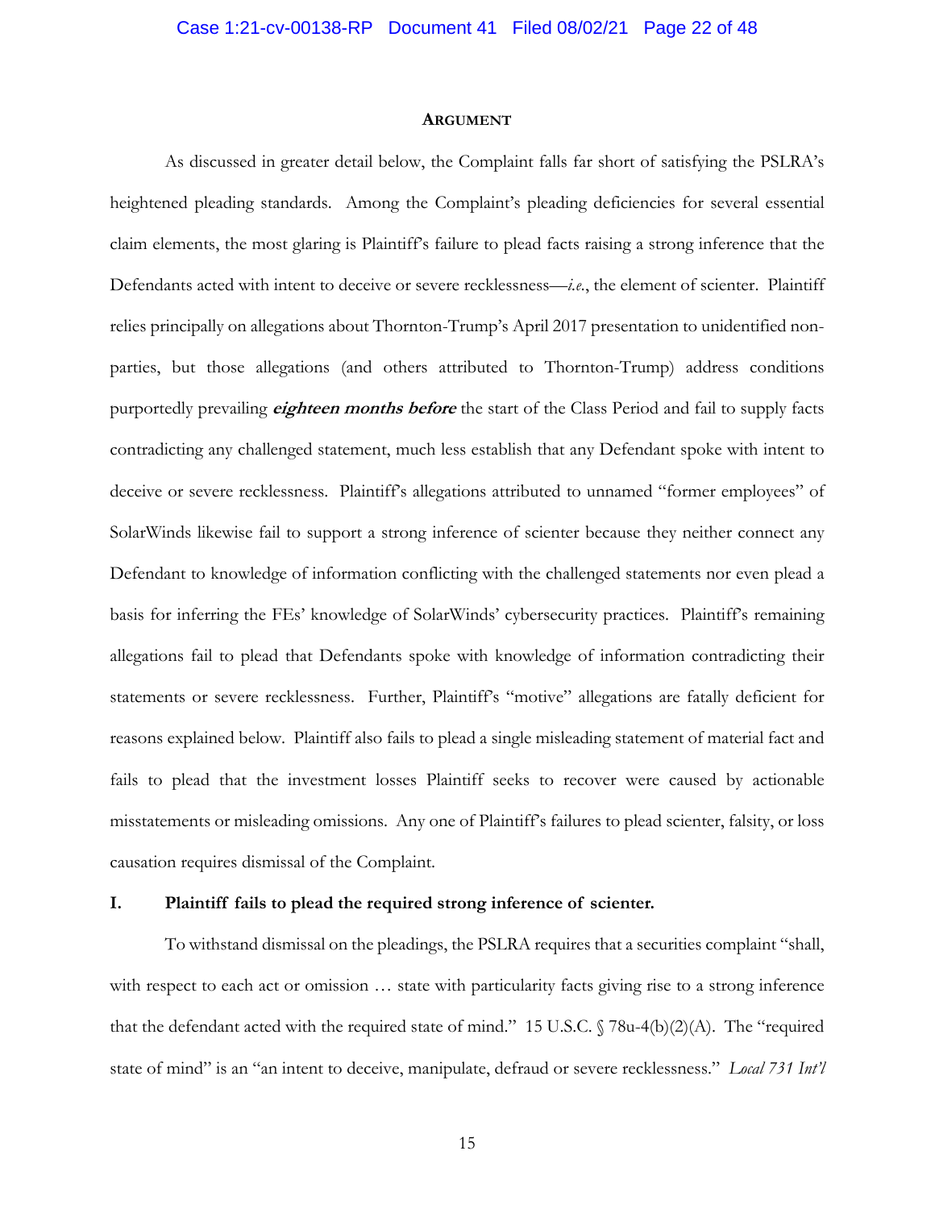## ARGUMENT

As discussed in greater detail below, the Complaint falls far short of satisfying the PSLRA's heightened pleading standards. Among the Complaint's pleading deficiencies for several essential claim elements, the most glaring is Plaintiff's failure to plead facts raising a strong inference that the Defendants acted with intent to deceive or severe recklessness—*i.e.*, the element of scienter. Plaintiff relies principally on allegations about Thornton-Trump's April 2017 presentation to unidentified non-parties, but those allegations (and others attributed to Thornton-Trump) address conditions purportedly prevailing ***eighteen months before*** the start of the Class Period and fail to supply facts contradicting any challenged statement, much less establish that any Defendant spoke with intent to deceive or severe recklessness. Plaintiff's allegations attributed to unnamed "former employees" of SolarWinds likewise fail to support a strong inference of scienter because they neither connect any Defendant to knowledge of information conflicting with the challenged statements nor even plead a basis for inferring the FEs' knowledge of SolarWinds' cybersecurity practices. Plaintiff's remaining allegations fail to plead that Defendants spoke with knowledge of information contradicting their statements or severe recklessness. Further, Plaintiff's "motive" allegations are fatally deficient for reasons explained below. Plaintiff also fails to plead a single misleading statement of material fact and fails to plead that the investment losses Plaintiff seeks to recover were caused by actionable misstatements or misleading omissions. Any one of Plaintiff's failures to plead scienter, falsity, or loss causation requires dismissal of the Complaint.

### I. Plaintiff fails to plead the required strong inference of scienter.

To withstand dismissal on the pleadings, the PSLRA requires that a securities complaint "shall, with respect to each act or omission … state with particularity facts giving rise to a strong inference that the defendant acted with the required state of mind." 15 U.S.C. § 78u-4(b)(2)(A). The "required state of mind" is an "an intent to deceive, manipulate, defraud or severe recklessness." *Local 731 Int'l*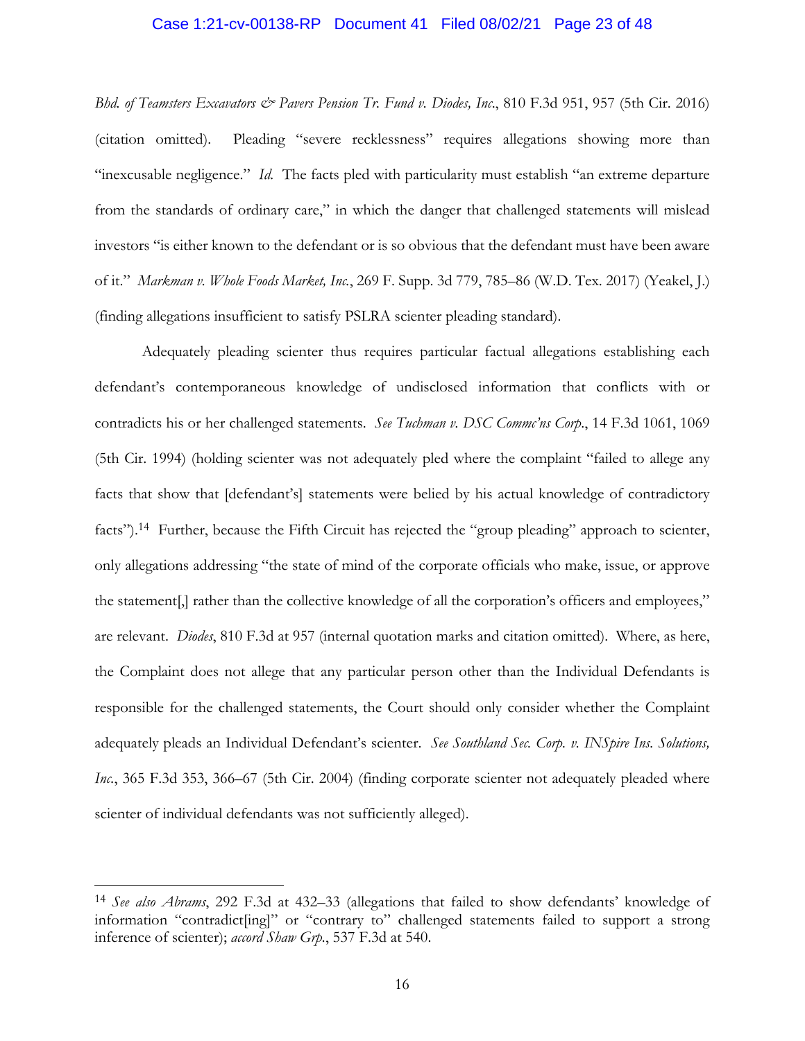*Bhd. of Teamsters Excavators & Pavers Pension Tr. Fund v. Diodes, Inc.*, 810 F.3d 951, 957 (5th Cir. 2016) (citation omitted). Pleading "severe recklessness" requires allegations showing more than "inexcusable negligence." *Id.* The facts pled with particularity must establish "an extreme departure from the standards of ordinary care," in which the danger that challenged statements will mislead investors "is either known to the defendant or is so obvious that the defendant must have been aware of it." *Markman v. Whole Foods Market, Inc.*, 269 F. Supp. 3d 779, 785–86 (W.D. Tex. 2017) (Yeakel, J.) (finding allegations insufficient to satisfy PSLRA scienter pleading standard).

Adequately pleading scienter thus requires particular factual allegations establishing each defendant's contemporaneous knowledge of undisclosed information that conflicts with or contradicts his or her challenged statements. *See Tuchman v. DSC Commc'ns Corp.*, 14 F.3d 1061, 1069 (5th Cir. 1994) (holding scienter was not adequately pled where the complaint "failed to allege any facts that show that [defendant's] statements were belied by his actual knowledge of contradictory facts").[14] Further, because the Fifth Circuit has rejected the "group pleading" approach to scienter, only allegations addressing "the state of mind of the corporate officials who make, issue, or approve the statement[,] rather than the collective knowledge of all the corporation's officers and employees," are relevant. *Diodes*, 810 F.3d at 957 (internal quotation marks and citation omitted). Where, as here, the Complaint does not allege that any particular person other than the Individual Defendants is responsible for the challenged statements, the Court should only consider whether the Complaint adequately pleads an Individual Defendant's scienter. *See Southland Sec. Corp. v. INSpire Ins. Solutions, Inc.*, 365 F.3d 353, 366–67 (5th Cir. 2004) (finding corporate scienter not adequately pleaded where scienter of individual defendants was not sufficiently alleged).

---

[14] *See also Abrams*, 292 F.3d at 432–33 (allegations that failed to show defendants' knowledge of information "contradict[ing]" or "contrary to" challenged statements failed to support a strong inference of scienter); *accord Shaw Grp.*, 537 F.3d at 540.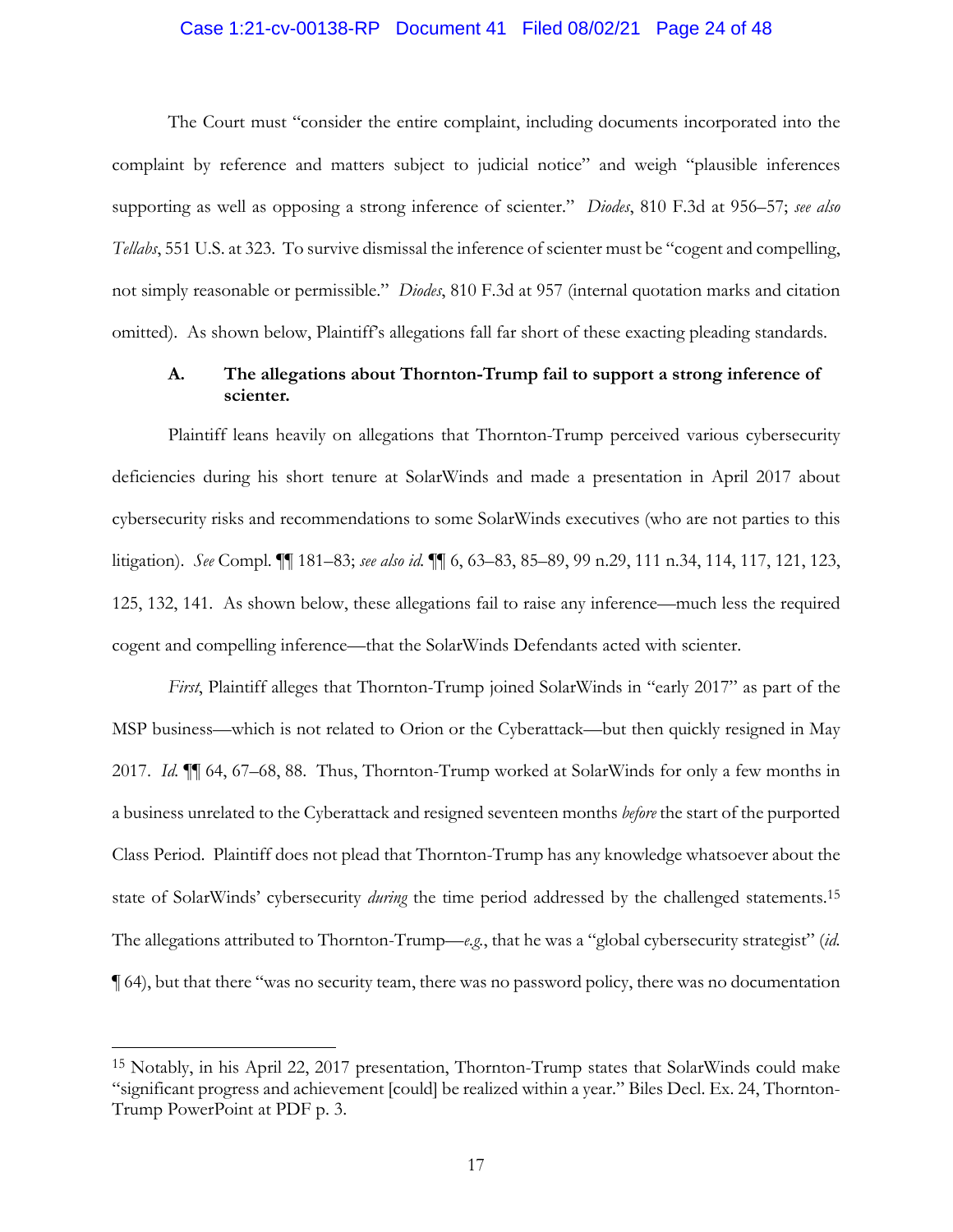The Court must "consider the entire complaint, including documents incorporated into the complaint by reference and matters subject to judicial notice" and weigh "plausible inferences supporting as well as opposing a strong inference of scienter." *Diodes*, 810 F.3d at 956–57; *see also Tellabs*, 551 U.S. at 323. To survive dismissal the inference of scienter must be "cogent and compelling, not simply reasonable or permissible." *Diodes*, 810 F.3d at 957 (internal quotation marks and citation omitted). As shown below, Plaintiff's allegations fall far short of these exacting pleading standards.

### A. The allegations about Thornton-Trump fail to support a strong inference of scienter.

Plaintiff leans heavily on allegations that Thornton-Trump perceived various cybersecurity deficiencies during his short tenure at SolarWinds and made a presentation in April 2017 about cybersecurity risks and recommendations to some SolarWinds executives (who are not parties to this litigation). *See* Compl. ¶¶ 181–83; *see also id.* ¶¶ 6, 63–83, 85–89, 99 n.29, 111 n.34, 114, 117, 121, 123, 125, 132, 141. As shown below, these allegations fail to raise any inference—much less the required cogent and compelling inference—that the SolarWinds Defendants acted with scienter.

*First*, Plaintiff alleges that Thornton-Trump joined SolarWinds in "early 2017" as part of the MSP business—which is not related to Orion or the Cyberattack—but then quickly resigned in May 2017. *Id.* ¶¶ 64, 67–68, 88. Thus, Thornton-Trump worked at SolarWinds for only a few months in a business unrelated to the Cyberattack and resigned seventeen months *before* the start of the purported Class Period. Plaintiff does not plead that Thornton-Trump has any knowledge whatsoever about the state of SolarWinds' cybersecurity *during* the time period addressed by the challenged statements.[15] The allegations attributed to Thornton-Trump—*e.g.*, that he was a "global cybersecurity strategist" (*id.* ¶ 64), but that there "was no security team, there was no password policy, there was no documentation

[15] Notably, in his April 22, 2017 presentation, Thornton-Trump states that SolarWinds could make "significant progress and achievement [could] be realized within a year." Biles Decl. Ex. 24, Thornton-Trump PowerPoint at PDF p. 3.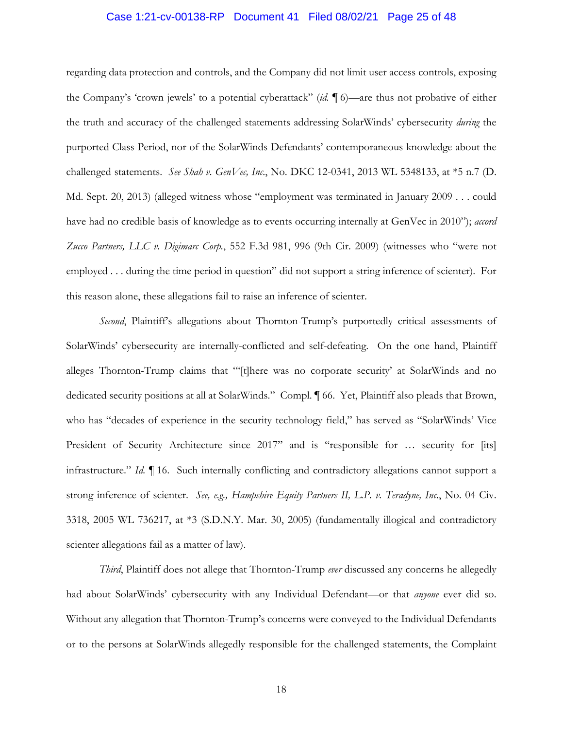regarding data protection and controls, and the Company did not limit user access controls, exposing the Company's 'crown jewels' to a potential cyberattack" (*id.* ¶ 6)—are thus not probative of either the truth and accuracy of the challenged statements addressing SolarWinds' cybersecurity *during* the purported Class Period, nor of the SolarWinds Defendants' contemporaneous knowledge about the challenged statements. *See Shah v. GenVec, Inc.*, No. DKC 12-0341, 2013 WL 5348133, at *5 n.7 (D. Md. Sept. 20, 2013) (alleged witness whose "employment was terminated in January 2009 . . . could have had no credible basis of knowledge as to events occurring internally at GenVec in 2010"); *accord Zucco Partners, LLC v. Digimarc Corp.*, 552 F.3d 981, 996 (9th Cir. 2009) (witnesses who "were not employed . . . during the time period in question" did not support a string inference of scienter). For this reason alone, these allegations fail to raise an inference of scienter.

*Second*, Plaintiff's allegations about Thornton-Trump's purportedly critical assessments of SolarWinds' cybersecurity are internally-conflicted and self-defeating. On the one hand, Plaintiff alleges Thornton-Trump claims that "'[t]here was no corporate security' at SolarWinds and no dedicated security positions at all at SolarWinds." Compl. ¶ 66. Yet, Plaintiff also pleads that Brown, who has "decades of experience in the security technology field," has served as "SolarWinds' Vice President of Security Architecture since 2017" and is "responsible for … security for [its] infrastructure." *Id.* ¶ 16. Such internally conflicting and contradictory allegations cannot support a strong inference of scienter. *See, e.g., Hampshire Equity Partners II, L.P. v. Teradyne, Inc.*, No. 04 Civ. 3318, 2005 WL 736217, at *3 (S.D.N.Y. Mar. 30, 2005) (fundamentally illogical and contradictory scienter allegations fail as a matter of law).

*Third*, Plaintiff does not allege that Thornton-Trump *ever* discussed any concerns he allegedly had about SolarWinds' cybersecurity with any Individual Defendant—or that *anyone* ever did so. Without any allegation that Thornton-Trump's concerns were conveyed to the Individual Defendants or to the persons at SolarWinds allegedly responsible for the challenged statements, the Complaint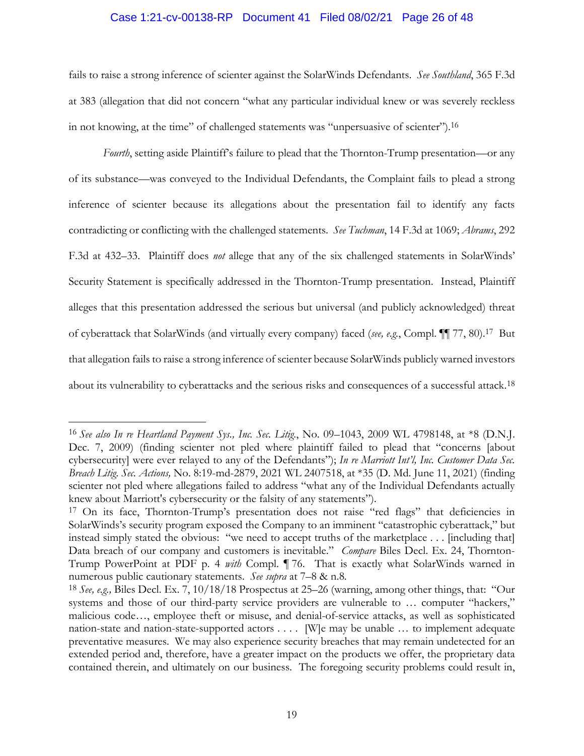fails to raise a strong inference of scienter against the SolarWinds Defendants. *See Southland*, 365 F.3d at 383 (allegation that did not concern "what any particular individual knew or was severely reckless in not knowing, at the time" of challenged statements was "unpersuasive of scienter").[16]

*Fourth*, setting aside Plaintiff's failure to plead that the Thornton-Trump presentation—or any of its substance—was conveyed to the Individual Defendants, the Complaint fails to plead a strong inference of scienter because its allegations about the presentation fail to identify any facts contradicting or conflicting with the challenged statements. *See Tuchman*, 14 F.3d at 1069; *Abrams*, 292 F.3d at 432–33. Plaintiff does *not* allege that any of the six challenged statements in SolarWinds' Security Statement is specifically addressed in the Thornton-Trump presentation. Instead, Plaintiff alleges that this presentation addressed the serious but universal (and publicly acknowledged) threat of cyberattack that SolarWinds (and virtually every company) faced (*see, e.g.*, Compl. ¶¶ 77, 80).[17] But that allegation fails to raise a strong inference of scienter because SolarWinds publicly warned investors about its vulnerability to cyberattacks and the serious risks and consequences of a successful attack.[18]

---

[16] *See also In re Heartland Payment Sys., Inc. Sec. Litig.*, No. 09–1043, 2009 WL 4798148, at *8 (D.N.J. Dec. 7, 2009) (finding scienter not pled where plaintiff failed to plead that "concerns [about cybersecurity] were ever relayed to any of the Defendants"); *In re Marriott Int'l, Inc. Customer Data Sec. Breach Litig. Sec. Actions,* No. 8:19-md-2879, 2021 WL 2407518, at *35 (D. Md. June 11, 2021) (finding scienter not pled where allegations failed to address "what any of the Individual Defendants actually knew about Marriott's cybersecurity or the falsity of any statements").

[17] On its face, Thornton-Trump's presentation does not raise "red flags" that deficiencies in SolarWinds's security program exposed the Company to an imminent "catastrophic cyberattack," but instead simply stated the obvious: "we need to accept truths of the marketplace . . . [including that] Data breach of our company and customers is inevitable." *Compare* Biles Decl. Ex. 24, Thornton-Trump PowerPoint at PDF p. 4 *with* Compl. ¶ 76. That is exactly what SolarWinds warned in numerous public cautionary statements. *See supra* at 7–8 & n.8.

[18] *See, e.g.,* Biles Decl. Ex. 7, 10/18/18 Prospectus at 25–26 (warning, among other things, that: "Our systems and those of our third-party service providers are vulnerable to … computer "hackers," malicious code…, employee theft or misuse, and denial-of-service attacks, as well as sophisticated nation-state and nation-state-supported actors . . . . [W]e may be unable … to implement adequate preventative measures. We may also experience security breaches that may remain undetected for an extended period and, therefore, have a greater impact on the products we offer, the proprietary data contained therein, and ultimately on our business. The foregoing security problems could result in,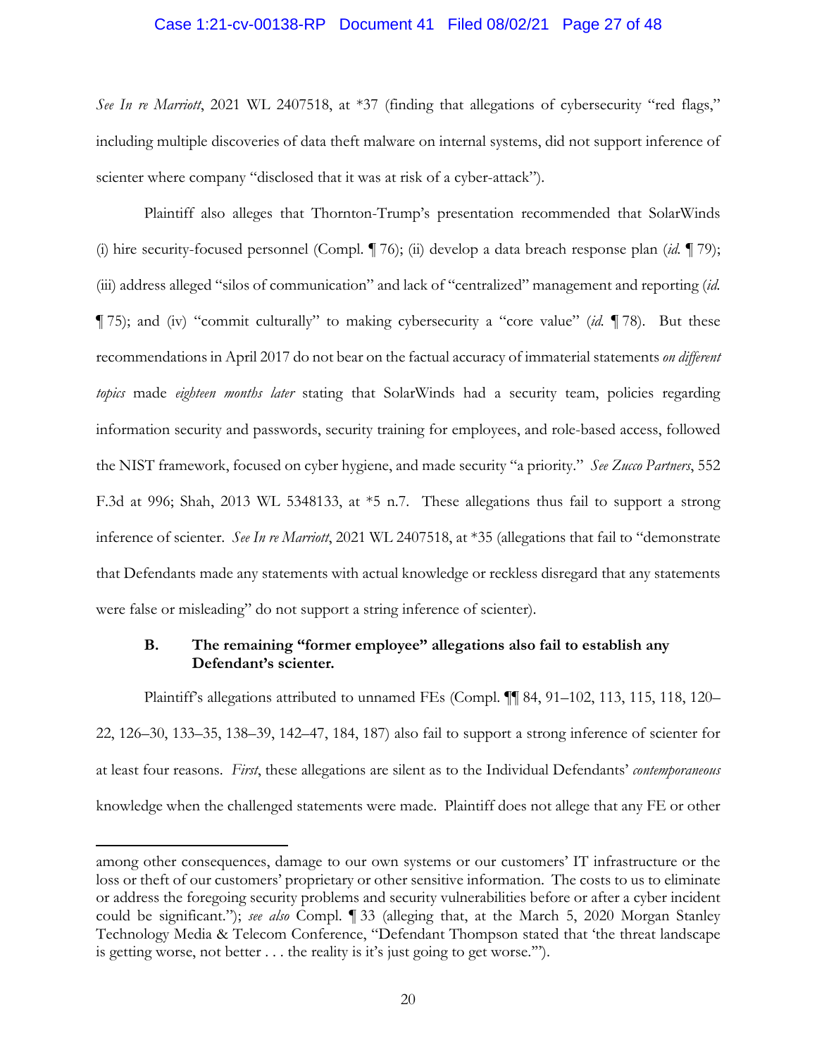*See In re Marriott*, 2021 WL 2407518, at *37 (finding that allegations of cybersecurity "red flags," including multiple discoveries of data theft malware on internal systems, did not support inference of scienter where company "disclosed that it was at risk of a cyber-attack").

Plaintiff also alleges that Thornton-Trump's presentation recommended that SolarWinds (i) hire security-focused personnel (Compl. ¶ 76); (ii) develop a data breach response plan (*id.* ¶ 79); (iii) address alleged "silos of communication" and lack of "centralized" management and reporting (*id.* ¶ 75); and (iv) "commit culturally" to making cybersecurity a "core value" (*id.* ¶ 78). But these recommendations in April 2017 do not bear on the factual accuracy of immaterial statements *on different topics* made *eighteen months later* stating that SolarWinds had a security team, policies regarding information security and passwords, security training for employees, and role-based access, followed the NIST framework, focused on cyber hygiene, and made security "a priority." *See Zucco Partners*, 552 F.3d at 996; Shah, 2013 WL 5348133, at *5 n.7. These allegations thus fail to support a strong inference of scienter. *See In re Marriott*, 2021 WL 2407518, at *35 (allegations that fail to "demonstrate that Defendants made any statements with actual knowledge or reckless disregard that any statements were false or misleading" do not support a string inference of scienter).

### B. The remaining "former employee" allegations also fail to establish any Defendant's scienter.

Plaintiff's allegations attributed to unnamed FEs (Compl. ¶¶ 84, 91–102, 113, 115, 118, 120–22, 126–30, 133–35, 138–39, 142–47, 184, 187) also fail to support a strong inference of scienter for at least four reasons. *First*, these allegations are silent as to the Individual Defendants' *contemporaneous* knowledge when the challenged statements were made. Plaintiff does not allege that any FE or other

---

among other consequences, damage to our own systems or our customers' IT infrastructure or the loss or theft of our customers' proprietary or other sensitive information. The costs to us to eliminate or address the foregoing security problems and security vulnerabilities before or after a cyber incident could be significant."); *see also* Compl. ¶ 33 (alleging that, at the March 5, 2020 Morgan Stanley Technology Media & Telecom Conference, "Defendant Thompson stated that 'the threat landscape is getting worse, not better . . . the reality is it's just going to get worse.'").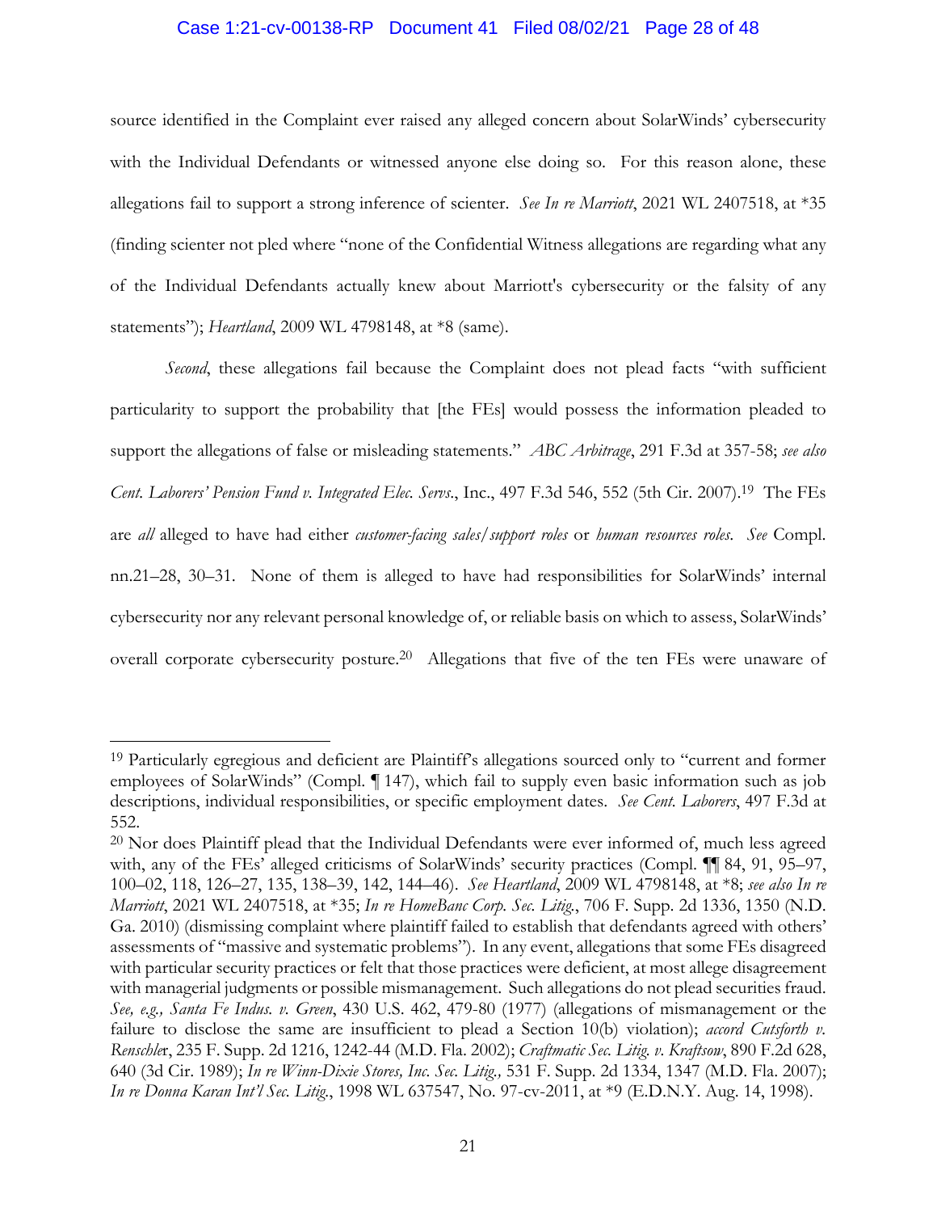source identified in the Complaint ever raised any alleged concern about SolarWinds' cybersecurity with the Individual Defendants or witnessed anyone else doing so. For this reason alone, these allegations fail to support a strong inference of scienter. *See In re Marriott*, 2021 WL 2407518, at *35 (finding scienter not pled where "none of the Confidential Witness allegations are regarding what any of the Individual Defendants actually knew about Marriott's cybersecurity or the falsity of any statements"); *Heartland*, 2009 WL 4798148, at *8 (same).

*Second*, these allegations fail because the Complaint does not plead facts "with sufficient particularity to support the probability that [the FEs] would possess the information pleaded to support the allegations of false or misleading statements." *ABC Arbitrage*, 291 F.3d at 357-58; *see also Cent. Laborers' Pension Fund v. Integrated Elec. Servs.*, Inc., 497 F.3d 546, 552 (5th Cir. 2007).[19] The FEs are *all* alleged to have had either *customer-facing sales/support roles* or *human resources roles*. *See* Compl. nn.21–28, 30–31. None of them is alleged to have had responsibilities for SolarWinds' internal cybersecurity nor any relevant personal knowledge of, or reliable basis on which to assess, SolarWinds' overall corporate cybersecurity posture.[20] Allegations that five of the ten FEs were unaware of

---

[19] Particularly egregious and deficient are Plaintiff's allegations sourced only to "current and former employees of SolarWinds" (Compl. ¶ 147), which fail to supply even basic information such as job descriptions, individual responsibilities, or specific employment dates. *See Cent. Laborers*, 497 F.3d at 552.

[20] Nor does Plaintiff plead that the Individual Defendants were ever informed of, much less agreed with, any of the FEs' alleged criticisms of SolarWinds' security practices (Compl. ¶¶ 84, 91, 95–97, 100–02, 118, 126–27, 135, 138–39, 142, 144–46). *See Heartland*, 2009 WL 4798148, at *8; *see also In re Marriott*, 2021 WL 2407518, at *35; *In re HomeBanc Corp. Sec. Litig.*, 706 F. Supp. 2d 1336, 1350 (N.D. Ga. 2010) (dismissing complaint where plaintiff failed to establish that defendants agreed with others' assessments of "massive and systematic problems"). In any event, allegations that some FEs disagreed with particular security practices or felt that those practices were deficient, at most allege disagreement with managerial judgments or possible mismanagement. Such allegations do not plead securities fraud. *See, e.g., Santa Fe Indus. v. Green*, 430 U.S. 462, 479-80 (1977) (allegations of mismanagement or the failure to disclose the same are insufficient to plead a Section 10(b) violation); *accord Cutsforth v. Renschler*, 235 F. Supp. 2d 1216, 1242-44 (M.D. Fla. 2002); *Craftmatic Sec. Litig. v. Kraftsow*, 890 F.2d 628, 640 (3d Cir. 1989); *In re Winn-Dixie Stores, Inc. Sec. Litig.,* 531 F. Supp. 2d 1334, 1347 (M.D. Fla. 2007); *In re Donna Karan Int'l Sec. Litig.*, 1998 WL 637547, No. 97-cv-2011, at *9 (E.D.N.Y. Aug. 14, 1998).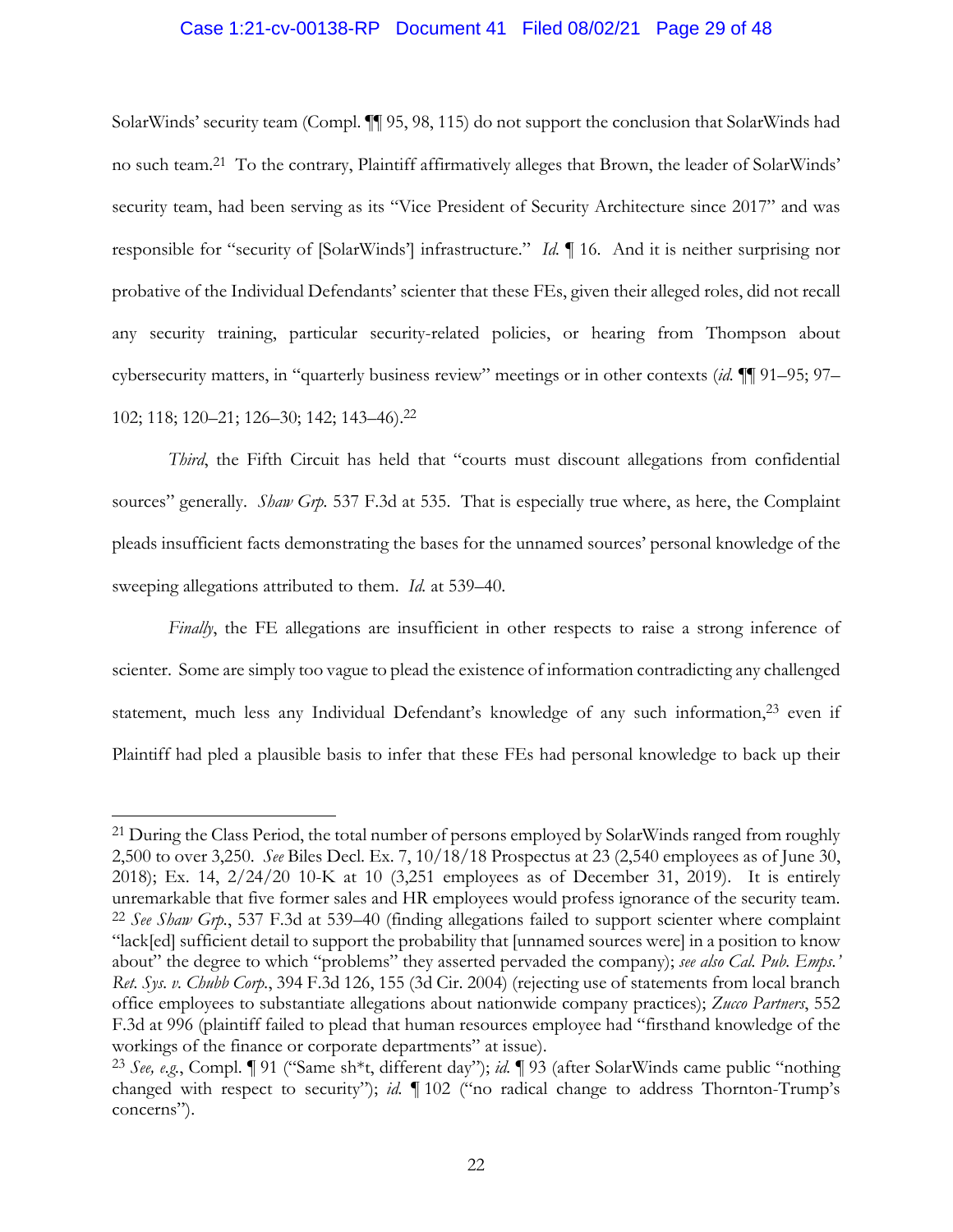SolarWinds' security team (Compl. ¶¶ 95, 98, 115) do not support the conclusion that SolarWinds had no such team.[21] To the contrary, Plaintiff affirmatively alleges that Brown, the leader of SolarWinds' security team, had been serving as its "Vice President of Security Architecture since 2017" and was responsible for "security of [SolarWinds'] infrastructure." *Id.* ¶ 16. And it is neither surprising nor probative of the Individual Defendants' scienter that these FEs, given their alleged roles, did not recall any security training, particular security-related policies, or hearing from Thompson about cybersecurity matters, in "quarterly business review" meetings or in other contexts (*id.* ¶¶ 91–95; 97–102; 118; 120–21; 126–30; 142; 143–46).[22]

*Third*, the Fifth Circuit has held that "courts must discount allegations from confidential sources" generally. *Shaw Grp.* 537 F.3d at 535. That is especially true where, as here, the Complaint pleads insufficient facts demonstrating the bases for the unnamed sources' personal knowledge of the sweeping allegations attributed to them. *Id.* at 539–40.

*Finally*, the FE allegations are insufficient in other respects to raise a strong inference of scienter. Some are simply too vague to plead the existence of information contradicting any challenged statement, much less any Individual Defendant's knowledge of any such information,[23] even if Plaintiff had pled a plausible basis to infer that these FEs had personal knowledge to back up their

---

[21] During the Class Period, the total number of persons employed by SolarWinds ranged from roughly 2,500 to over 3,250. *See* Biles Decl. Ex. 7, 10/18/18 Prospectus at 23 (2,540 employees as of June 30, 2018); Ex. 14, 2/24/20 10-K at 10 (3,251 employees as of December 31, 2019). It is entirely unremarkable that five former sales and HR employees would profess ignorance of the security team.

[22] *See Shaw Grp.*, 537 F.3d at 539–40 (finding allegations failed to support scienter where complaint "lack[ed] sufficient detail to support the probability that [unnamed sources were] in a position to know about" the degree to which "problems" they asserted pervaded the company); *see also Cal. Pub. Emps.' Ret. Sys. v. Chubb Corp.*, 394 F.3d 126, 155 (3d Cir. 2004) (rejecting use of statements from local branch office employees to substantiate allegations about nationwide company practices); *Zucco Partners*, 552 F.3d at 996 (plaintiff failed to plead that human resources employee had "firsthand knowledge of the workings of the finance or corporate departments" at issue).

[23] *See, e.g.*, Compl. ¶ 91 ("Same sh*t, different day"); *id.* ¶ 93 (after SolarWinds came public "nothing changed with respect to security"); *id.* ¶ 102 ("no radical change to address Thornton-Trump's concerns").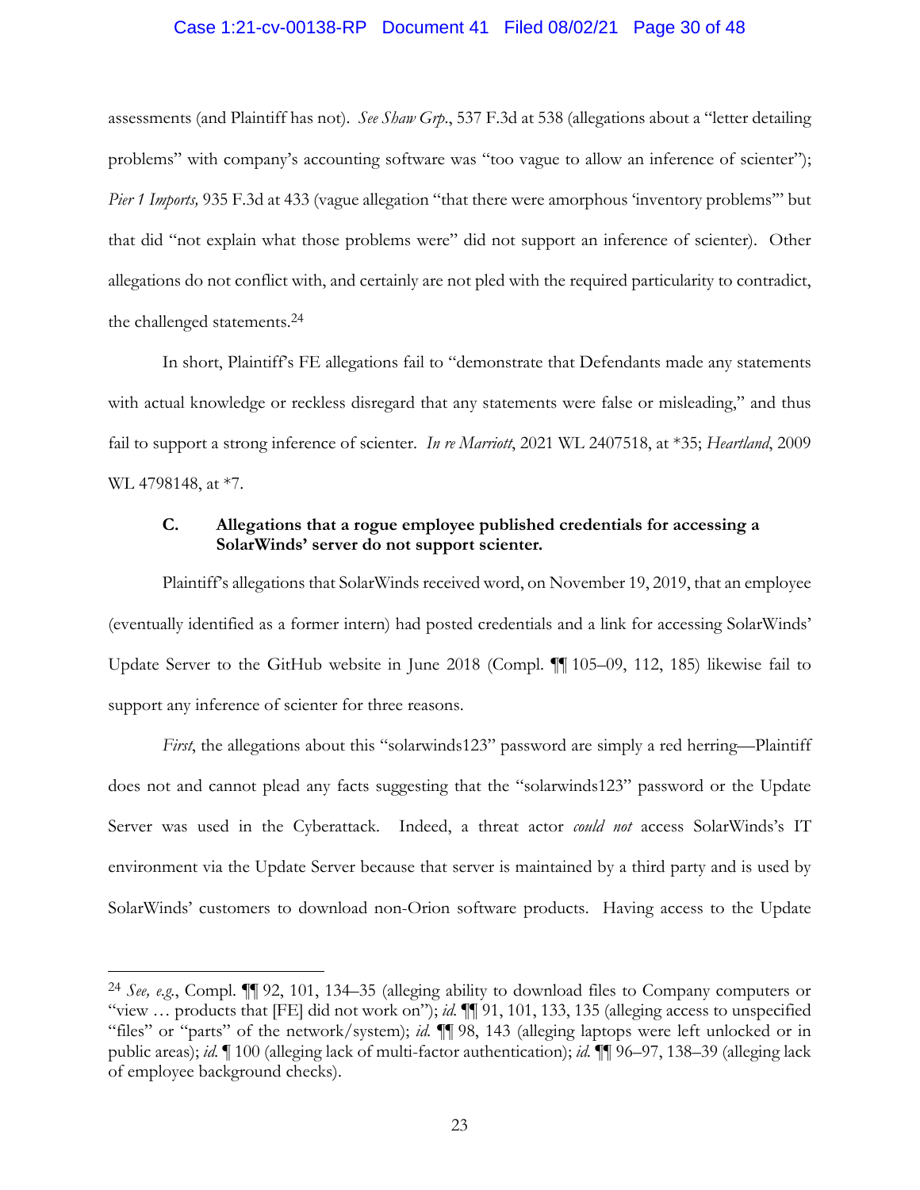assessments (and Plaintiff has not). *See Shaw Grp.*, 537 F.3d at 538 (allegations about a "letter detailing problems" with company's accounting software was "too vague to allow an inference of scienter"); *Pier 1 Imports,* 935 F.3d at 433 (vague allegation "that there were amorphous 'inventory problems'" but that did "not explain what those problems were" did not support an inference of scienter). Other allegations do not conflict with, and certainly are not pled with the required particularity to contradict, the challenged statements.[24]

In short, Plaintiff's FE allegations fail to "demonstrate that Defendants made any statements with actual knowledge or reckless disregard that any statements were false or misleading," and thus fail to support a strong inference of scienter. *In re Marriott*, 2021 WL 2407518, at *35; *Heartland*, 2009 WL 4798148, at *7.

### C. Allegations that a rogue employee published credentials for accessing a SolarWinds' server do not support scienter.

Plaintiff's allegations that SolarWinds received word, on November 19, 2019, that an employee (eventually identified as a former intern) had posted credentials and a link for accessing SolarWinds' Update Server to the GitHub website in June 2018 (Compl. ¶¶ 105–09, 112, 185) likewise fail to support any inference of scienter for three reasons.

*First*, the allegations about this "solarwinds123" password are simply a red herring—Plaintiff does not and cannot plead any facts suggesting that the "solarwinds123" password or the Update Server was used in the Cyberattack. Indeed, a threat actor *could not* access SolarWinds's IT environment via the Update Server because that server is maintained by a third party and is used by SolarWinds' customers to download non-Orion software products. Having access to the Update

---

[24] *See, e.g.*, Compl. ¶¶ 92, 101, 134–35 (alleging ability to download files to Company computers or "view … products that [FE] did not work on"); *id.* ¶¶ 91, 101, 133, 135 (alleging access to unspecified "files" or "parts" of the network/system); *id.* ¶¶ 98, 143 (alleging laptops were left unlocked or in public areas); *id.* ¶ 100 (alleging lack of multi-factor authentication); *id.* ¶¶ 96–97, 138–39 (alleging lack of employee background checks).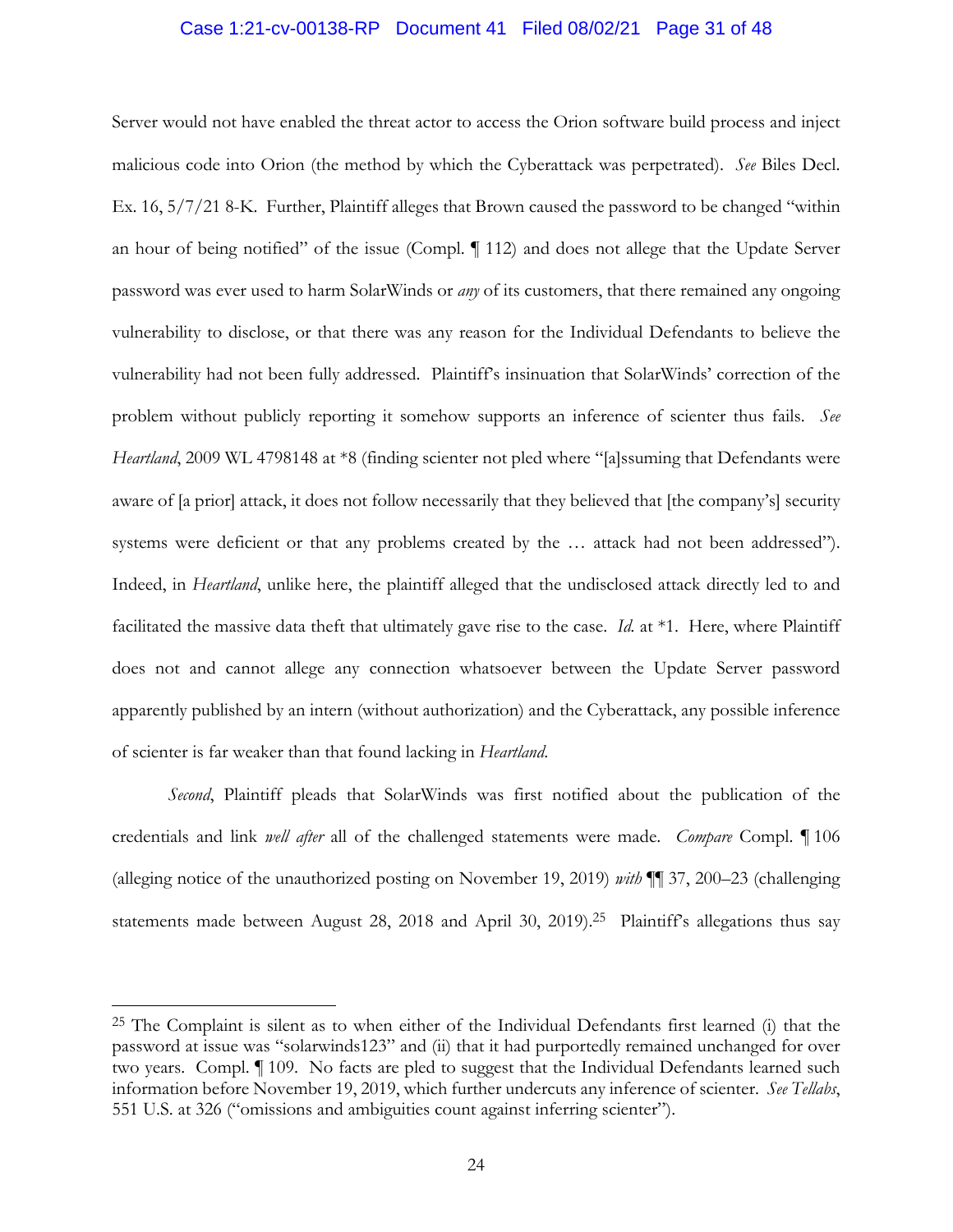Server would not have enabled the threat actor to access the Orion software build process and inject malicious code into Orion (the method by which the Cyberattack was perpetrated). *See* Biles Decl. Ex. 16, 5/7/21 8-K. Further, Plaintiff alleges that Brown caused the password to be changed "within an hour of being notified" of the issue (Compl. ¶ 112) and does not allege that the Update Server password was ever used to harm SolarWinds or *any* of its customers, that there remained any ongoing vulnerability to disclose, or that there was any reason for the Individual Defendants to believe the vulnerability had not been fully addressed. Plaintiff's insinuation that SolarWinds' correction of the problem without publicly reporting it somehow supports an inference of scienter thus fails. *See Heartland*, 2009 WL 4798148 at *8 (finding scienter not pled where "[a]ssuming that Defendants were aware of [a prior] attack, it does not follow necessarily that they believed that [the company's] security systems were deficient or that any problems created by the … attack had not been addressed"). Indeed, in *Heartland*, unlike here, the plaintiff alleged that the undisclosed attack directly led to and facilitated the massive data theft that ultimately gave rise to the case. *Id.* at *1. Here, where Plaintiff does not and cannot allege any connection whatsoever between the Update Server password apparently published by an intern (without authorization) and the Cyberattack, any possible inference of scienter is far weaker than that found lacking in *Heartland*.

*Second*, Plaintiff pleads that SolarWinds was first notified about the publication of the credentials and link *well after* all of the challenged statements were made. *Compare* Compl. ¶ 106 (alleging notice of the unauthorized posting on November 19, 2019) *with* ¶¶ 37, 200–23 (challenging statements made between August 28, 2018 and April 30, 2019).[25] Plaintiff's allegations thus say

---

[25] The Complaint is silent as to when either of the Individual Defendants first learned (i) that the password at issue was "solarwinds123" and (ii) that it had purportedly remained unchanged for over two years. Compl. ¶ 109. No facts are pled to suggest that the Individual Defendants learned such information before November 19, 2019, which further undercuts any inference of scienter. *See Tellabs*, 551 U.S. at 326 ("omissions and ambiguities count against inferring scienter").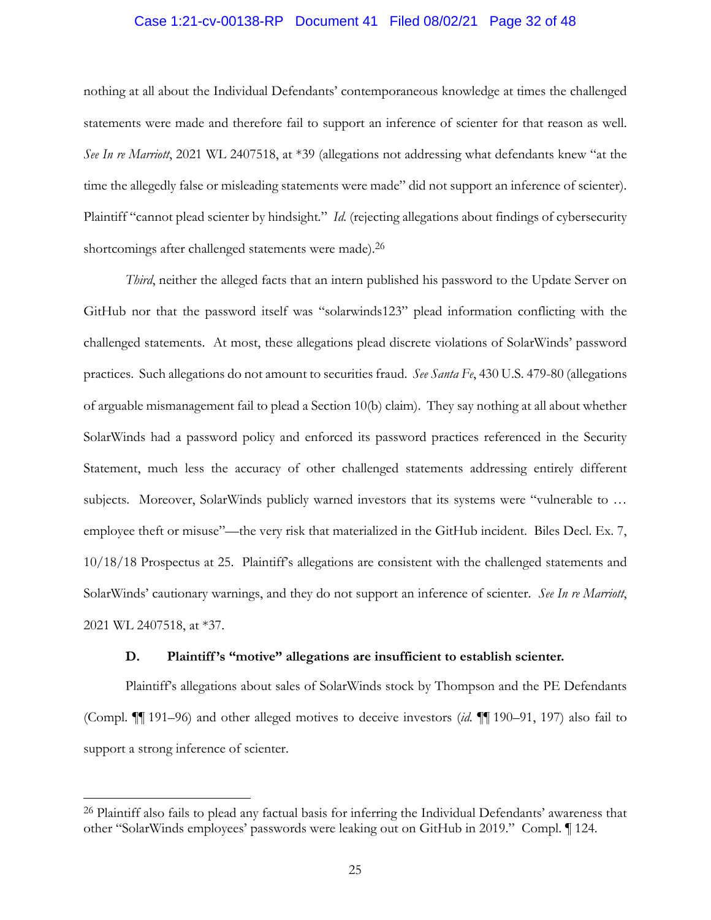nothing at all about the Individual Defendants' contemporaneous knowledge at times the challenged statements were made and therefore fail to support an inference of scienter for that reason as well. *See In re Marriott*, 2021 WL 2407518, at *39 (allegations not addressing what defendants knew "at the time the allegedly false or misleading statements were made" did not support an inference of scienter). Plaintiff "cannot plead scienter by hindsight." *Id.* (rejecting allegations about findings of cybersecurity shortcomings after challenged statements were made).[26]

*Third*, neither the alleged facts that an intern published his password to the Update Server on GitHub nor that the password itself was "solarwinds123" plead information conflicting with the challenged statements. At most, these allegations plead discrete violations of SolarWinds' password practices. Such allegations do not amount to securities fraud. *See Santa Fe*, 430 U.S. 479-80 (allegations of arguable mismanagement fail to plead a Section 10(b) claim). They say nothing at all about whether SolarWinds had a password policy and enforced its password practices referenced in the Security Statement, much less the accuracy of other challenged statements addressing entirely different subjects. Moreover, SolarWinds publicly warned investors that its systems were "vulnerable to … employee theft or misuse"—the very risk that materialized in the GitHub incident. Biles Decl. Ex. 7, 10/18/18 Prospectus at 25. Plaintiff's allegations are consistent with the challenged statements and SolarWinds' cautionary warnings, and they do not support an inference of scienter. *See In re Marriott*, 2021 WL 2407518, at *37.

### D. Plaintiff's "motive" allegations are insufficient to establish scienter.

Plaintiff's allegations about sales of SolarWinds stock by Thompson and the PE Defendants (Compl. ¶¶ 191–96) and other alleged motives to deceive investors (*id.* ¶¶ 190–91, 197) also fail to support a strong inference of scienter.

---

[26] Plaintiff also fails to plead any factual basis for inferring the Individual Defendants' awareness that other "SolarWinds employees' passwords were leaking out on GitHub in 2019." Compl. ¶ 124.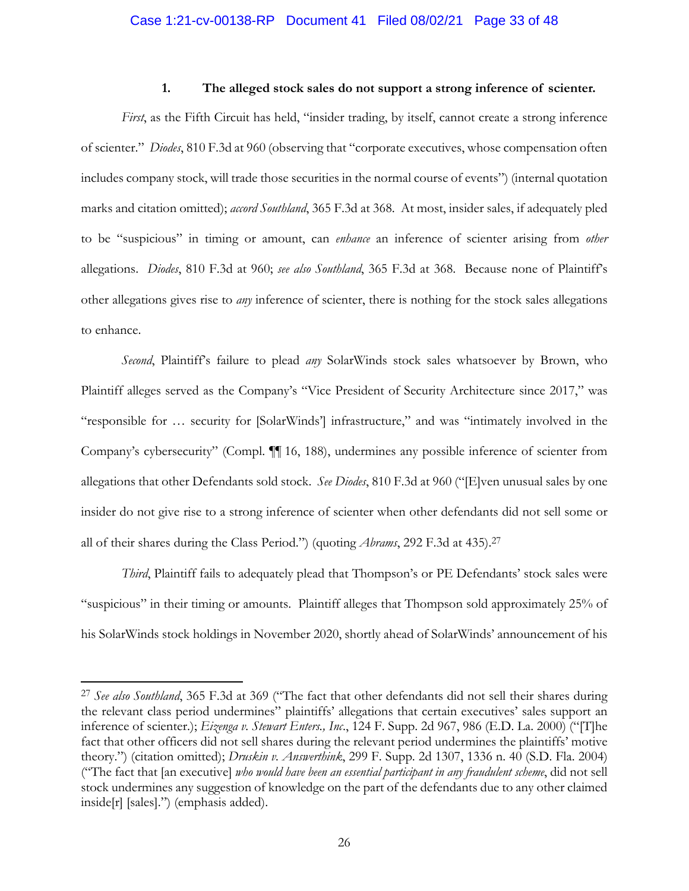### 1. The alleged stock sales do not support a strong inference of scienter.

*First*, as the Fifth Circuit has held, "insider trading, by itself, cannot create a strong inference of scienter." *Diodes*, 810 F.3d at 960 (observing that "corporate executives, whose compensation often includes company stock, will trade those securities in the normal course of events") (internal quotation marks and citation omitted); *accord Southland*, 365 F.3d at 368. At most, insider sales, if adequately pled to be "suspicious" in timing or amount, can *enhance* an inference of scienter arising from *other* allegations. *Diodes*, 810 F.3d at 960; *see also Southland*, 365 F.3d at 368. Because none of Plaintiff's other allegations gives rise to *any* inference of scienter, there is nothing for the stock sales allegations to enhance.

*Second*, Plaintiff's failure to plead *any* SolarWinds stock sales whatsoever by Brown, who Plaintiff alleges served as the Company's "Vice President of Security Architecture since 2017," was "responsible for … security for [SolarWinds'] infrastructure," and was "intimately involved in the Company's cybersecurity" (Compl. ¶¶ 16, 188), undermines any possible inference of scienter from allegations that other Defendants sold stock. *See Diodes*, 810 F.3d at 960 ("[E]ven unusual sales by one insider do not give rise to a strong inference of scienter when other defendants did not sell some or all of their shares during the Class Period.") (quoting *Abrams*, 292 F.3d at 435).[27]

*Third*, Plaintiff fails to adequately plead that Thompson's or PE Defendants' stock sales were "suspicious" in their timing or amounts. Plaintiff alleges that Thompson sold approximately 25% of his SolarWinds stock holdings in November 2020, shortly ahead of SolarWinds' announcement of his

---

[27] *See also Southland*, 365 F.3d at 369 ("The fact that other defendants did not sell their shares during the relevant class period undermines" plaintiffs' allegations that certain executives' sales support an inference of scienter.); *Eizenga v. Stewart Enters., Inc.*, 124 F. Supp. 2d 967, 986 (E.D. La. 2000) ("[T]he fact that other officers did not sell shares during the relevant period undermines the plaintiffs' motive theory.") (citation omitted); *Druskin v. Answerthink*, 299 F. Supp. 2d 1307, 1336 n. 40 (S.D. Fla. 2004) ("The fact that [an executive] *who would have been an essential participant in any fraudulent scheme*, did not sell stock undermines any suggestion of knowledge on the part of the defendants due to any other claimed inside[r] [sales].") (emphasis added).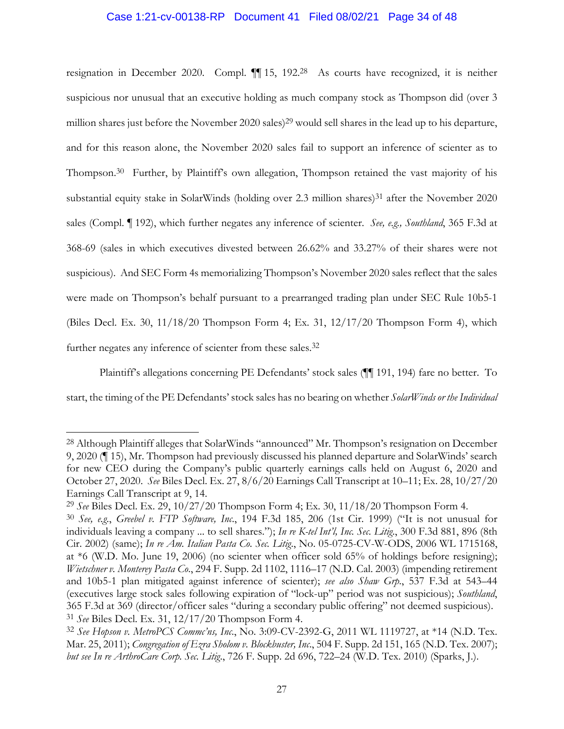resignation in December 2020. Compl. ¶¶ 15, 192.[28] As courts have recognized, it is neither suspicious nor unusual that an executive holding as much company stock as Thompson did (over 3 million shares just before the November 2020 sales)[29] would sell shares in the lead up to his departure, and for this reason alone, the November 2020 sales fail to support an inference of scienter as to Thompson.[30] Further, by Plaintiff's own allegation, Thompson retained the vast majority of his substantial equity stake in SolarWinds (holding over 2.3 million shares)[31] after the November 2020 sales (Compl. ¶ 192), which further negates any inference of scienter. *See, e.g., Southland*, 365 F.3d at 368-69 (sales in which executives divested between 26.62% and 33.27% of their shares were not suspicious). And SEC Form 4s memorializing Thompson's November 2020 sales reflect that the sales were made on Thompson's behalf pursuant to a prearranged trading plan under SEC Rule 10b5-1 (Biles Decl. Ex. 30, 11/18/20 Thompson Form 4; Ex. 31, 12/17/20 Thompson Form 4), which further negates any inference of scienter from these sales.[32]

Plaintiff's allegations concerning PE Defendants' stock sales (¶¶ 191, 194) fare no better. To start, the timing of the PE Defendants' stock sales has no bearing on whether *SolarWinds or the Individual*

---

[28] Although Plaintiff alleges that SolarWinds "announced" Mr. Thompson's resignation on December 9, 2020 (¶ 15), Mr. Thompson had previously discussed his planned departure and SolarWinds' search for new CEO during the Company's public quarterly earnings calls held on August 6, 2020 and October 27, 2020. *See* Biles Decl. Ex. 27, 8/6/20 Earnings Call Transcript at 10–11; Ex. 28, 10/27/20 Earnings Call Transcript at 9, 14.

[29] *See* Biles Decl. Ex. 29, 10/27/20 Thompson Form 4; Ex. 30, 11/18/20 Thompson Form 4.

[30] *See, e.g.*, *Greebel v. FTP Software, Inc.*, 194 F.3d 185, 206 (1st Cir. 1999) ("It is not unusual for individuals leaving a company ... to sell shares."); *In re K-tel Int'l, Inc. Sec. Litig.*, 300 F.3d 881, 896 (8th Cir. 2002) (same); *In re Am. Italian Pasta Co. Sec. Litig.*, No. 05-0725-CV-W-ODS, 2006 WL 1715168, at *6 (W.D. Mo. June 19, 2006) (no scienter when officer sold 65% of holdings before resigning); *Wietschner v. Monterey Pasta Co.*, 294 F. Supp. 2d 1102, 1116–17 (N.D. Cal. 2003) (impending retirement and 10b5-1 plan mitigated against inference of scienter); *see also Shaw Grp.*, 537 F.3d at 543–44 (executives large stock sales following expiration of "lock-up" period was not suspicious); *Southland*, 365 F.3d at 369 (director/officer sales "during a secondary public offering" not deemed suspicious).

[31] *See* Biles Decl. Ex. 31, 12/17/20 Thompson Form 4.

[32] *See Hopson v. MetroPCS Commc'ns, Inc.*, No. 3:09-CV-2392-G, 2011 WL 1119727, at *14 (N.D. Tex. Mar. 25, 2011); *Congregation of Ezra Sholom v. Blockbuster, Inc.*, 504 F. Supp. 2d 151, 165 (N.D. Tex. 2007); *but see In re ArthroCare Corp. Sec. Litig.*, 726 F. Supp. 2d 696, 722–24 (W.D. Tex. 2010) (Sparks, J.).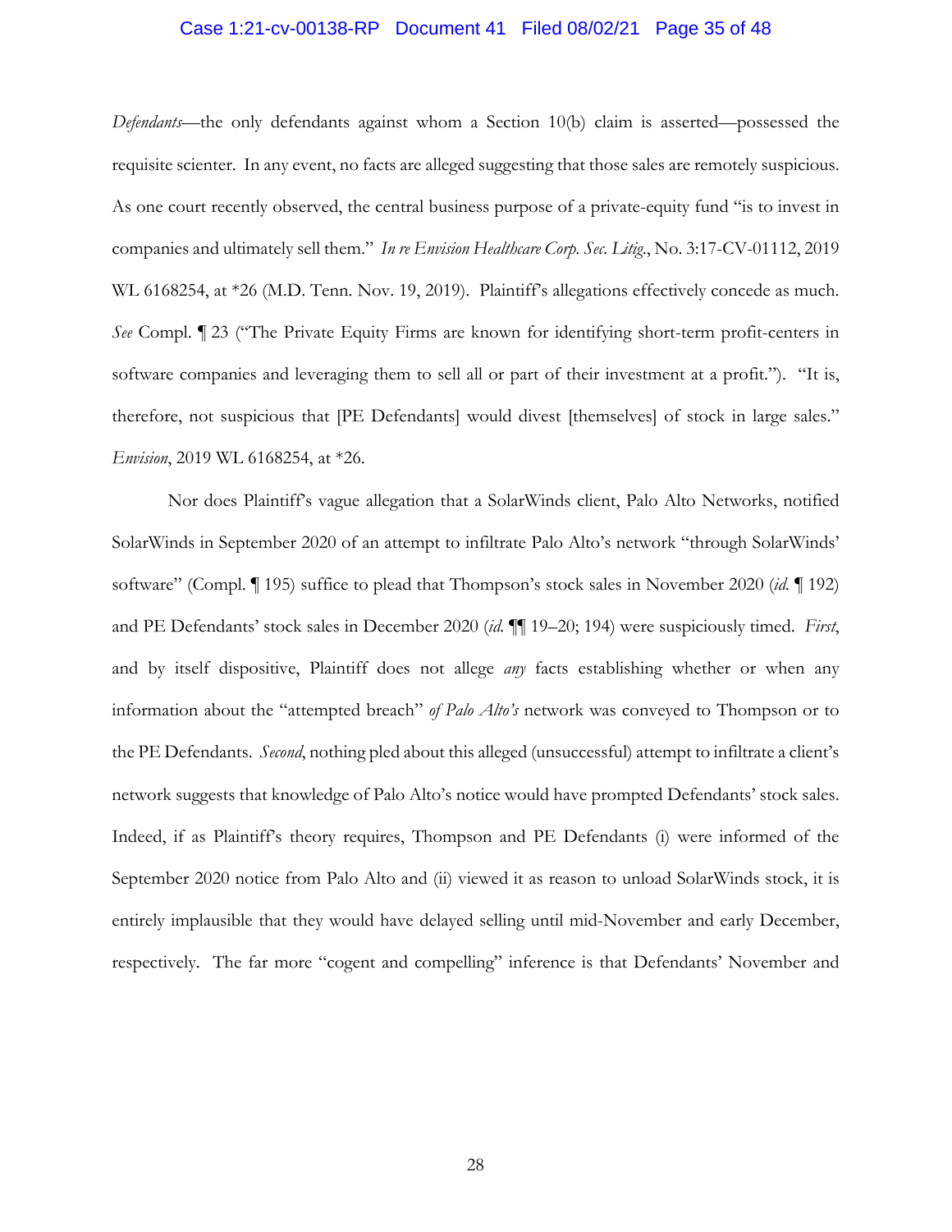*Defendants*—the only defendants against whom a Section 10(b) claim is asserted—possessed the requisite scienter. In any event, no facts are alleged suggesting that those sales are remotely suspicious. As one court recently observed, the central business purpose of a private-equity fund "is to invest in companies and ultimately sell them." *In re Envision Healthcare Corp. Sec. Litig.*, No. 3:17-CV-01112, 2019 WL 6168254, at *26 (M.D. Tenn. Nov. 19, 2019). Plaintiff's allegations effectively concede as much. *See* Compl. ¶ 23 ("The Private Equity Firms are known for identifying short-term profit-centers in software companies and leveraging them to sell all or part of their investment at a profit."). "It is, therefore, not suspicious that [PE Defendants] would divest [themselves] of stock in large sales." *Envision*, 2019 WL 6168254, at *26.

Nor does Plaintiff's vague allegation that a SolarWinds client, Palo Alto Networks, notified SolarWinds in September 2020 of an attempt to infiltrate Palo Alto's network "through SolarWinds' software" (Compl. ¶ 195) suffice to plead that Thompson's stock sales in November 2020 (*id.* ¶ 192) and PE Defendants' stock sales in December 2020 (*id.* ¶¶ 19–20; 194) were suspiciously timed. *First*, and by itself dispositive, Plaintiff does not allege *any* facts establishing whether or when any information about the "attempted breach" *of Palo Alto's* network was conveyed to Thompson or to the PE Defendants. *Second*, nothing pled about this alleged (unsuccessful) attempt to infiltrate a client's network suggests that knowledge of Palo Alto's notice would have prompted Defendants' stock sales. Indeed, if as Plaintiff's theory requires, Thompson and PE Defendants (i) were informed of the September 2020 notice from Palo Alto and (ii) viewed it as reason to unload SolarWinds stock, it is entirely implausible that they would have delayed selling until mid-November and early December, respectively. The far more "cogent and compelling" inference is that Defendants' November and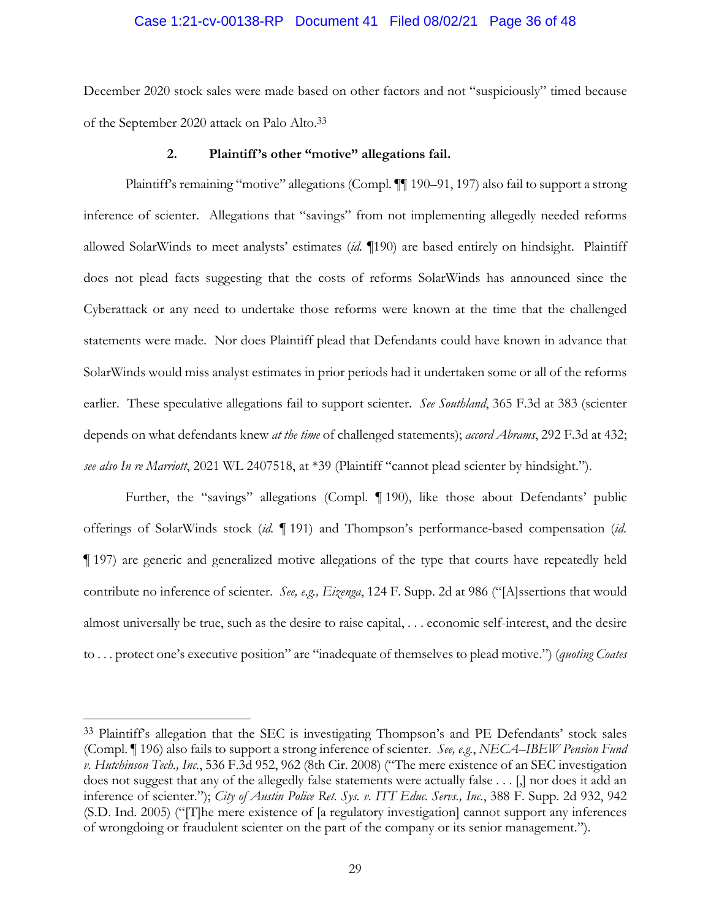December 2020 stock sales were made based on other factors and not "suspiciously" timed because of the September 2020 attack on Palo Alto.[33]

### 2. Plaintiff's other "motive" allegations fail.

Plaintiff's remaining "motive" allegations (Compl. ¶¶ 190–91, 197) also fail to support a strong inference of scienter. Allegations that "savings" from not implementing allegedly needed reforms allowed SolarWinds to meet analysts' estimates (*id.* ¶190) are based entirely on hindsight. Plaintiff does not plead facts suggesting that the costs of reforms SolarWinds has announced since the Cyberattack or any need to undertake those reforms were known at the time that the challenged statements were made. Nor does Plaintiff plead that Defendants could have known in advance that SolarWinds would miss analyst estimates in prior periods had it undertaken some or all of the reforms earlier. These speculative allegations fail to support scienter. *See Southland*, 365 F.3d at 383 (scienter depends on what defendants knew *at the time* of challenged statements); *accord Abrams*, 292 F.3d at 432; *see also In re Marriott*, 2021 WL 2407518, at *39 (Plaintiff "cannot plead scienter by hindsight.").

Further, the "savings" allegations (Compl. ¶ 190), like those about Defendants' public offerings of SolarWinds stock (*id.* ¶ 191) and Thompson's performance-based compensation (*id.* ¶ 197) are generic and generalized motive allegations of the type that courts have repeatedly held contribute no inference of scienter. *See, e.g.*, *Eizenga*, 124 F. Supp. 2d at 986 ("[A]ssertions that would almost universally be true, such as the desire to raise capital, . . . economic self-interest, and the desire to . . . protect one's executive position" are "inadequate of themselves to plead motive.") (*quoting Coates*

---

[33] Plaintiff's allegation that the SEC is investigating Thompson's and PE Defendants' stock sales (Compl. ¶ 196) also fails to support a strong inference of scienter. *See, e.g.*, *NECA–IBEW Pension Fund v. Hutchinson Tech., Inc.*, 536 F.3d 952, 962 (8th Cir. 2008) ("The mere existence of an SEC investigation does not suggest that any of the allegedly false statements were actually false . . . [,] nor does it add an inference of scienter."); *City of Austin Police Ret. Sys. v. ITT Educ. Servs., Inc.*, 388 F. Supp. 2d 932, 942 (S.D. Ind. 2005) ("[T]he mere existence of [a regulatory investigation] cannot support any inferences of wrongdoing or fraudulent scienter on the part of the company or its senior management.").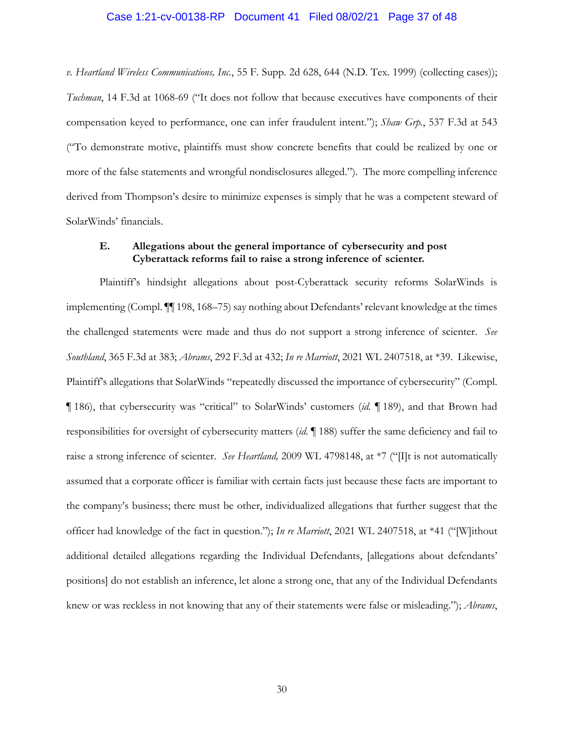*v. Heartland Wireless Communications, Inc.*, 55 F. Supp. 2d 628, 644 (N.D. Tex. 1999) (collecting cases)); *Tuchman*, 14 F.3d at 1068-69 ("It does not follow that because executives have components of their compensation keyed to performance, one can infer fraudulent intent."); *Shaw Grp.*, 537 F.3d at 543 ("To demonstrate motive, plaintiffs must show concrete benefits that could be realized by one or more of the false statements and wrongful nondisclosures alleged."). The more compelling inference derived from Thompson's desire to minimize expenses is simply that he was a competent steward of SolarWinds' financials.

### E. Allegations about the general importance of cybersecurity and post Cyberattack reforms fail to raise a strong inference of scienter.

Plaintiff's hindsight allegations about post-Cyberattack security reforms SolarWinds is implementing (Compl. ¶¶ 198, 168–75) say nothing about Defendants' relevant knowledge at the times the challenged statements were made and thus do not support a strong inference of scienter. *See Southland*, 365 F.3d at 383; *Abrams*, 292 F.3d at 432; *In re Marriott*, 2021 WL 2407518, at *39. Likewise, Plaintiff's allegations that SolarWinds "repeatedly discussed the importance of cybersecurity" (Compl. ¶ 186), that cybersecurity was "critical" to SolarWinds' customers (*id.* ¶ 189), and that Brown had responsibilities for oversight of cybersecurity matters (*id.* ¶ 188) suffer the same deficiency and fail to raise a strong inference of scienter. *See Heartland,* 2009 WL 4798148, at *7 ("[I]t is not automatically assumed that a corporate officer is familiar with certain facts just because these facts are important to the company's business; there must be other, individualized allegations that further suggest that the officer had knowledge of the fact in question."); *In re Marriott*, 2021 WL 2407518, at *41 ("[W]ithout additional detailed allegations regarding the Individual Defendants, [allegations about defendants' positions] do not establish an inference, let alone a strong one, that any of the Individual Defendants knew or was reckless in not knowing that any of their statements were false or misleading."); *Abrams*,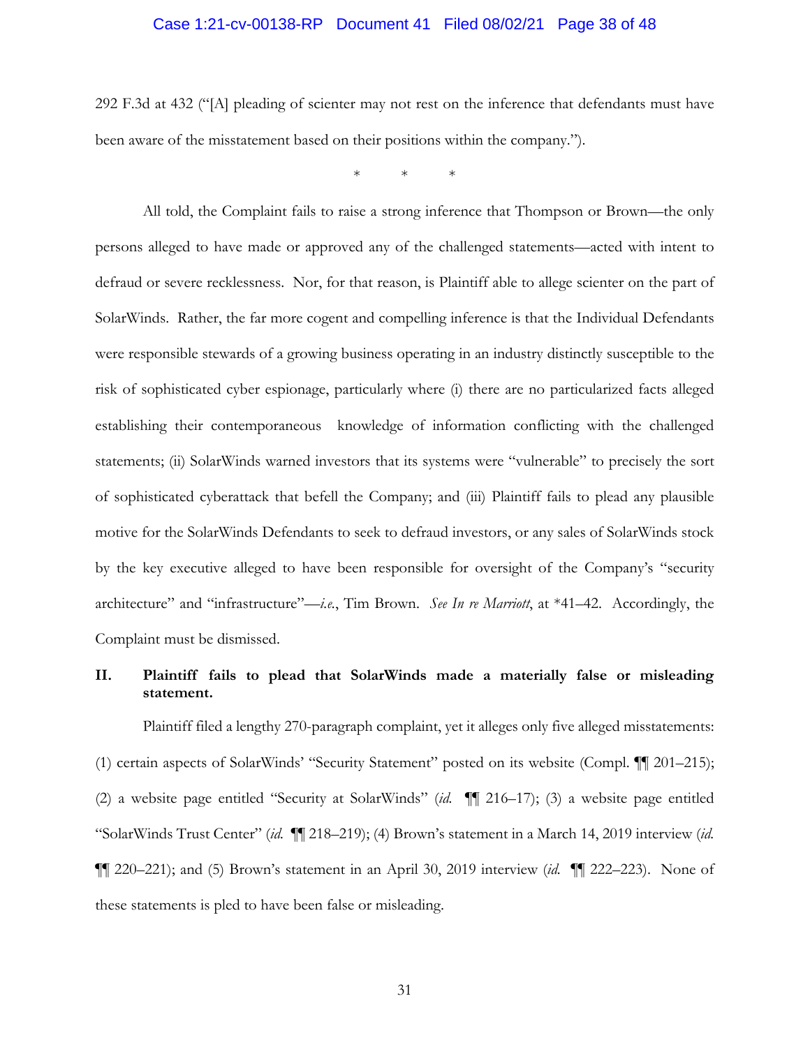292 F.3d at 432 ("[A] pleading of scienter may not rest on the inference that defendants must have been aware of the misstatement based on their positions within the company.").

\*       \*       \*

All told, the Complaint fails to raise a strong inference that Thompson or Brown—the only persons alleged to have made or approved any of the challenged statements—acted with intent to defraud or severe recklessness. Nor, for that reason, is Plaintiff able to allege scienter on the part of SolarWinds. Rather, the far more cogent and compelling inference is that the Individual Defendants were responsible stewards of a growing business operating in an industry distinctly susceptible to the risk of sophisticated cyber espionage, particularly where (i) there are no particularized facts alleged establishing their contemporaneous knowledge of information conflicting with the challenged statements; (ii) SolarWinds warned investors that its systems were "vulnerable" to precisely the sort of sophisticated cyberattack that befell the Company; and (iii) Plaintiff fails to plead any plausible motive for the SolarWinds Defendants to seek to defraud investors, or any sales of SolarWinds stock by the key executive alleged to have been responsible for oversight of the Company's "security architecture" and "infrastructure"—*i.e.*, Tim Brown. *See In re Marriott*, at \*41–42. Accordingly, the Complaint must be dismissed.

## II. Plaintiff fails to plead that SolarWinds made a materially false or misleading statement.

Plaintiff filed a lengthy 270-paragraph complaint, yet it alleges only five alleged misstatements: (1) certain aspects of SolarWinds' "Security Statement" posted on its website (Compl. ¶¶ 201–215); (2) a website page entitled "Security at SolarWinds" (*id.* ¶¶ 216–17); (3) a website page entitled "SolarWinds Trust Center" (*id.* ¶¶ 218–219); (4) Brown's statement in a March 14, 2019 interview (*id.* ¶¶ 220–221); and (5) Brown's statement in an April 30, 2019 interview (*id.* ¶¶ 222–223). None of these statements is pled to have been false or misleading.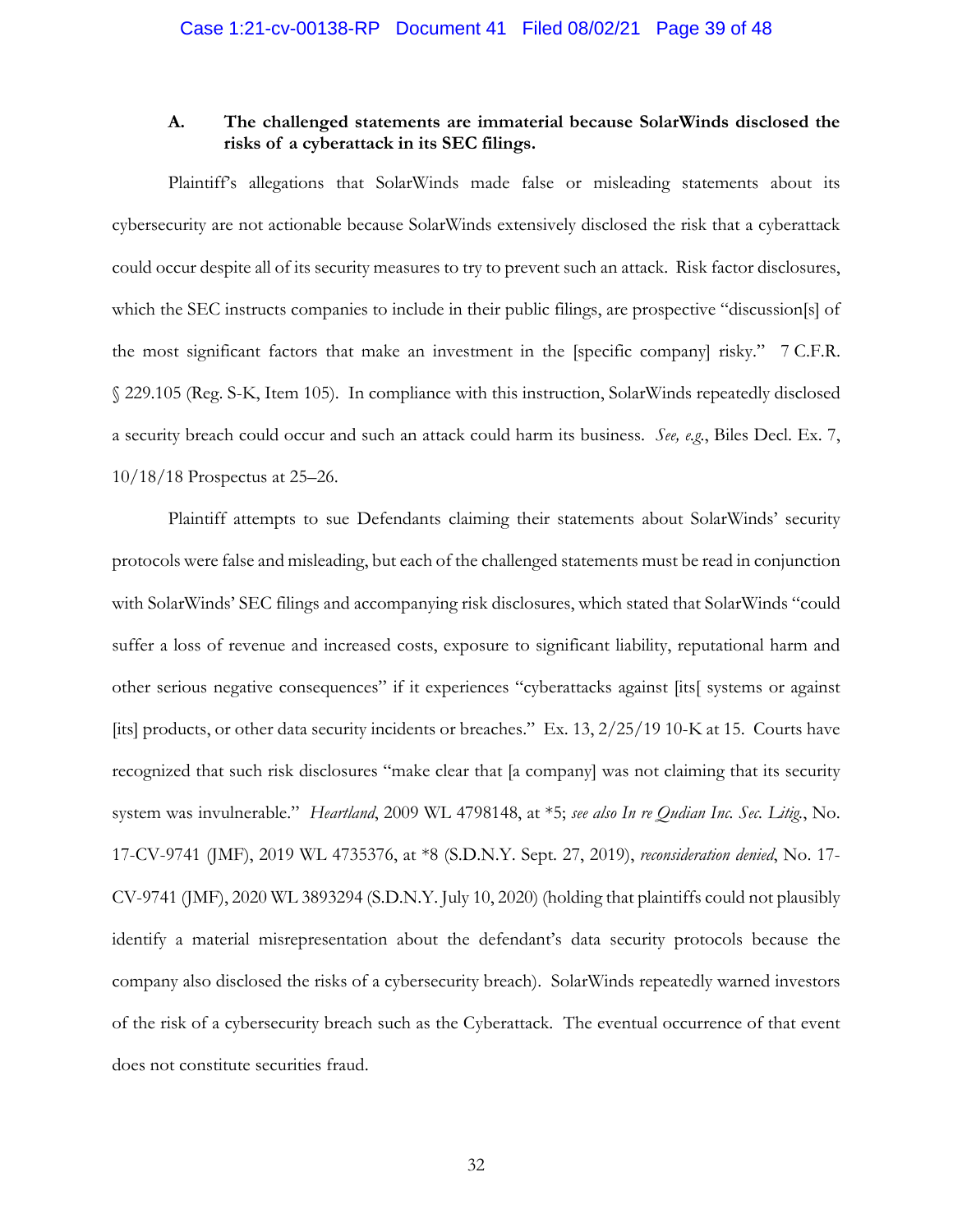### A. The challenged statements are immaterial because SolarWinds disclosed the risks of a cyberattack in its SEC filings.

Plaintiff's allegations that SolarWinds made false or misleading statements about its cybersecurity are not actionable because SolarWinds extensively disclosed the risk that a cyberattack could occur despite all of its security measures to try to prevent such an attack. Risk factor disclosures, which the SEC instructs companies to include in their public filings, are prospective "discussion[s] of the most significant factors that make an investment in the [specific company] risky." 7 C.F.R. § 229.105 (Reg. S-K, Item 105). In compliance with this instruction, SolarWinds repeatedly disclosed a security breach could occur and such an attack could harm its business. *See, e.g.*, Biles Decl. Ex. 7, 10/18/18 Prospectus at 25–26.

Plaintiff attempts to sue Defendants claiming their statements about SolarWinds' security protocols were false and misleading, but each of the challenged statements must be read in conjunction with SolarWinds' SEC filings and accompanying risk disclosures, which stated that SolarWinds "could suffer a loss of revenue and increased costs, exposure to significant liability, reputational harm and other serious negative consequences" if it experiences "cyberattacks against [its[ systems or against [its] products, or other data security incidents or breaches." Ex. 13, 2/25/19 10-K at 15. Courts have recognized that such risk disclosures "make clear that [a company] was not claiming that its security system was invulnerable." *Heartland*, 2009 WL 4798148, at *5; *see also In re Qudian Inc. Sec. Litig.*, No. 17-CV-9741 (JMF), 2019 WL 4735376, at *8 (S.D.N.Y. Sept. 27, 2019), *reconsideration denied*, No. 17-CV-9741 (JMF), 2020 WL 3893294 (S.D.N.Y. July 10, 2020) (holding that plaintiffs could not plausibly identify a material misrepresentation about the defendant's data security protocols because the company also disclosed the risks of a cybersecurity breach). SolarWinds repeatedly warned investors of the risk of a cybersecurity breach such as the Cyberattack. The eventual occurrence of that event does not constitute securities fraud.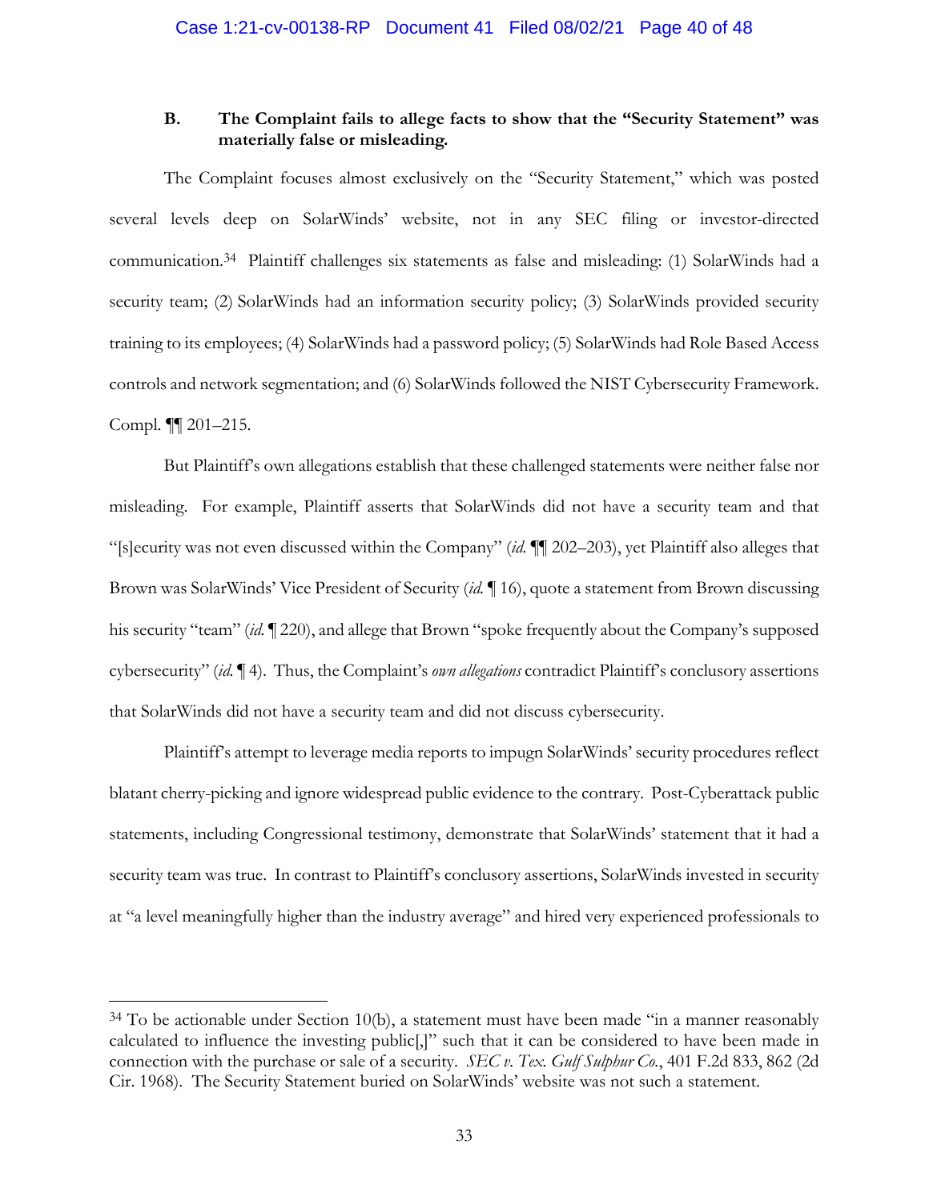### B. The Complaint fails to allege facts to show that the "Security Statement" was materially false or misleading.

The Complaint focuses almost exclusively on the "Security Statement," which was posted several levels deep on SolarWinds' website, not in any SEC filing or investor-directed communication.[34] Plaintiff challenges six statements as false and misleading: (1) SolarWinds had a security team; (2) SolarWinds had an information security policy; (3) SolarWinds provided security training to its employees; (4) SolarWinds had a password policy; (5) SolarWinds had Role Based Access controls and network segmentation; and (6) SolarWinds followed the NIST Cybersecurity Framework. Compl. ¶¶ 201–215.

But Plaintiff's own allegations establish that these challenged statements were neither false nor misleading. For example, Plaintiff asserts that SolarWinds did not have a security team and that "[s]ecurity was not even discussed within the Company" (*id.* ¶¶ 202–203), yet Plaintiff also alleges that Brown was SolarWinds' Vice President of Security (*id.* ¶ 16), quote a statement from Brown discussing his security "team" (*id.* ¶ 220), and allege that Brown "spoke frequently about the Company's supposed cybersecurity" (*id.* ¶ 4). Thus, the Complaint's *own allegations* contradict Plaintiff's conclusory assertions that SolarWinds did not have a security team and did not discuss cybersecurity.

Plaintiff's attempt to leverage media reports to impugn SolarWinds' security procedures reflect blatant cherry-picking and ignore widespread public evidence to the contrary. Post-Cyberattack public statements, including Congressional testimony, demonstrate that SolarWinds' statement that it had a security team was true. In contrast to Plaintiff's conclusory assertions, SolarWinds invested in security at "a level meaningfully higher than the industry average" and hired very experienced professionals to

---

[34] To be actionable under Section 10(b), a statement must have been made "in a manner reasonably calculated to influence the investing public[,]" such that it can be considered to have been made in connection with the purchase or sale of a security. *SEC v. Tex. Gulf Sulphur Co.*, 401 F.2d 833, 862 (2d Cir. 1968). The Security Statement buried on SolarWinds' website was not such a statement.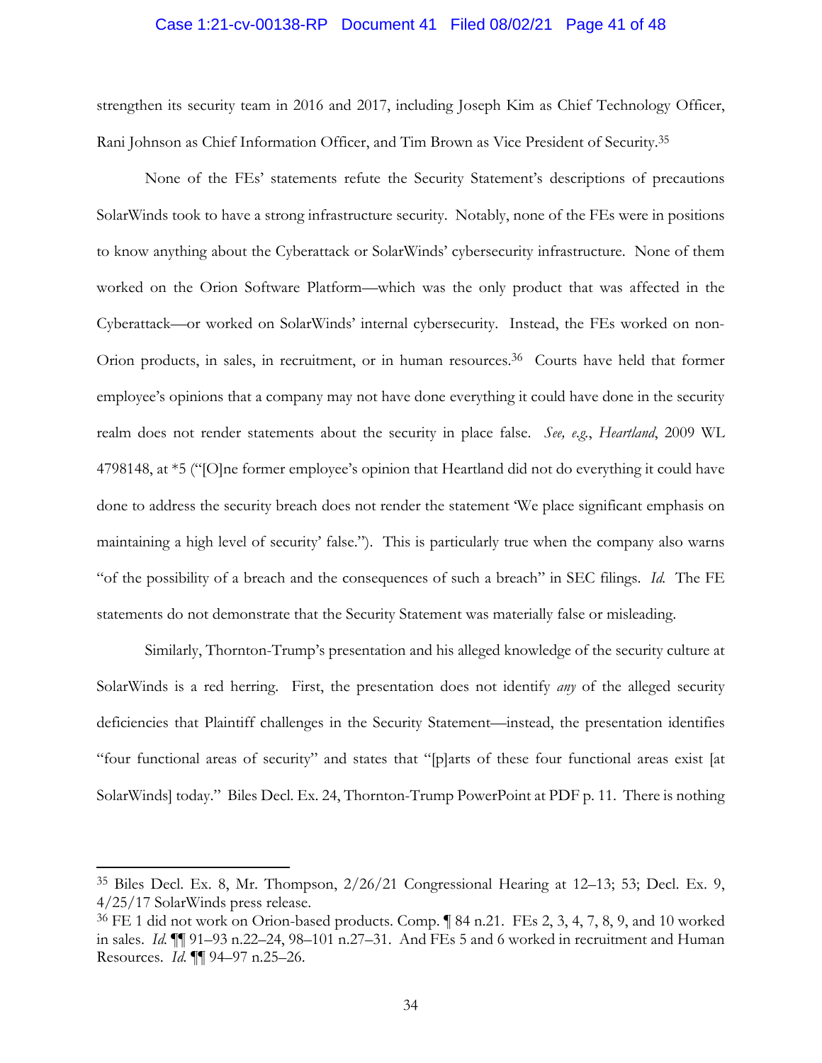strengthen its security team in 2016 and 2017, including Joseph Kim as Chief Technology Officer, Rani Johnson as Chief Information Officer, and Tim Brown as Vice President of Security.[35]

None of the FEs' statements refute the Security Statement's descriptions of precautions SolarWinds took to have a strong infrastructure security. Notably, none of the FEs were in positions to know anything about the Cyberattack or SolarWinds' cybersecurity infrastructure. None of them worked on the Orion Software Platform—which was the only product that was affected in the Cyberattack—or worked on SolarWinds' internal cybersecurity. Instead, the FEs worked on non-Orion products, in sales, in recruitment, or in human resources.[36] Courts have held that former employee's opinions that a company may not have done everything it could have done in the security realm does not render statements about the security in place false. *See, e.g.*, *Heartland*, 2009 WL 4798148, at *5 ("[O]ne former employee's opinion that Heartland did not do everything it could have done to address the security breach does not render the statement 'We place significant emphasis on maintaining a high level of security' false."). This is particularly true when the company also warns "of the possibility of a breach and the consequences of such a breach" in SEC filings. *Id.* The FE statements do not demonstrate that the Security Statement was materially false or misleading.

Similarly, Thornton-Trump's presentation and his alleged knowledge of the security culture at SolarWinds is a red herring. First, the presentation does not identify *any* of the alleged security deficiencies that Plaintiff challenges in the Security Statement—instead, the presentation identifies "four functional areas of security" and states that "[p]arts of these four functional areas exist [at SolarWinds] today." Biles Decl. Ex. 24, Thornton-Trump PowerPoint at PDF p. 11. There is nothing

---

[35] Biles Decl. Ex. 8, Mr. Thompson, 2/26/21 Congressional Hearing at 12–13; 53; Decl. Ex. 9, 4/25/17 SolarWinds press release.

[36] FE 1 did not work on Orion-based products. Comp. ¶ 84 n.21. FEs 2, 3, 4, 7, 8, 9, and 10 worked in sales. *Id.* ¶¶ 91–93 n.22–24, 98–101 n.27–31. And FEs 5 and 6 worked in recruitment and Human Resources. *Id.* ¶¶ 94–97 n.25–26.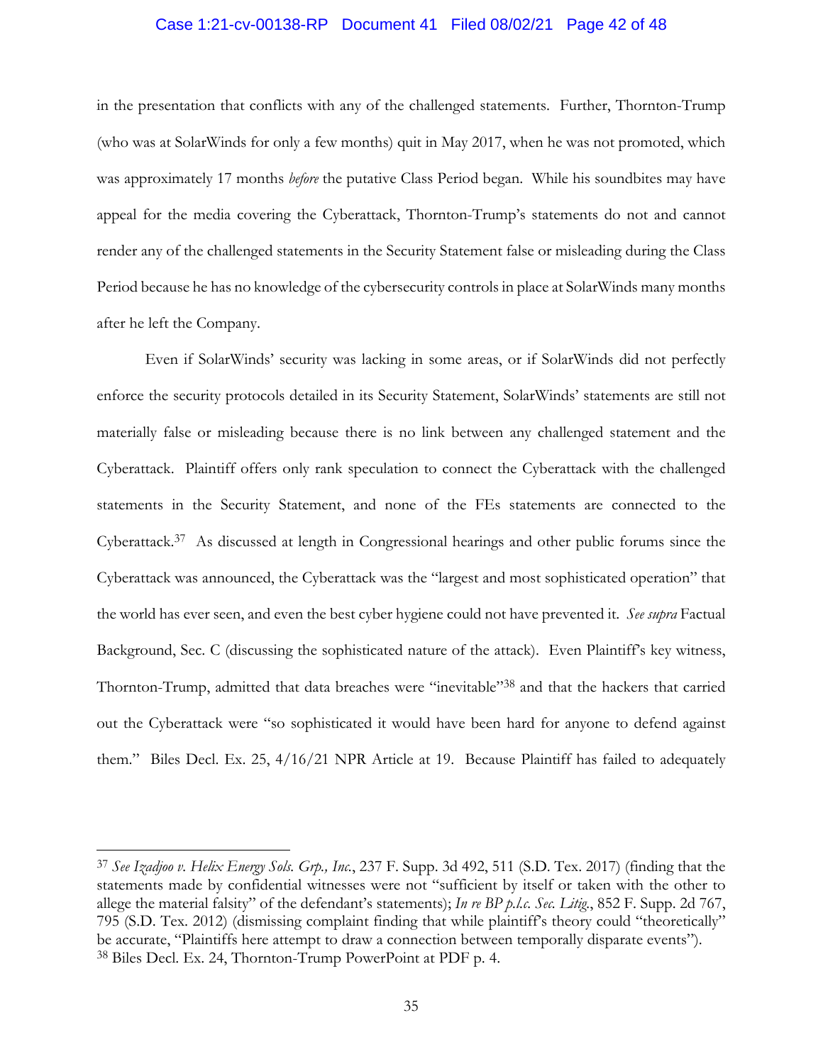in the presentation that conflicts with any of the challenged statements. Further, Thornton-Trump (who was at SolarWinds for only a few months) quit in May 2017, when he was not promoted, which was approximately 17 months *before* the putative Class Period began. While his soundbites may have appeal for the media covering the Cyberattack, Thornton-Trump's statements do not and cannot render any of the challenged statements in the Security Statement false or misleading during the Class Period because he has no knowledge of the cybersecurity controls in place at SolarWinds many months after he left the Company.

Even if SolarWinds' security was lacking in some areas, or if SolarWinds did not perfectly enforce the security protocols detailed in its Security Statement, SolarWinds' statements are still not materially false or misleading because there is no link between any challenged statement and the Cyberattack. Plaintiff offers only rank speculation to connect the Cyberattack with the challenged statements in the Security Statement, and none of the FEs statements are connected to the Cyberattack.[37] As discussed at length in Congressional hearings and other public forums since the Cyberattack was announced, the Cyberattack was the "largest and most sophisticated operation" that the world has ever seen, and even the best cyber hygiene could not have prevented it. *See supra* Factual Background, Sec. C (discussing the sophisticated nature of the attack). Even Plaintiff's key witness, Thornton-Trump, admitted that data breaches were "inevitable"[38] and that the hackers that carried out the Cyberattack were "so sophisticated it would have been hard for anyone to defend against them." Biles Decl. Ex. 25, 4/16/21 NPR Article at 19. Because Plaintiff has failed to adequately

---

[37] *See Izadjoo v. Helix Energy Sols. Grp., Inc.*, 237 F. Supp. 3d 492, 511 (S.D. Tex. 2017) (finding that the statements made by confidential witnesses were not "sufficient by itself or taken with the other to allege the material falsity" of the defendant's statements); *In re BP p.l.c. Sec. Litig.*, 852 F. Supp. 2d 767, 795 (S.D. Tex. 2012) (dismissing complaint finding that while plaintiff's theory could "theoretically" be accurate, "Plaintiffs here attempt to draw a connection between temporally disparate events").

[38] Biles Decl. Ex. 24, Thornton-Trump PowerPoint at PDF p. 4.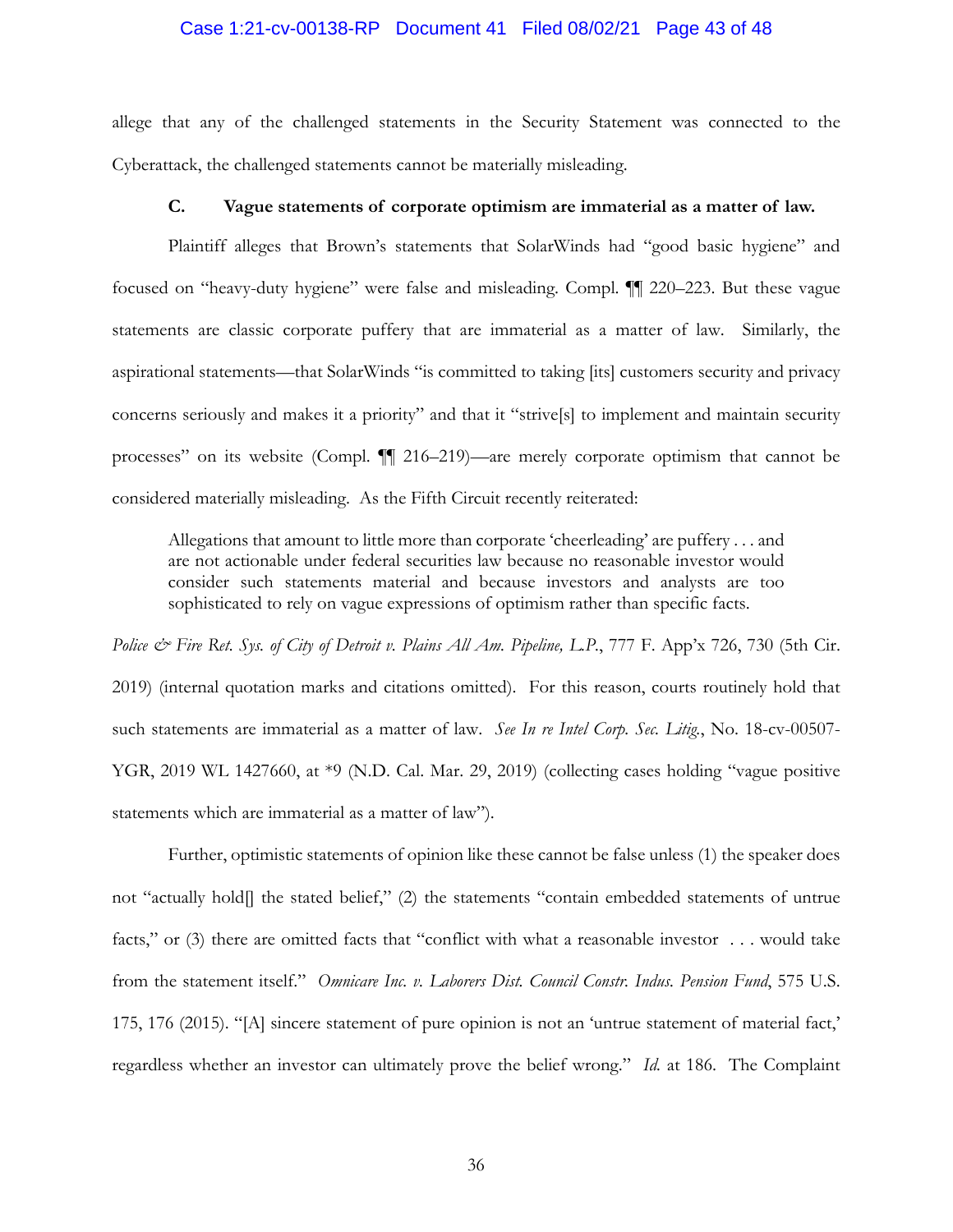allege that any of the challenged statements in the Security Statement was connected to the Cyberattack, the challenged statements cannot be materially misleading.

### C. Vague statements of corporate optimism are immaterial as a matter of law.

Plaintiff alleges that Brown's statements that SolarWinds had "good basic hygiene" and focused on "heavy-duty hygiene" were false and misleading. Compl. ¶¶ 220–223. But these vague statements are classic corporate puffery that are immaterial as a matter of law. Similarly, the aspirational statements—that SolarWinds "is committed to taking [its] customers security and privacy concerns seriously and makes it a priority" and that it "strive[s] to implement and maintain security processes" on its website (Compl. ¶¶ 216–219)—are merely corporate optimism that cannot be considered materially misleading. As the Fifth Circuit recently reiterated:

> Allegations that amount to little more than corporate 'cheerleading' are puffery . . . and are not actionable under federal securities law because no reasonable investor would consider such statements material and because investors and analysts are too sophisticated to rely on vague expressions of optimism rather than specific facts.

*Police & Fire Ret. Sys. of City of Detroit v. Plains All Am. Pipeline, L.P.*, 777 F. App'x 726, 730 (5th Cir. 2019) (internal quotation marks and citations omitted). For this reason, courts routinely hold that such statements are immaterial as a matter of law. *See In re Intel Corp. Sec. Litig.*, No. 18-cv-00507-YGR, 2019 WL 1427660, at *9 (N.D. Cal. Mar. 29, 2019) (collecting cases holding "vague positive statements which are immaterial as a matter of law").

Further, optimistic statements of opinion like these cannot be false unless (1) the speaker does not "actually hold[] the stated belief," (2) the statements "contain embedded statements of untrue facts," or (3) there are omitted facts that "conflict with what a reasonable investor . . . would take from the statement itself." *Omnicare Inc. v. Laborers Dist. Council Constr. Indus. Pension Fund*, 575 U.S. 175, 176 (2015). "[A] sincere statement of pure opinion is not an 'untrue statement of material fact,' regardless whether an investor can ultimately prove the belief wrong." *Id.* at 186. The Complaint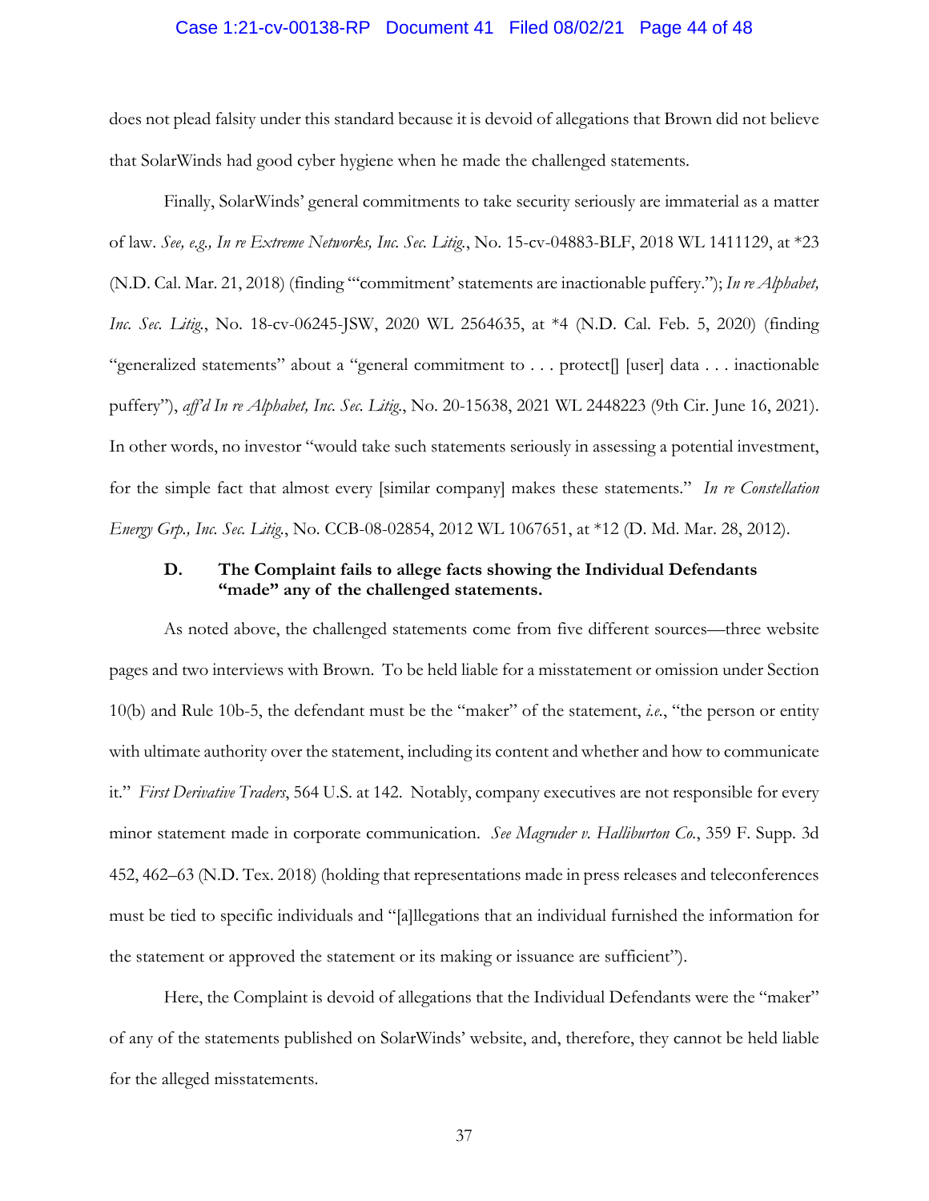does not plead falsity under this standard because it is devoid of allegations that Brown did not believe that SolarWinds had good cyber hygiene when he made the challenged statements.

Finally, SolarWinds' general commitments to take security seriously are immaterial as a matter of law. *See, e.g., In re Extreme Networks, Inc. Sec. Litig.*, No. 15-cv-04883-BLF, 2018 WL 1411129, at *23 (N.D. Cal. Mar. 21, 2018) (finding "'commitment' statements are inactionable puffery."); *In re Alphabet, Inc. Sec. Litig.*, No. 18-cv-06245-JSW, 2020 WL 2564635, at *4 (N.D. Cal. Feb. 5, 2020) (finding "generalized statements" about a "general commitment to . . . protect[] [user] data . . . inactionable puffery"), *aff'd In re Alphabet, Inc. Sec. Litig.*, No. 20-15638, 2021 WL 2448223 (9th Cir. June 16, 2021). In other words, no investor "would take such statements seriously in assessing a potential investment, for the simple fact that almost every [similar company] makes these statements." *In re Constellation Energy Grp., Inc. Sec. Litig.*, No. CCB-08-02854, 2012 WL 1067651, at *12 (D. Md. Mar. 28, 2012).

### D. The Complaint fails to allege facts showing the Individual Defendants "made" any of the challenged statements.

As noted above, the challenged statements come from five different sources—three website pages and two interviews with Brown. To be held liable for a misstatement or omission under Section 10(b) and Rule 10b-5, the defendant must be the "maker" of the statement, *i.e.*, "the person or entity with ultimate authority over the statement, including its content and whether and how to communicate it." *First Derivative Traders*, 564 U.S. at 142. Notably, company executives are not responsible for every minor statement made in corporate communication. *See Magruder v. Halliburton Co.*, 359 F. Supp. 3d 452, 462–63 (N.D. Tex. 2018) (holding that representations made in press releases and teleconferences must be tied to specific individuals and "[a]llegations that an individual furnished the information for the statement or approved the statement or its making or issuance are sufficient").

Here, the Complaint is devoid of allegations that the Individual Defendants were the "maker" of any of the statements published on SolarWinds' website, and, therefore, they cannot be held liable for the alleged misstatements.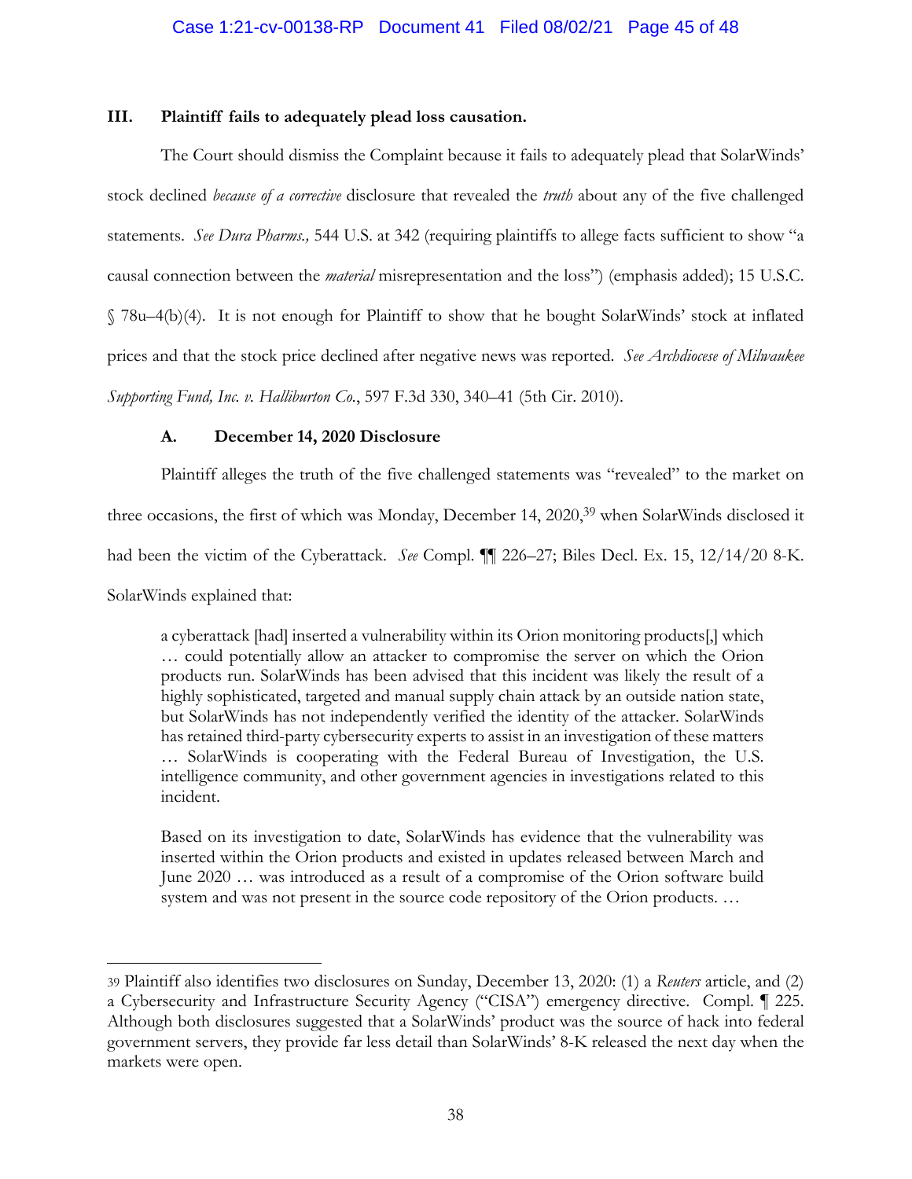### III. Plaintiff fails to adequately plead loss causation.

The Court should dismiss the Complaint because it fails to adequately plead that SolarWinds' stock declined *because of a corrective* disclosure that revealed the *truth* about any of the five challenged statements. *See Dura Pharms.,* 544 U.S. at 342 (requiring plaintiffs to allege facts sufficient to show "a causal connection between the *material* misrepresentation and the loss") (emphasis added); 15 U.S.C. § 78u–4(b)(4). It is not enough for Plaintiff to show that he bought SolarWinds' stock at inflated prices and that the stock price declined after negative news was reported. *See Archdiocese of Milwaukee Supporting Fund, Inc. v. Halliburton Co.*, 597 F.3d 330, 340–41 (5th Cir. 2010).

#### A. December 14, 2020 Disclosure

Plaintiff alleges the truth of the five challenged statements was "revealed" to the market on three occasions, the first of which was Monday, December 14, 2020,[39] when SolarWinds disclosed it had been the victim of the Cyberattack. *See* Compl. ¶¶ 226–27; Biles Decl. Ex. 15, 12/14/20 8-K. SolarWinds explained that:

> a cyberattack [had] inserted a vulnerability within its Orion monitoring products[,] which … could potentially allow an attacker to compromise the server on which the Orion products run. SolarWinds has been advised that this incident was likely the result of a highly sophisticated, targeted and manual supply chain attack by an outside nation state, but SolarWinds has not independently verified the identity of the attacker. SolarWinds has retained third-party cybersecurity experts to assist in an investigation of these matters … SolarWinds is cooperating with the Federal Bureau of Investigation, the U.S. intelligence community, and other government agencies in investigations related to this incident.
>
> Based on its investigation to date, SolarWinds has evidence that the vulnerability was inserted within the Orion products and existed in updates released between March and June 2020 … was introduced as a result of a compromise of the Orion software build system and was not present in the source code repository of the Orion products. …

---

[39] Plaintiff also identifies two disclosures on Sunday, December 13, 2020: (1) a *Reuters* article, and (2) a Cybersecurity and Infrastructure Security Agency ("CISA") emergency directive. Compl. ¶ 225. Although both disclosures suggested that a SolarWinds' product was the source of hack into federal government servers, they provide far less detail than SolarWinds' 8-K released the next day when the markets were open.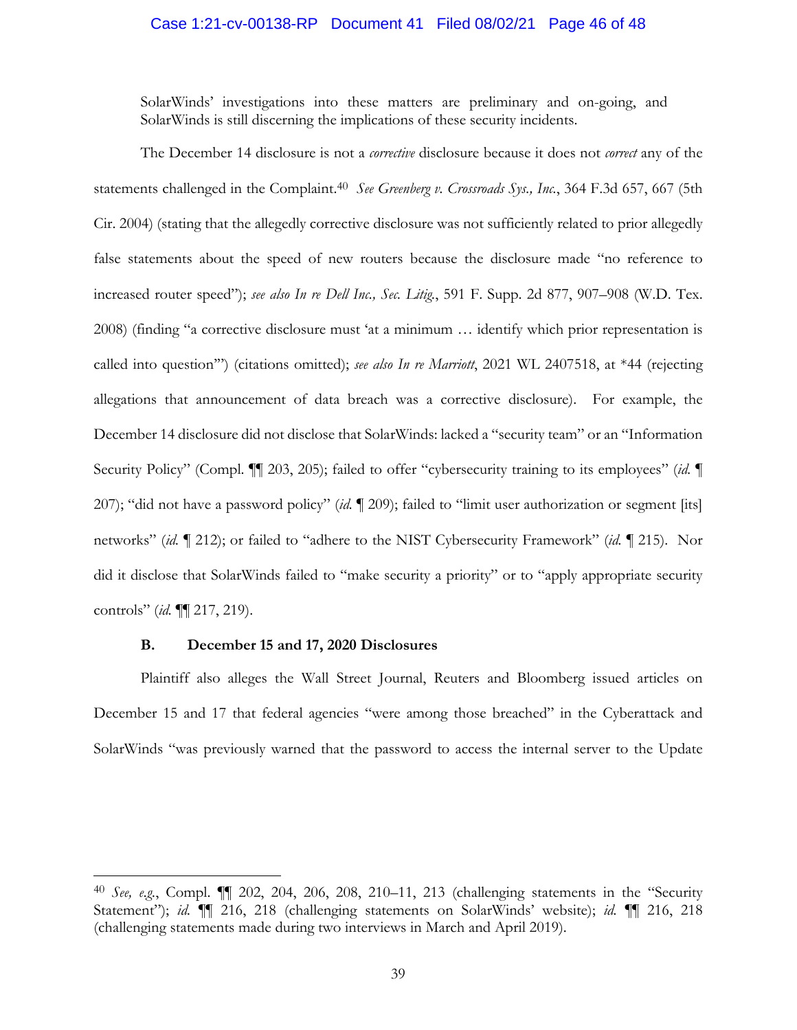> SolarWinds' investigations into these matters are preliminary and on-going, and SolarWinds is still discerning the implications of these security incidents.

The December 14 disclosure is not a *corrective* disclosure because it does not *correct* any of the statements challenged in the Complaint.[40] *See Greenberg v. Crossroads Sys., Inc.*, 364 F.3d 657, 667 (5th Cir. 2004) (stating that the allegedly corrective disclosure was not sufficiently related to prior allegedly false statements about the speed of new routers because the disclosure made "no reference to increased router speed"); *see also In re Dell Inc., Sec. Litig.*, 591 F. Supp. 2d 877, 907–908 (W.D. Tex. 2008) (finding "a corrective disclosure must 'at a minimum … identify which prior representation is called into question'") (citations omitted); *see also In re Marriott*, 2021 WL 2407518, at *44 (rejecting allegations that announcement of data breach was a corrective disclosure). For example, the December 14 disclosure did not disclose that SolarWinds: lacked a "security team" or an "Information Security Policy" (Compl. ¶¶ 203, 205); failed to offer "cybersecurity training to its employees" (*id.* ¶ 207); "did not have a password policy" (*id.* ¶ 209); failed to "limit user authorization or segment [its] networks" (*id.* ¶ 212); or failed to "adhere to the NIST Cybersecurity Framework" (*id.* ¶ 215). Nor did it disclose that SolarWinds failed to "make security a priority" or to "apply appropriate security controls" (*id.* ¶¶ 217, 219).

### B. December 15 and 17, 2020 Disclosures

Plaintiff also alleges the Wall Street Journal, Reuters and Bloomberg issued articles on December 15 and 17 that federal agencies "were among those breached" in the Cyberattack and SolarWinds "was previously warned that the password to access the internal server to the Update

---

[40] *See, e.g.*, Compl. ¶¶ 202, 204, 206, 208, 210–11, 213 (challenging statements in the "Security Statement"); *id.* ¶¶ 216, 218 (challenging statements on SolarWinds' website); *id.* ¶¶ 216, 218 (challenging statements made during two interviews in March and April 2019).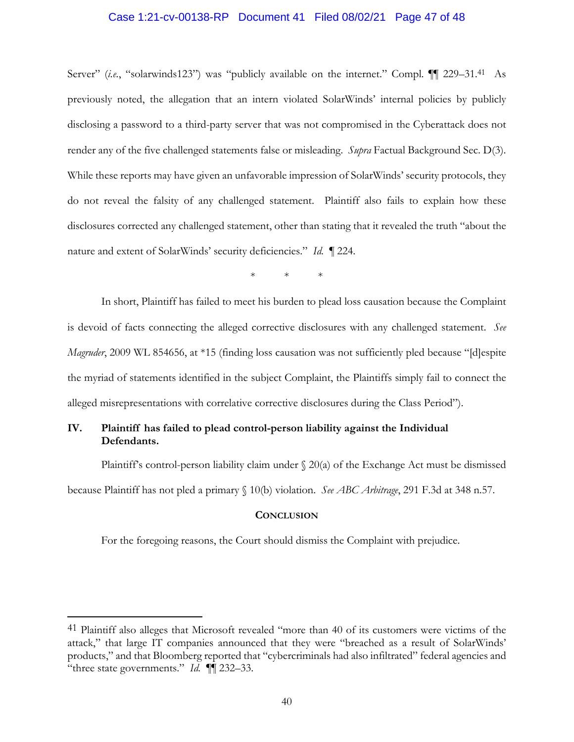Server" (*i.e.*, "solarwinds123") was "publicly available on the internet." Compl. ¶¶ 229–31.[41] As previously noted, the allegation that an intern violated SolarWinds' internal policies by publicly disclosing a password to a third-party server that was not compromised in the Cyberattack does not render any of the five challenged statements false or misleading. *Supra* Factual Background Sec. D(3). While these reports may have given an unfavorable impression of SolarWinds' security protocols, they do not reveal the falsity of any challenged statement. Plaintiff also fails to explain how these disclosures corrected any challenged statement, other than stating that it revealed the truth "about the nature and extent of SolarWinds' security deficiencies." *Id.* ¶ 224.

\* \* \*

In short, Plaintiff has failed to meet his burden to plead loss causation because the Complaint is devoid of facts connecting the alleged corrective disclosures with any challenged statement. *See Magruder*, 2009 WL 854656, at *15 (finding loss causation was not sufficiently pled because "[d]espite the myriad of statements identified in the subject Complaint, the Plaintiffs simply fail to connect the alleged misrepresentations with correlative corrective disclosures during the Class Period").

## IV. Plaintiff has failed to plead control-person liability against the Individual Defendants.

Plaintiff's control-person liability claim under § 20(a) of the Exchange Act must be dismissed because Plaintiff has not pled a primary § 10(b) violation. *See ABC Arbitrage*, 291 F.3d at 348 n.57.

## CONCLUSION

For the foregoing reasons, the Court should dismiss the Complaint with prejudice.

---

[41] Plaintiff also alleges that Microsoft revealed "more than 40 of its customers were victims of the attack," that large IT companies announced that they were "breached as a result of SolarWinds' products," and that Bloomberg reported that "cybercriminals had also infiltrated" federal agencies and "three state governments." *Id.* ¶¶ 232–33.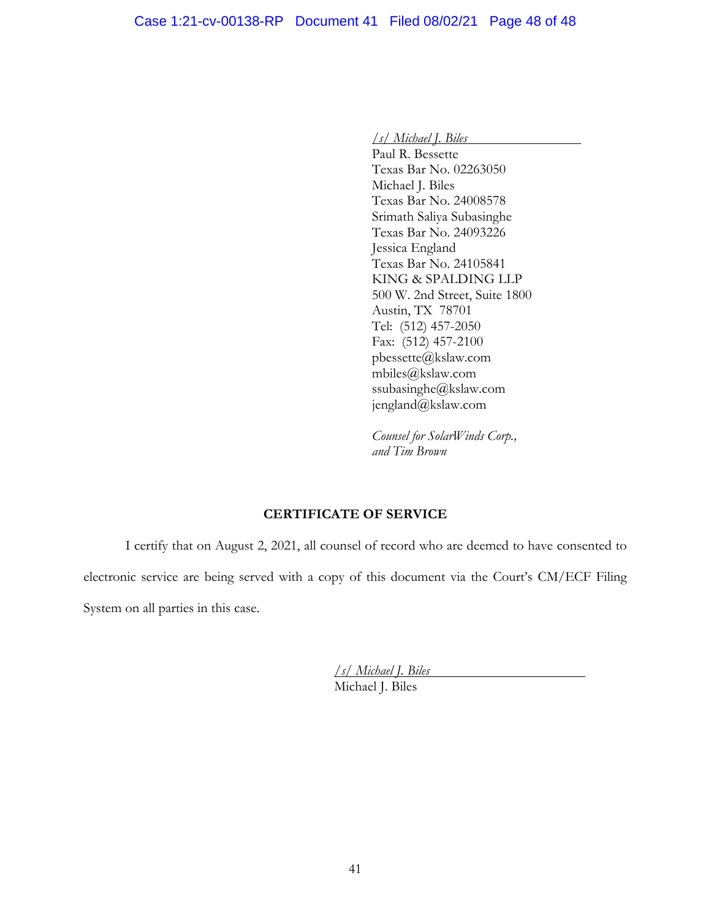*/s/ Michael J. Biles*
Paul R. Bessette
Texas Bar No. 02263050
Michael J. Biles
Texas Bar No. 24008578
Srimath Saliya Subasinghe
Texas Bar No. 24093226
Jessica England
Texas Bar No. 24105841
KING & SPALDING LLP
500 W. 2nd Street, Suite 1800
Austin, TX 78701
Tel: (512) 457-2050
Fax: (512) 457-2100
pbessette@kslaw.com
mbiles@kslaw.com
ssubasinghe@kslaw.com
jengland@kslaw.com

*Counsel for SolarWinds Corp., and Tim Brown*

**CERTIFICATE OF SERVICE**

I certify that on August 2, 2021, all counsel of record who are deemed to have consented to electronic service are being served with a copy of this document via the Court's CM/ECF Filing System on all parties in this case.

*/s/ Michael J. Biles*
Michael J. Biles